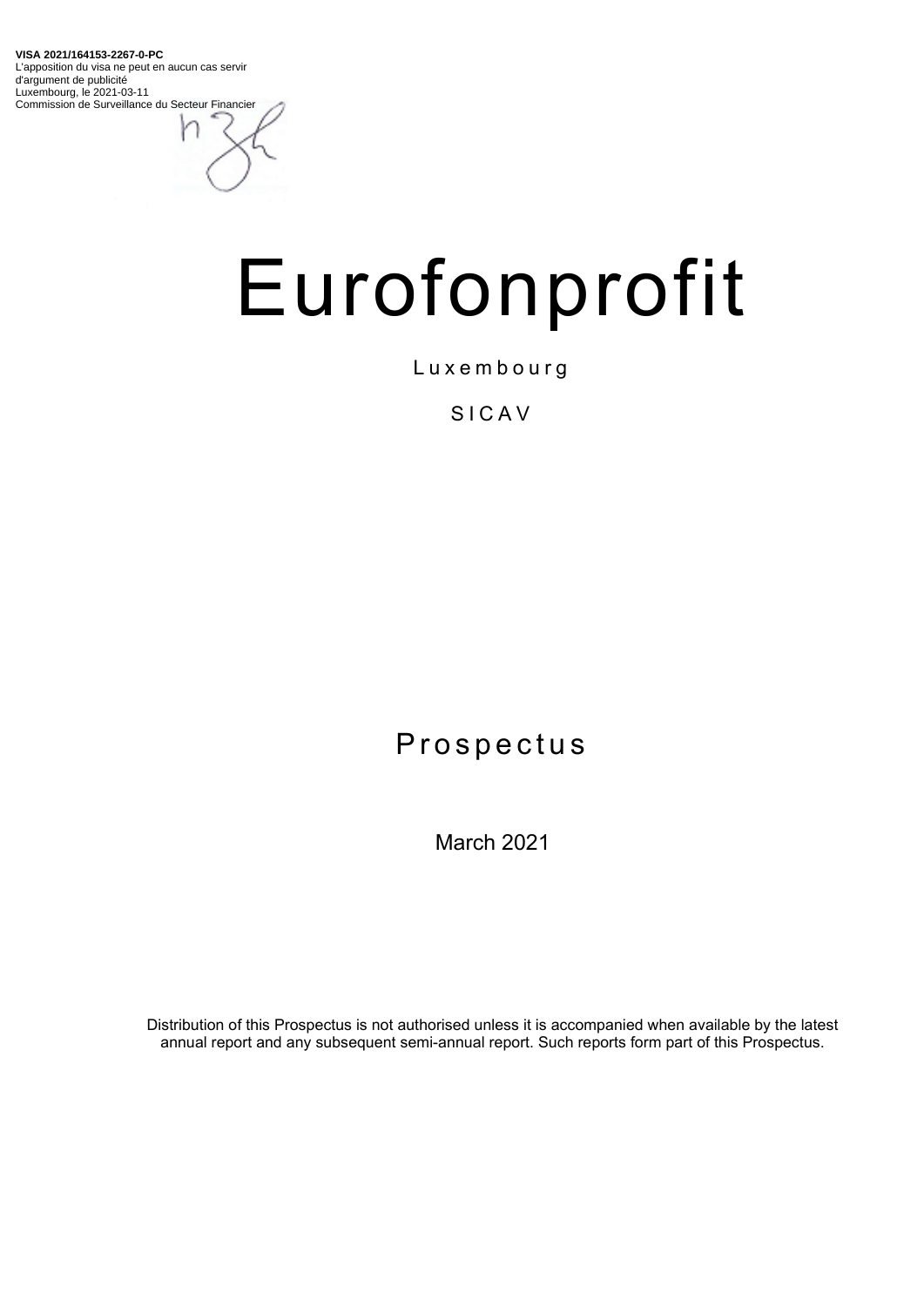**VISA 2021/164153-2267-0-PC**
L'apposition du visa ne peut en aucun cas servir d'argument de publicité
Luxembourg, le 2021-03-11
Commission de Surveillance du Secteur Financier

# Eurofonprofit

Luxembourg

SICAV

## Prospectus

March 2021

Distribution of this Prospectus is not authorised unless it is accompanied when available by the latest annual report and any subsequent semi-annual report. Such reports form part of this Prospectus.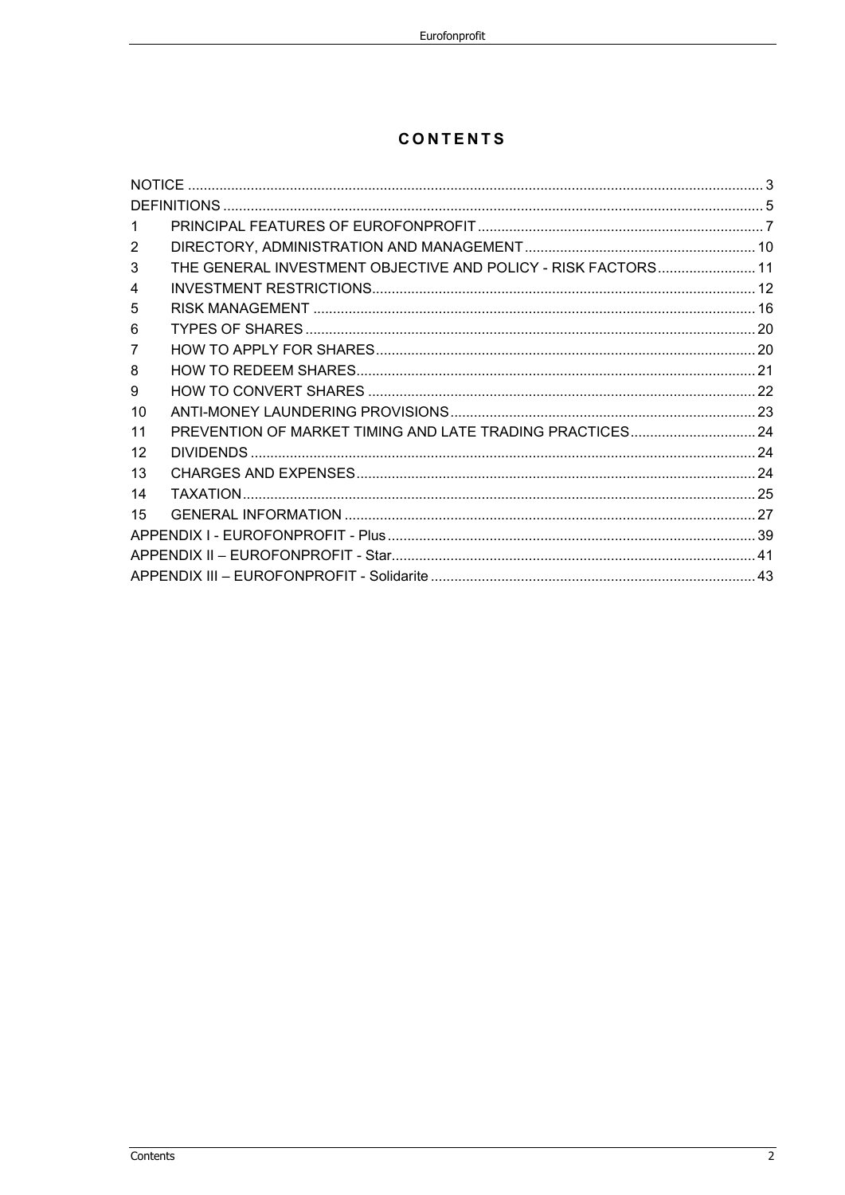# CONTENTS

| | | |
|---|---|---|
| NOTICE | | 3 |
| DEFINITIONS | | 5 |
| 1 | PRINCIPAL FEATURES OF EUROFONPROFIT | 7 |
| 2 | DIRECTORY, ADMINISTRATION AND MANAGEMENT | 10 |
| 3 | THE GENERAL INVESTMENT OBJECTIVE AND POLICY - RISK FACTORS | 11 |
| 4 | INVESTMENT RESTRICTIONS | 12 |
| 5 | RISK MANAGEMENT | 16 |
| 6 | TYPES OF SHARES | 20 |
| 7 | HOW TO APPLY FOR SHARES | 20 |
| 8 | HOW TO REDEEM SHARES | 21 |
| 9 | HOW TO CONVERT SHARES | 22 |
| 10 | ANTI-MONEY LAUNDERING PROVISIONS | 23 |
| 11 | PREVENTION OF MARKET TIMING AND LATE TRADING PRACTICES | 24 |
| 12 | DIVIDENDS | 24 |
| 13 | CHARGES AND EXPENSES | 24 |
| 14 | TAXATION | 25 |
| 15 | GENERAL INFORMATION | 27 |
| APPENDIX I - EUROFONPROFIT - Plus | | 39 |
| APPENDIX II – EUROFONPROFIT - Star | | 41 |
| APPENDIX III – EUROFONPROFIT - Solidarite | | 43 |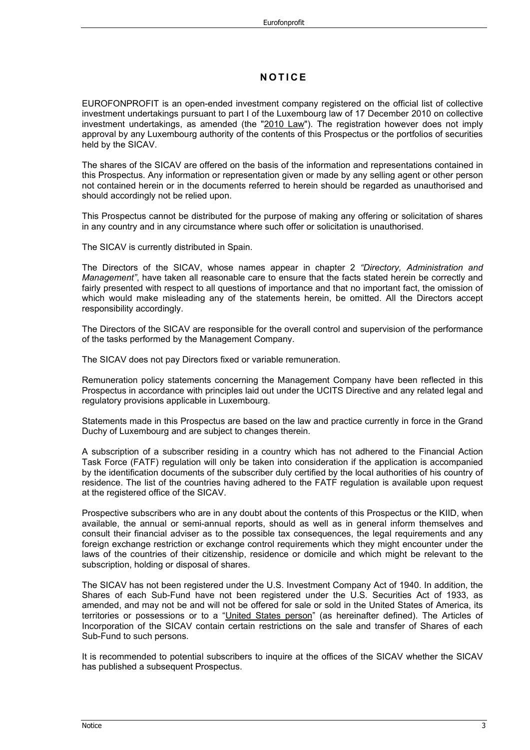# NOTICE

EUROFONPROFIT is an open-ended investment company registered on the official list of collective investment undertakings pursuant to part I of the Luxembourg law of 17 December 2010 on collective investment undertakings, as amended (the "2010 Law"). The registration however does not imply approval by any Luxembourg authority of the contents of this Prospectus or the portfolios of securities held by the SICAV.

The shares of the SICAV are offered on the basis of the information and representations contained in this Prospectus. Any information or representation given or made by any selling agent or other person not contained herein or in the documents referred to herein should be regarded as unauthorised and should accordingly not be relied upon.

This Prospectus cannot be distributed for the purpose of making any offering or solicitation of shares in any country and in any circumstance where such offer or solicitation is unauthorised.

The SICAV is currently distributed in Spain.

The Directors of the SICAV, whose names appear in chapter 2 *"Directory, Administration and Management"*, have taken all reasonable care to ensure that the facts stated herein be correctly and fairly presented with respect to all questions of importance and that no important fact, the omission of which would make misleading any of the statements herein, be omitted. All the Directors accept responsibility accordingly.

The Directors of the SICAV are responsible for the overall control and supervision of the performance of the tasks performed by the Management Company.

The SICAV does not pay Directors fixed or variable remuneration.

Remuneration policy statements concerning the Management Company have been reflected in this Prospectus in accordance with principles laid out under the UCITS Directive and any related legal and regulatory provisions applicable in Luxembourg.

Statements made in this Prospectus are based on the law and practice currently in force in the Grand Duchy of Luxembourg and are subject to changes therein.

A subscription of a subscriber residing in a country which has not adhered to the Financial Action Task Force (FATF) regulation will only be taken into consideration if the application is accompanied by the identification documents of the subscriber duly certified by the local authorities of his country of residence. The list of the countries having adhered to the FATF regulation is available upon request at the registered office of the SICAV.

Prospective subscribers who are in any doubt about the contents of this Prospectus or the KIID, when available, the annual or semi-annual reports, should as well as in general inform themselves and consult their financial adviser as to the possible tax consequences, the legal requirements and any foreign exchange restriction or exchange control requirements which they might encounter under the laws of the countries of their citizenship, residence or domicile and which might be relevant to the subscription, holding or disposal of shares.

The SICAV has not been registered under the U.S. Investment Company Act of 1940. In addition, the Shares of each Sub-Fund have not been registered under the U.S. Securities Act of 1933, as amended, and may not be and will not be offered for sale or sold in the United States of America, its territories or possessions or to a "United States person" (as hereinafter defined). The Articles of Incorporation of the SICAV contain certain restrictions on the sale and transfer of Shares of each Sub-Fund to such persons.

It is recommended to potential subscribers to inquire at the offices of the SICAV whether the SICAV has published a subsequent Prospectus.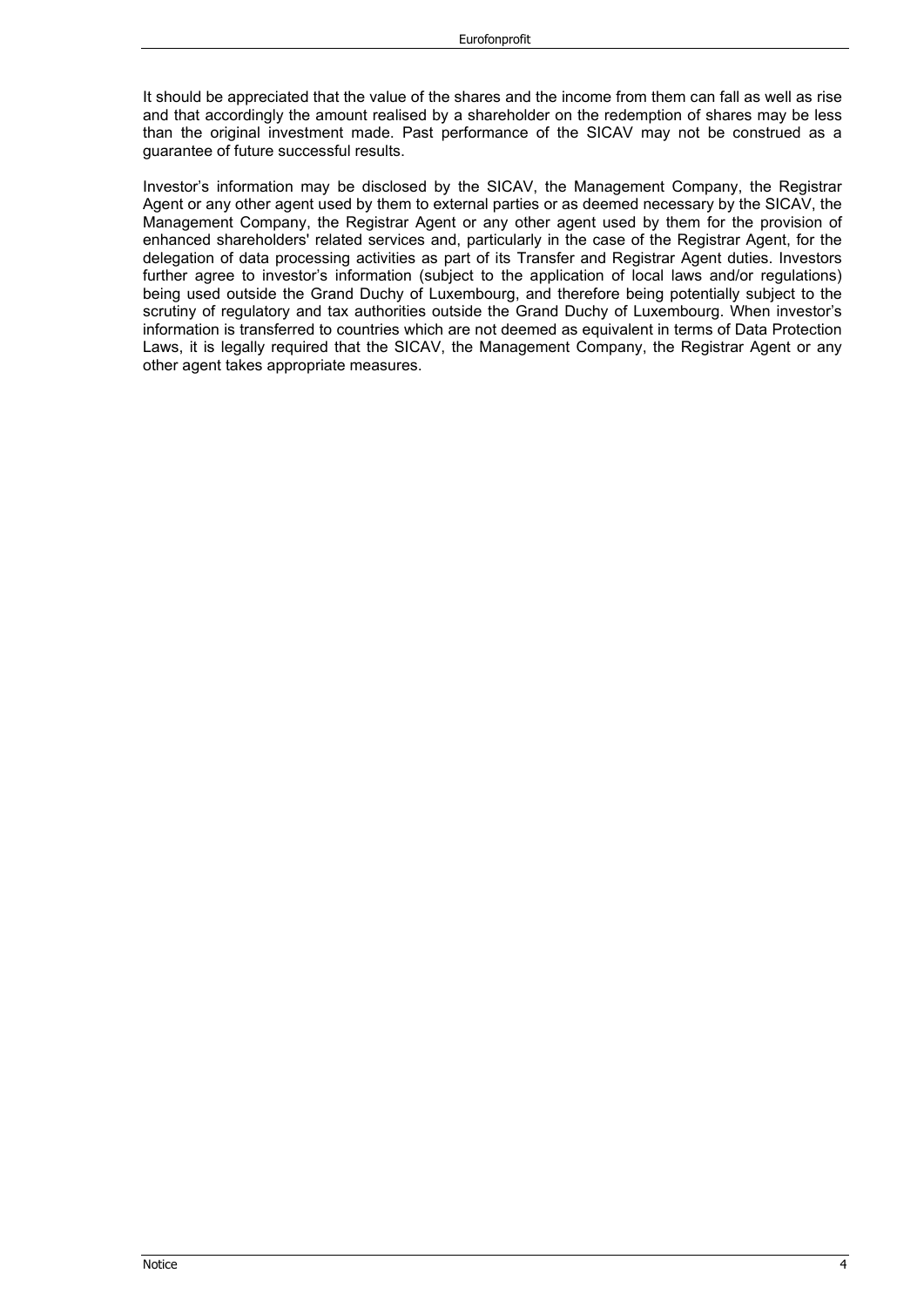It should be appreciated that the value of the shares and the income from them can fall as well as rise and that accordingly the amount realised by a shareholder on the redemption of shares may be less than the original investment made. Past performance of the SICAV may not be construed as a guarantee of future successful results.

Investor’s information may be disclosed by the SICAV, the Management Company, the Registrar Agent or any other agent used by them to external parties or as deemed necessary by the SICAV, the Management Company, the Registrar Agent or any other agent used by them for the provision of enhanced shareholders' related services and, particularly in the case of the Registrar Agent, for the delegation of data processing activities as part of its Transfer and Registrar Agent duties. Investors further agree to investor’s information (subject to the application of local laws and/or regulations) being used outside the Grand Duchy of Luxembourg, and therefore being potentially subject to the scrutiny of regulatory and tax authorities outside the Grand Duchy of Luxembourg. When investor’s information is transferred to countries which are not deemed as equivalent in terms of Data Protection Laws, it is legally required that the SICAV, the Management Company, the Registrar Agent or any other agent takes appropriate measures.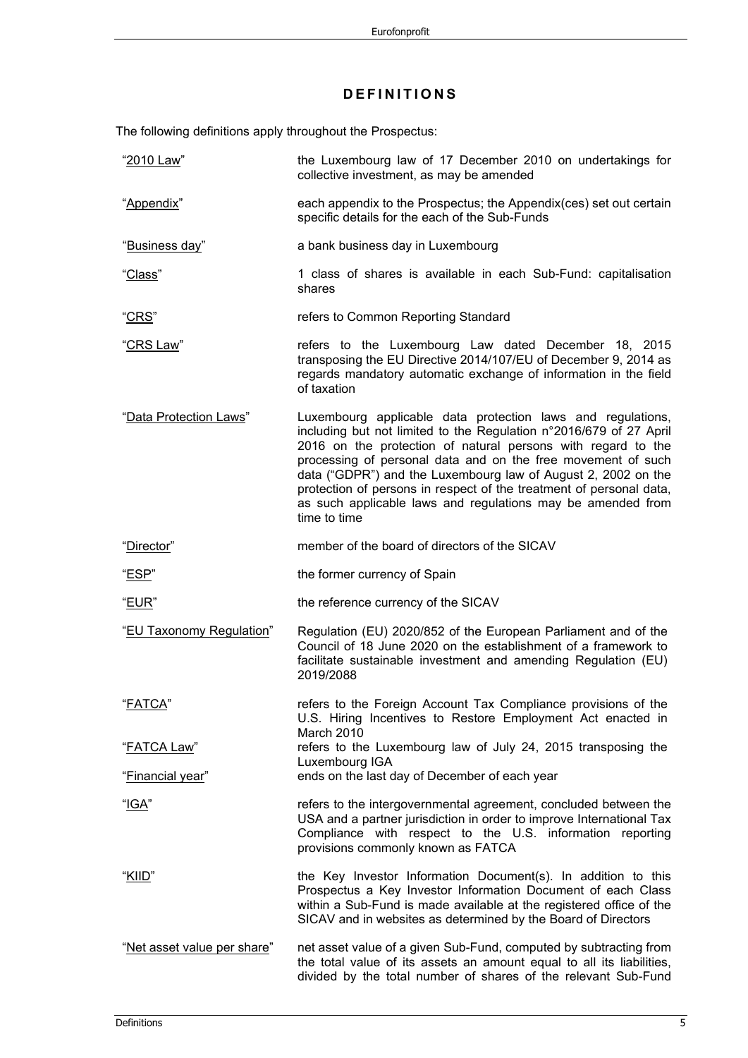# DEFINITIONS

The following definitions apply throughout the Prospectus:

| | |
|---|---|
| "2010 Law" | the Luxembourg law of 17 December 2010 on undertakings for collective investment, as may be amended |
| "Appendix" | each appendix to the Prospectus; the Appendix(ces) set out certain specific details for the each of the Sub-Funds |
| "Business day" | a bank business day in Luxembourg |
| "Class" | 1 class of shares is available in each Sub-Fund: capitalisation shares |
| "CRS" | refers to Common Reporting Standard |
| "CRS Law" | refers to the Luxembourg Law dated December 18, 2015 transposing the EU Directive 2014/107/EU of December 9, 2014 as regards mandatory automatic exchange of information in the field of taxation |
| "Data Protection Laws" | Luxembourg applicable data protection laws and regulations, including but not limited to the Regulation n°2016/679 of 27 April 2016 on the protection of natural persons with regard to the processing of personal data and on the free movement of such data ("GDPR") and the Luxembourg law of August 2, 2002 on the protection of persons in respect of the treatment of personal data, as such applicable laws and regulations may be amended from time to time |
| "Director" | member of the board of directors of the SICAV |
| "ESP" | the former currency of Spain |
| "EUR" | the reference currency of the SICAV |
| "EU Taxonomy Regulation" | Regulation (EU) 2020/852 of the European Parliament and of the Council of 18 June 2020 on the establishment of a framework to facilitate sustainable investment and amending Regulation (EU) 2019/2088 |
| "FATCA" | refers to the Foreign Account Tax Compliance provisions of the U.S. Hiring Incentives to Restore Employment Act enacted in March 2010 |
| "FATCA Law" | refers to the Luxembourg law of July 24, 2015 transposing the Luxembourg IGA |
| "Financial year" | ends on the last day of December of each year |
| "IGA" | refers to the intergovernmental agreement, concluded between the USA and a partner jurisdiction in order to improve International Tax Compliance with respect to the U.S. information reporting provisions commonly known as FATCA |
| "KIID" | the Key Investor Information Document(s). In addition to this Prospectus a Key Investor Information Document of each Class within a Sub-Fund is made available at the registered office of the SICAV and in websites as determined by the Board of Directors |
| "Net asset value per share" | net asset value of a given Sub-Fund, computed by subtracting from the total value of its assets an amount equal to all its liabilities, divided by the total number of shares of the relevant Sub-Fund |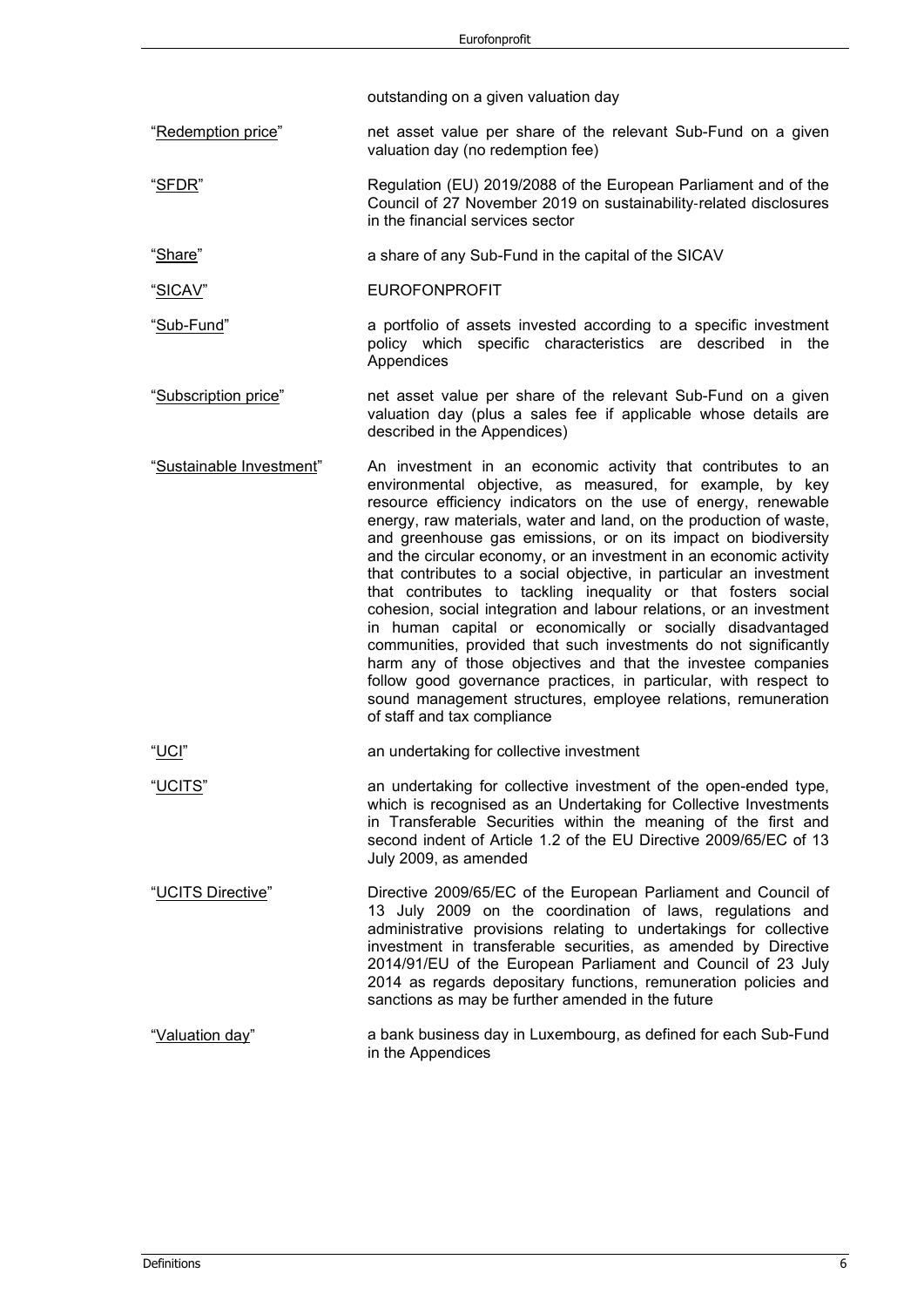outstanding on a given valuation day

| | |
|---|---|
| "Redemption price" | net asset value per share of the relevant Sub-Fund on a given valuation day (no redemption fee) |
| "SFDR" | Regulation (EU) 2019/2088 of the European Parliament and of the Council of 27 November 2019 on sustainability-related disclosures in the financial services sector |
| "Share" | a share of any Sub-Fund in the capital of the SICAV |
| "SICAV" | EUROFONPROFIT |
| "Sub-Fund" | a portfolio of assets invested according to a specific investment policy which specific characteristics are described in the Appendices |
| "Subscription price" | net asset value per share of the relevant Sub-Fund on a given valuation day (plus a sales fee if applicable whose details are described in the Appendices) |
| "Sustainable Investment" | An investment in an economic activity that contributes to an environmental objective, as measured, for example, by key resource efficiency indicators on the use of energy, renewable energy, raw materials, water and land, on the production of waste, and greenhouse gas emissions, or on its impact on biodiversity and the circular economy, or an investment in an economic activity that contributes to a social objective, in particular an investment that contributes to tackling inequality or that fosters social cohesion, social integration and labour relations, or an investment in human capital or economically or socially disadvantaged communities, provided that such investments do not significantly harm any of those objectives and that the investee companies follow good governance practices, in particular, with respect to sound management structures, employee relations, remuneration of staff and tax compliance |
| "UCI" | an undertaking for collective investment |
| "UCITS" | an undertaking for collective investment of the open-ended type, which is recognised as an Undertaking for Collective Investments in Transferable Securities within the meaning of the first and second indent of Article 1.2 of the EU Directive 2009/65/EC of 13 July 2009, as amended |
| "UCITS Directive" | Directive 2009/65/EC of the European Parliament and Council of 13 July 2009 on the coordination of laws, regulations and administrative provisions relating to undertakings for collective investment in transferable securities, as amended by Directive 2014/91/EU of the European Parliament and Council of 23 July 2014 as regards depositary functions, remuneration policies and sanctions as may be further amended in the future |
| "Valuation day" | a bank business day in Luxembourg, as defined for each Sub-Fund in the Appendices |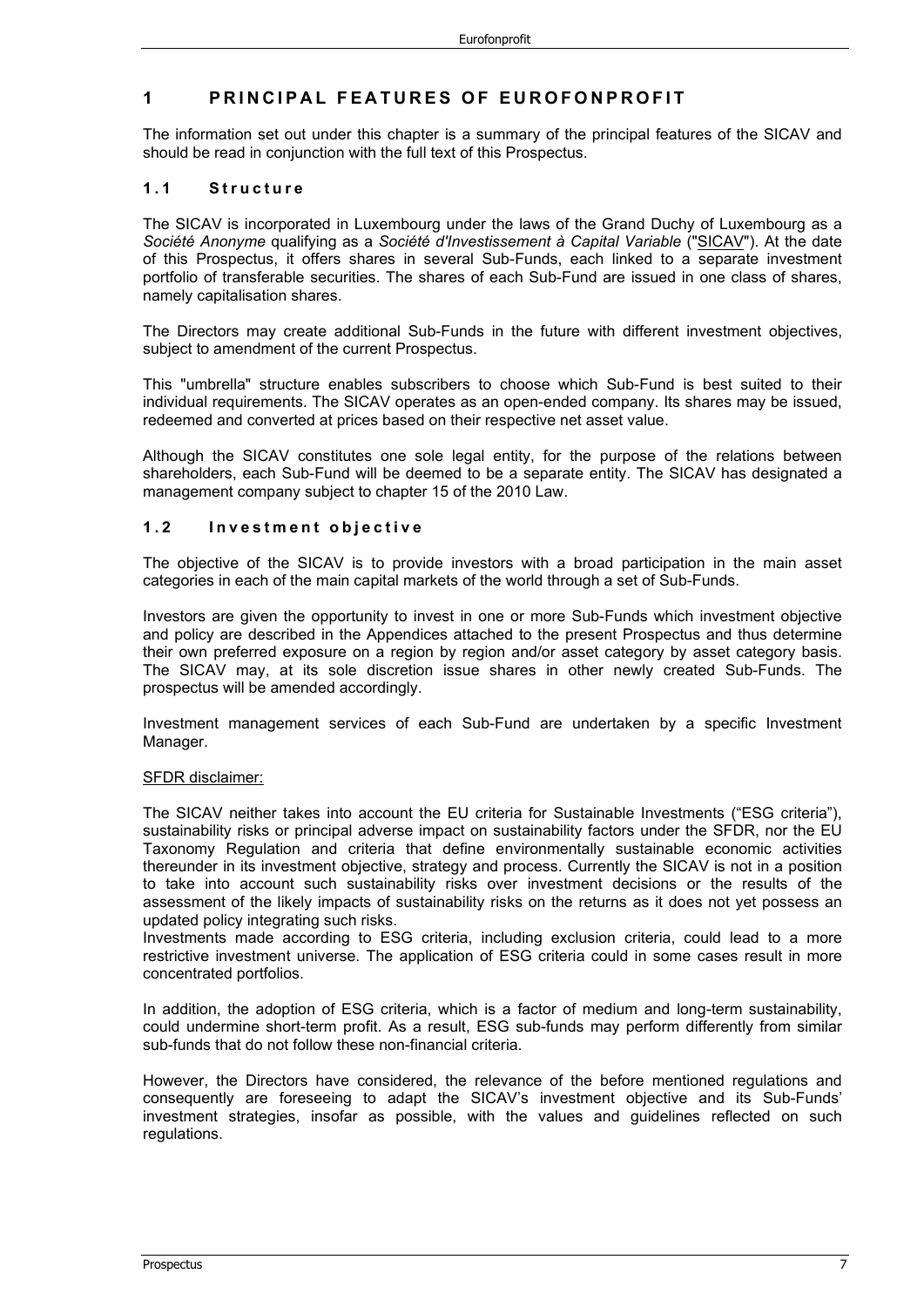# 1 PRINCIPAL FEATURES OF EUROFONPROFIT

The information set out under this chapter is a summary of the principal features of the SICAV and should be read in conjunction with the full text of this Prospectus.

## 1.1 Structure

The SICAV is incorporated in Luxembourg under the laws of the Grand Duchy of Luxembourg as a *Société Anonyme* qualifying as a *Société d'Investissement à Capital Variable* ("SICAV"). At the date of this Prospectus, it offers shares in several Sub-Funds, each linked to a separate investment portfolio of transferable securities. The shares of each Sub-Fund are issued in one class of shares, namely capitalisation shares.

The Directors may create additional Sub-Funds in the future with different investment objectives, subject to amendment of the current Prospectus.

This "umbrella" structure enables subscribers to choose which Sub-Fund is best suited to their individual requirements. The SICAV operates as an open-ended company. Its shares may be issued, redeemed and converted at prices based on their respective net asset value.

Although the SICAV constitutes one sole legal entity, for the purpose of the relations between shareholders, each Sub-Fund will be deemed to be a separate entity. The SICAV has designated a management company subject to chapter 15 of the 2010 Law.

## 1.2 Investment objective

The objective of the SICAV is to provide investors with a broad participation in the main asset categories in each of the main capital markets of the world through a set of Sub-Funds.

Investors are given the opportunity to invest in one or more Sub-Funds which investment objective and policy are described in the Appendices attached to the present Prospectus and thus determine their own preferred exposure on a region by region and/or asset category by asset category basis. The SICAV may, at its sole discretion issue shares in other newly created Sub-Funds. The prospectus will be amended accordingly.

Investment management services of each Sub-Fund are undertaken by a specific Investment Manager.

SFDR disclaimer:

The SICAV neither takes into account the EU criteria for Sustainable Investments ("ESG criteria"), sustainability risks or principal adverse impact on sustainability factors under the SFDR, nor the EU Taxonomy Regulation and criteria that define environmentally sustainable economic activities thereunder in its investment objective, strategy and process. Currently the SICAV is not in a position to take into account such sustainability risks over investment decisions or the results of the assessment of the likely impacts of sustainability risks on the returns as it does not yet possess an updated policy integrating such risks.
Investments made according to ESG criteria, including exclusion criteria, could lead to a more restrictive investment universe. The application of ESG criteria could in some cases result in more concentrated portfolios.

In addition, the adoption of ESG criteria, which is a factor of medium and long-term sustainability, could undermine short-term profit. As a result, ESG sub-funds may perform differently from similar sub-funds that do not follow these non-financial criteria.

However, the Directors have considered, the relevance of the before mentioned regulations and consequently are foreseeing to adapt the SICAV's investment objective and its Sub-Funds' investment strategies, insofar as possible, with the values and guidelines reflected on such regulations.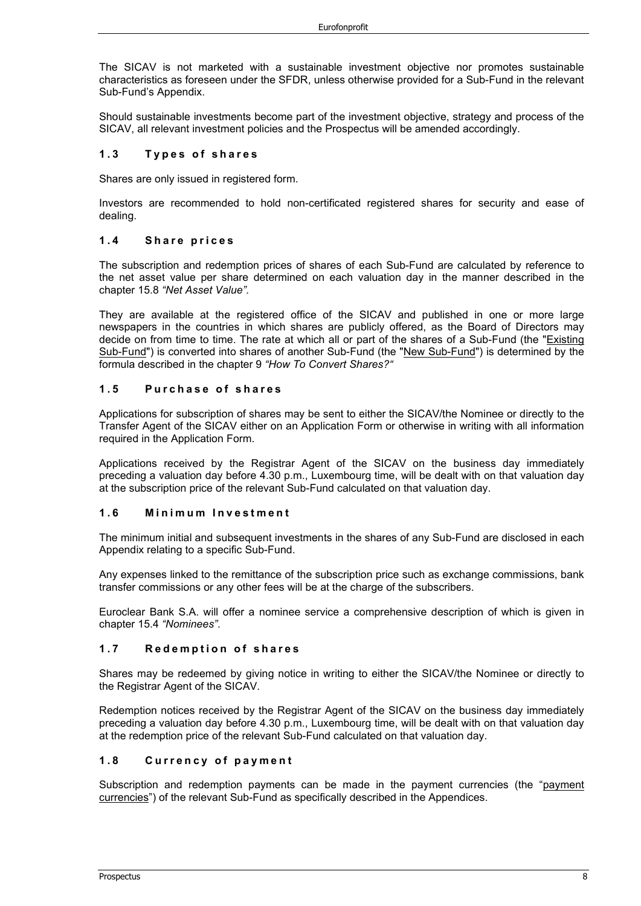The SICAV is not marketed with a sustainable investment objective nor promotes sustainable characteristics as foreseen under the SFDR, unless otherwise provided for a Sub-Fund in the relevant Sub-Fund's Appendix.

Should sustainable investments become part of the investment objective, strategy and process of the SICAV, all relevant investment policies and the Prospectus will be amended accordingly.

### 1.3 Types of shares

Shares are only issued in registered form.

Investors are recommended to hold non-certificated registered shares for security and ease of dealing.

### 1.4 Share prices

The subscription and redemption prices of shares of each Sub-Fund are calculated by reference to the net asset value per share determined on each valuation day in the manner described in the chapter 15.8 *"Net Asset Value"*.

They are available at the registered office of the SICAV and published in one or more large newspapers in the countries in which shares are publicly offered, as the Board of Directors may decide on from time to time. The rate at which all or part of the shares of a Sub-Fund (the "Existing Sub-Fund") is converted into shares of another Sub-Fund (the "New Sub-Fund") is determined by the formula described in the chapter 9 *"How To Convert Shares?"*

### 1.5 Purchase of shares

Applications for subscription of shares may be sent to either the SICAV/the Nominee or directly to the Transfer Agent of the SICAV either on an Application Form or otherwise in writing with all information required in the Application Form.

Applications received by the Registrar Agent of the SICAV on the business day immediately preceding a valuation day before 4.30 p.m., Luxembourg time, will be dealt with on that valuation day at the subscription price of the relevant Sub-Fund calculated on that valuation day.

### 1.6 Minimum Investment

The minimum initial and subsequent investments in the shares of any Sub-Fund are disclosed in each Appendix relating to a specific Sub-Fund.

Any expenses linked to the remittance of the subscription price such as exchange commissions, bank transfer commissions or any other fees will be at the charge of the subscribers.

Euroclear Bank S.A. will offer a nominee service a comprehensive description of which is given in chapter 15.4 *"Nominees"*.

### 1.7 Redemption of shares

Shares may be redeemed by giving notice in writing to either the SICAV/the Nominee or directly to the Registrar Agent of the SICAV.

Redemption notices received by the Registrar Agent of the SICAV on the business day immediately preceding a valuation day before 4.30 p.m., Luxembourg time, will be dealt with on that valuation day at the redemption price of the relevant Sub-Fund calculated on that valuation day.

### 1.8 Currency of payment

Subscription and redemption payments can be made in the payment currencies (the "payment currencies") of the relevant Sub-Fund as specifically described in the Appendices.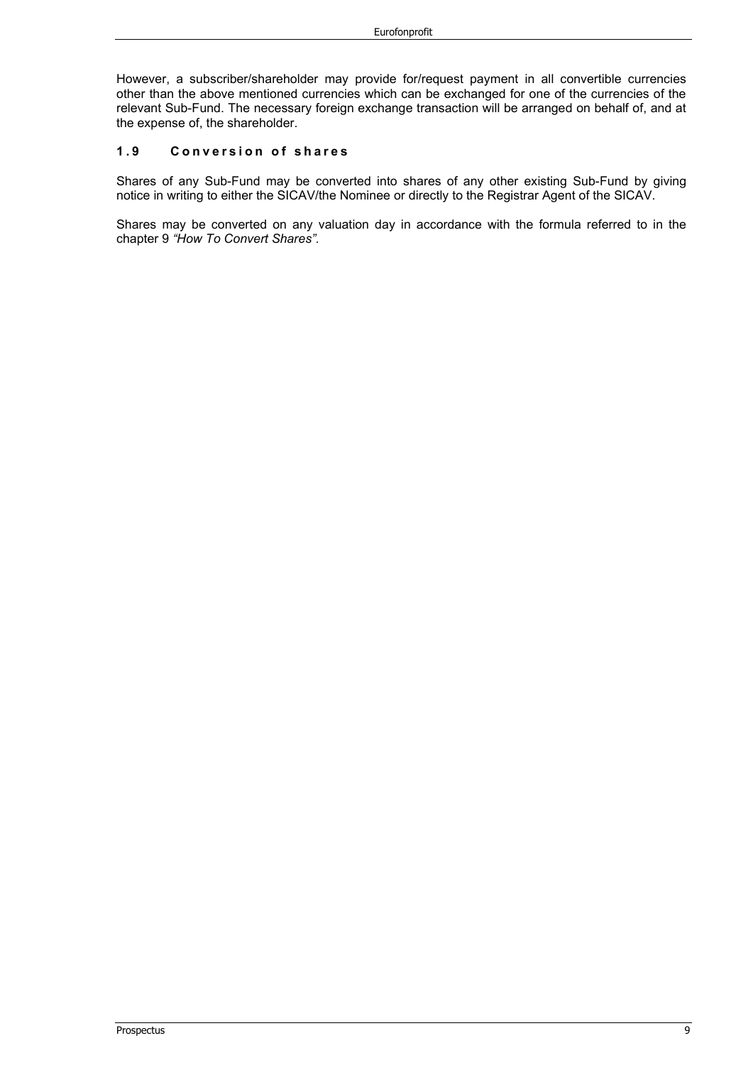However, a subscriber/shareholder may provide for/request payment in all convertible currencies other than the above mentioned currencies which can be exchanged for one of the currencies of the relevant Sub-Fund. The necessary foreign exchange transaction will be arranged on behalf of, and at the expense of, the shareholder.

### 1.9 Conversion of shares

Shares of any Sub-Fund may be converted into shares of any other existing Sub-Fund by giving notice in writing to either the SICAV/the Nominee or directly to the Registrar Agent of the SICAV.

Shares may be converted on any valuation day in accordance with the formula referred to in the chapter 9 *"How To Convert Shares"*.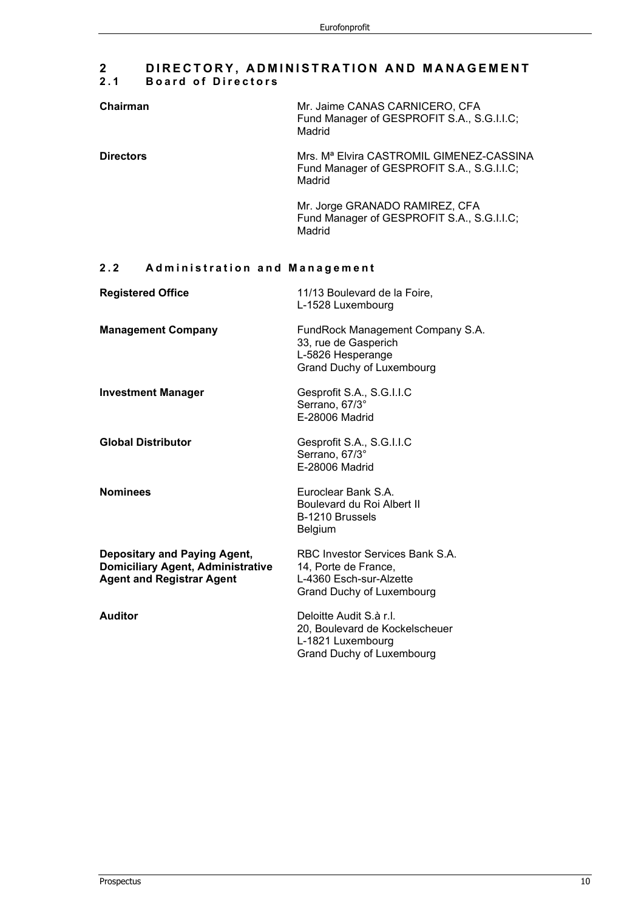# 2 DIRECTORY, ADMINISTRATION AND MANAGEMENT

## 2.1 Board of Directors

**Chairman**

Mr. Jaime CANAS CARNICERO, CFA
Fund Manager of GESPROFIT S.A., S.G.I.I.C;
Madrid

**Directors**

Mrs. Mª Elvira CASTROMIL GIMENEZ-CASSINA
Fund Manager of GESPROFIT S.A., S.G.I.I.C;
Madrid

Mr. Jorge GRANADO RAMIREZ, CFA
Fund Manager of GESPROFIT S.A., S.G.I.I.C;
Madrid

## 2.2 Administration and Management

**Registered Office**

11/13 Boulevard de la Foire,
L-1528 Luxembourg

**Management Company**

FundRock Management Company S.A.
33, rue de Gasperich
L-5826 Hesperange
Grand Duchy of Luxembourg

**Investment Manager**

Gesprofit S.A., S.G.I.I.C
Serrano, 67/3°
E-28006 Madrid

**Global Distributor**

Gesprofit S.A., S.G.I.I.C
Serrano, 67/3°
E-28006 Madrid

**Nominees**

Euroclear Bank S.A.
Boulevard du Roi Albert II
B-1210 Brussels
Belgium

**Depositary and Paying Agent, Domiciliary Agent, Administrative Agent and Registrar Agent**

RBC Investor Services Bank S.A.
14, Porte de France,
L-4360 Esch-sur-Alzette
Grand Duchy of Luxembourg

**Auditor**

Deloitte Audit S.à r.l.
20, Boulevard de Kockelscheuer
L-1821 Luxembourg
Grand Duchy of Luxembourg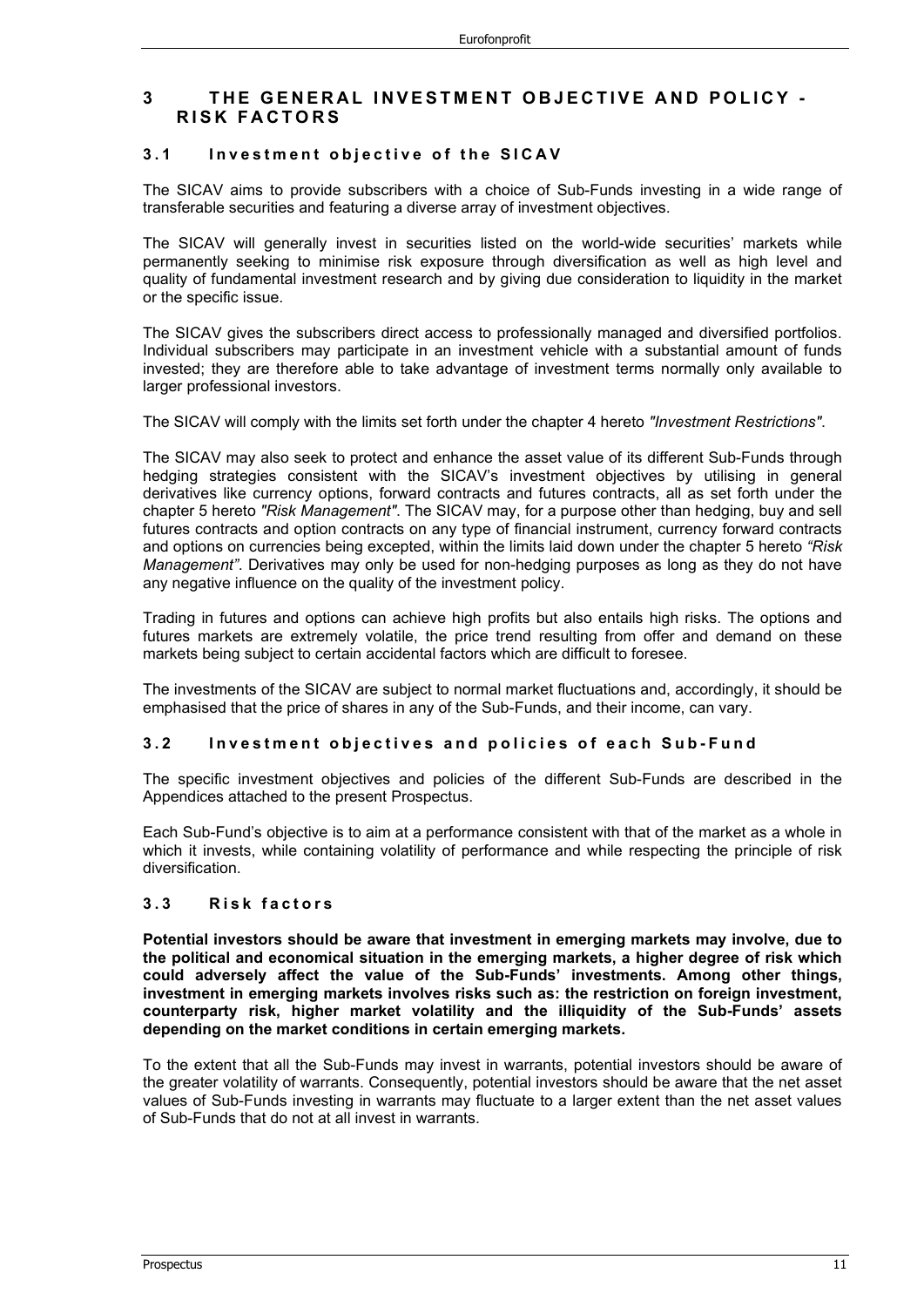# 3 THE GENERAL INVESTMENT OBJECTIVE AND POLICY - RISK FACTORS

## 3.1 Investment objective of the SICAV

The SICAV aims to provide subscribers with a choice of Sub-Funds investing in a wide range of transferable securities and featuring a diverse array of investment objectives.

The SICAV will generally invest in securities listed on the world-wide securities' markets while permanently seeking to minimise risk exposure through diversification as well as high level and quality of fundamental investment research and by giving due consideration to liquidity in the market or the specific issue.

The SICAV gives the subscribers direct access to professionally managed and diversified portfolios. Individual subscribers may participate in an investment vehicle with a substantial amount of funds invested; they are therefore able to take advantage of investment terms normally only available to larger professional investors.

The SICAV will comply with the limits set forth under the chapter 4 hereto *"Investment Restrictions"*.

The SICAV may also seek to protect and enhance the asset value of its different Sub-Funds through hedging strategies consistent with the SICAV's investment objectives by utilising in general derivatives like currency options, forward contracts and futures contracts, all as set forth under the chapter 5 hereto *"Risk Management"*. The SICAV may, for a purpose other than hedging, buy and sell futures contracts and option contracts on any type of financial instrument, currency forward contracts and options on currencies being excepted, within the limits laid down under the chapter 5 hereto *"Risk Management"*. Derivatives may only be used for non-hedging purposes as long as they do not have any negative influence on the quality of the investment policy.

Trading in futures and options can achieve high profits but also entails high risks. The options and futures markets are extremely volatile, the price trend resulting from offer and demand on these markets being subject to certain accidental factors which are difficult to foresee.

The investments of the SICAV are subject to normal market fluctuations and, accordingly, it should be emphasised that the price of shares in any of the Sub-Funds, and their income, can vary.

## 3.2 Investment objectives and policies of each Sub-Fund

The specific investment objectives and policies of the different Sub-Funds are described in the Appendices attached to the present Prospectus.

Each Sub-Fund's objective is to aim at a performance consistent with that of the market as a whole in which it invests, while containing volatility of performance and while respecting the principle of risk diversification.

## 3.3 Risk factors

**Potential investors should be aware that investment in emerging markets may involve, due to the political and economical situation in the emerging markets, a higher degree of risk which could adversely affect the value of the Sub-Funds' investments. Among other things, investment in emerging markets involves risks such as: the restriction on foreign investment, counterparty risk, higher market volatility and the illiquidity of the Sub-Funds' assets depending on the market conditions in certain emerging markets.**

To the extent that all the Sub-Funds may invest in warrants, potential investors should be aware of the greater volatility of warrants. Consequently, potential investors should be aware that the net asset values of Sub-Funds investing in warrants may fluctuate to a larger extent than the net asset values of Sub-Funds that do not at all invest in warrants.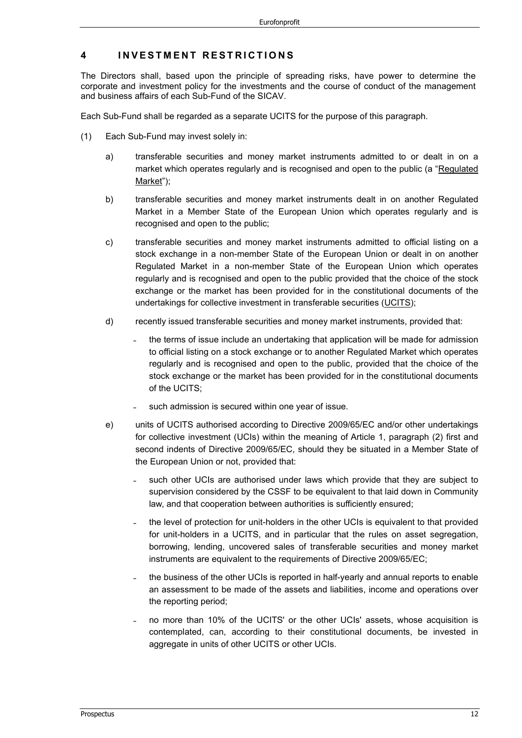# 4 INVESTMENT RESTRICTIONS

The Directors shall, based upon the principle of spreading risks, have power to determine the corporate and investment policy for the investments and the course of conduct of the management and business affairs of each Sub-Fund of the SICAV.

Each Sub-Fund shall be regarded as a separate UCITS for the purpose of this paragraph.

(1) Each Sub-Fund may invest solely in:

a) transferable securities and money market instruments admitted to or dealt in on a market which operates regularly and is recognised and open to the public (a "Regulated Market");

b) transferable securities and money market instruments dealt in on another Regulated Market in a Member State of the European Union which operates regularly and is recognised and open to the public;

c) transferable securities and money market instruments admitted to official listing on a stock exchange in a non-member State of the European Union or dealt in on another Regulated Market in a non-member State of the European Union which operates regularly and is recognised and open to the public provided that the choice of the stock exchange or the market has been provided for in the constitutional documents of the undertakings for collective investment in transferable securities (UCITS);

d) recently issued transferable securities and money market instruments, provided that:

- the terms of issue include an undertaking that application will be made for admission to official listing on a stock exchange or to another Regulated Market which operates regularly and is recognised and open to the public, provided that the choice of the stock exchange or the market has been provided for in the constitutional documents of the UCITS;
- such admission is secured within one year of issue.

e) units of UCITS authorised according to Directive 2009/65/EC and/or other undertakings for collective investment (UCIs) within the meaning of Article 1, paragraph (2) first and second indents of Directive 2009/65/EC, should they be situated in a Member State of the European Union or not, provided that:

- such other UCIs are authorised under laws which provide that they are subject to supervision considered by the CSSF to be equivalent to that laid down in Community law, and that cooperation between authorities is sufficiently ensured;
- the level of protection for unit-holders in the other UCIs is equivalent to that provided for unit-holders in a UCITS, and in particular that the rules on asset segregation, borrowing, lending, uncovered sales of transferable securities and money market instruments are equivalent to the requirements of Directive 2009/65/EC;
- the business of the other UCIs is reported in half-yearly and annual reports to enable an assessment to be made of the assets and liabilities, income and operations over the reporting period;
- no more than 10% of the UCITS' or the other UCIs' assets, whose acquisition is contemplated, can, according to their constitutional documents, be invested in aggregate in units of other UCITS or other UCIs.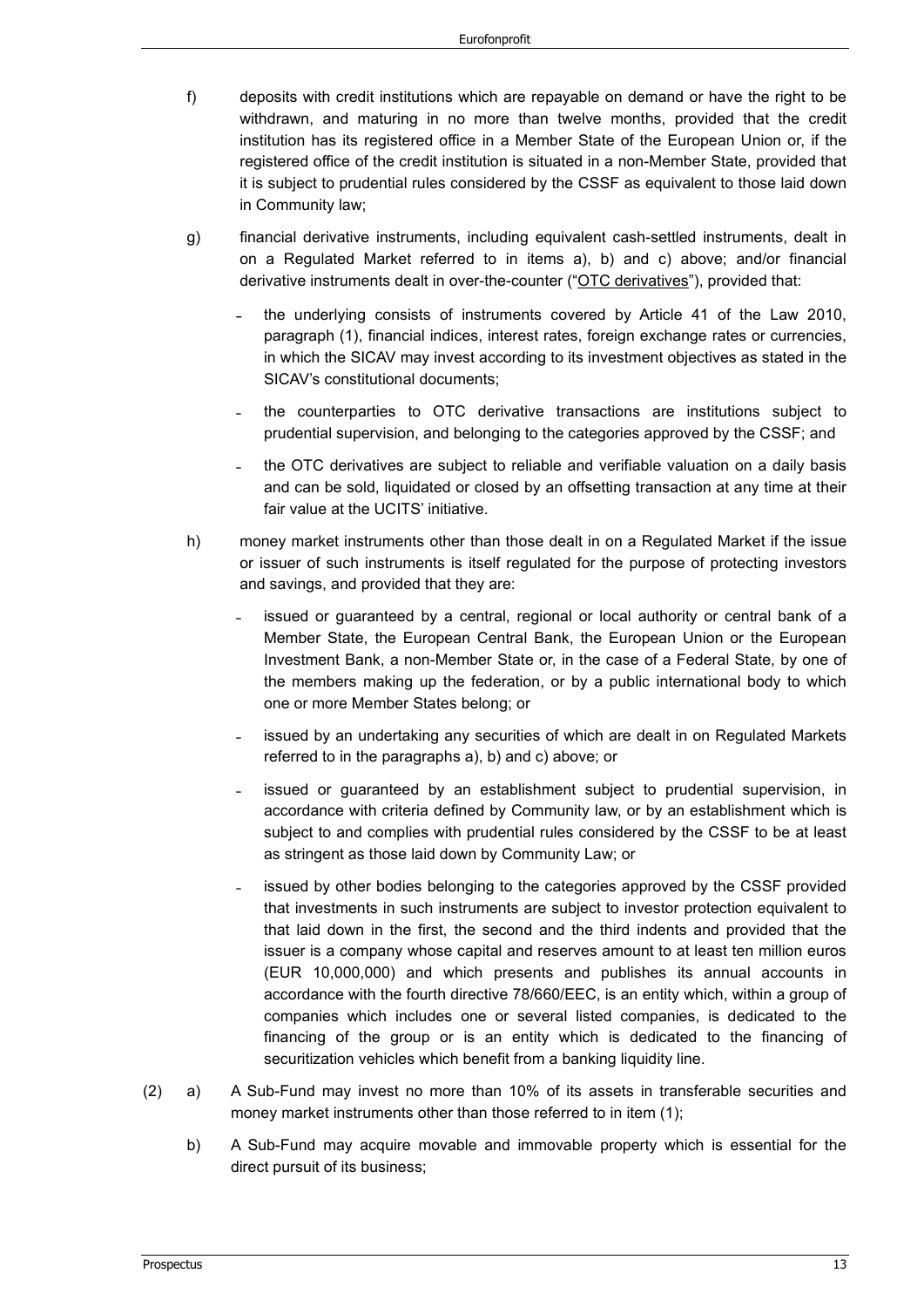f) deposits with credit institutions which are repayable on demand or have the right to be withdrawn, and maturing in no more than twelve months, provided that the credit institution has its registered office in a Member State of the European Union or, if the registered office of the credit institution is situated in a non-Member State, provided that it is subject to prudential rules considered by the CSSF as equivalent to those laid down in Community law;

g) financial derivative instruments, including equivalent cash-settled instruments, dealt in on a Regulated Market referred to in items a), b) and c) above; and/or financial derivative instruments dealt in over-the-counter ("OTC derivatives"), provided that:

- the underlying consists of instruments covered by Article 41 of the Law 2010, paragraph (1), financial indices, interest rates, foreign exchange rates or currencies, in which the SICAV may invest according to its investment objectives as stated in the SICAV's constitutional documents;
- the counterparties to OTC derivative transactions are institutions subject to prudential supervision, and belonging to the categories approved by the CSSF; and
- the OTC derivatives are subject to reliable and verifiable valuation on a daily basis and can be sold, liquidated or closed by an offsetting transaction at any time at their fair value at the UCITS' initiative.

h) money market instruments other than those dealt in on a Regulated Market if the issue or issuer of such instruments is itself regulated for the purpose of protecting investors and savings, and provided that they are:

- issued or guaranteed by a central, regional or local authority or central bank of a Member State, the European Central Bank, the European Union or the European Investment Bank, a non-Member State or, in the case of a Federal State, by one of the members making up the federation, or by a public international body to which one or more Member States belong; or
- issued by an undertaking any securities of which are dealt in on Regulated Markets referred to in the paragraphs a), b) and c) above; or
- issued or guaranteed by an establishment subject to prudential supervision, in accordance with criteria defined by Community law, or by an establishment which is subject to and complies with prudential rules considered by the CSSF to be at least as stringent as those laid down by Community Law; or
- issued by other bodies belonging to the categories approved by the CSSF provided that investments in such instruments are subject to investor protection equivalent to that laid down in the first, the second and the third indents and provided that the issuer is a company whose capital and reserves amount to at least ten million euros (EUR 10,000,000) and which presents and publishes its annual accounts in accordance with the fourth directive 78/660/EEC, is an entity which, within a group of companies which includes one or several listed companies, is dedicated to the financing of the group or is an entity which is dedicated to the financing of securitization vehicles which benefit from a banking liquidity line.

(2) a) A Sub-Fund may invest no more than 10% of its assets in transferable securities and money market instruments other than those referred to in item (1);

b) A Sub-Fund may acquire movable and immovable property which is essential for the direct pursuit of its business;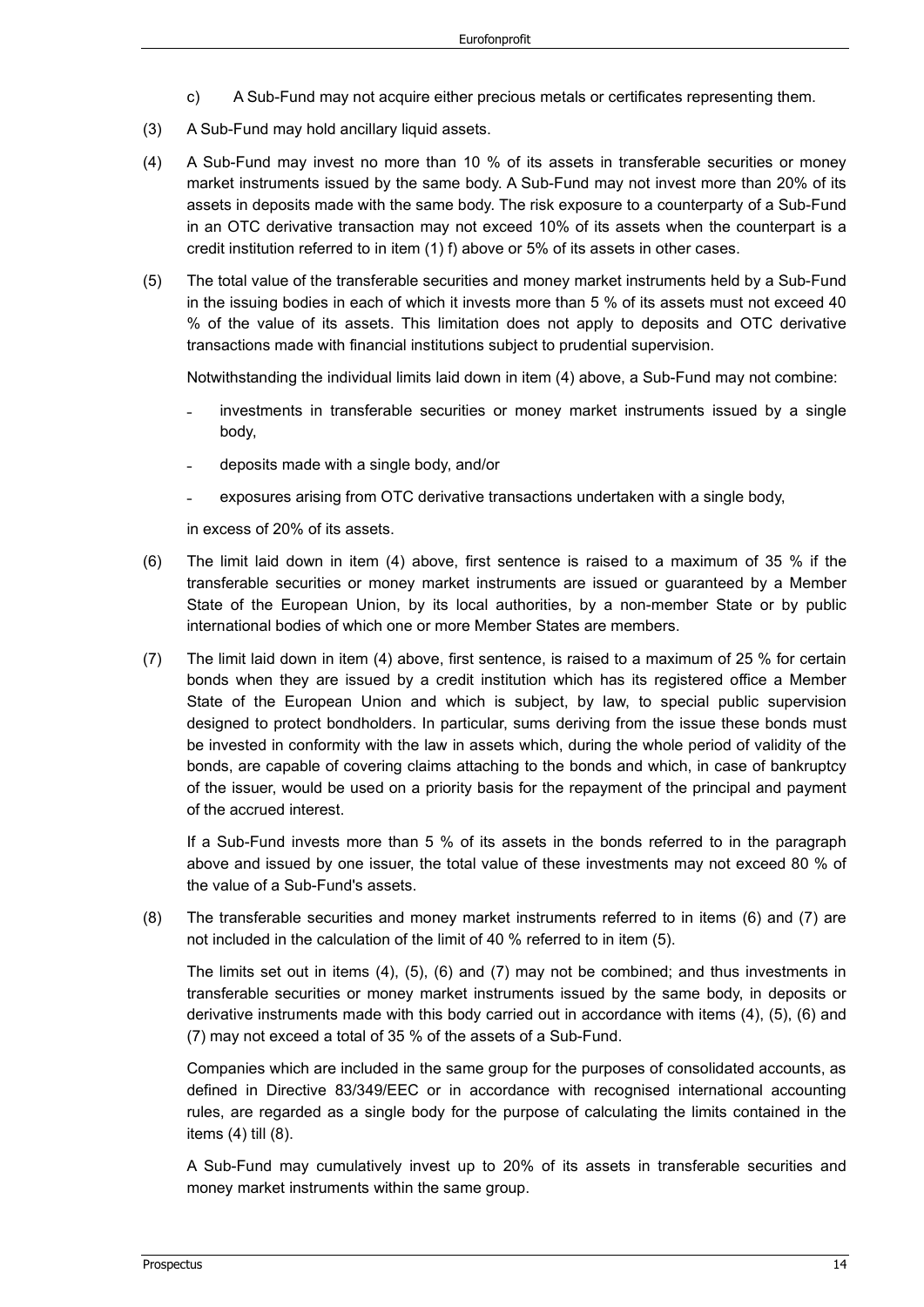c) A Sub-Fund may not acquire either precious metals or certificates representing them.

(3) A Sub-Fund may hold ancillary liquid assets.

(4) A Sub-Fund may invest no more than 10 % of its assets in transferable securities or money market instruments issued by the same body. A Sub-Fund may not invest more than 20% of its assets in deposits made with the same body. The risk exposure to a counterparty of a Sub-Fund in an OTC derivative transaction may not exceed 10% of its assets when the counterpart is a credit institution referred to in item (1) f) above or 5% of its assets in other cases.

(5) The total value of the transferable securities and money market instruments held by a Sub-Fund in the issuing bodies in each of which it invests more than 5 % of its assets must not exceed 40 % of the value of its assets. This limitation does not apply to deposits and OTC derivative transactions made with financial institutions subject to prudential supervision.

Notwithstanding the individual limits laid down in item (4) above, a Sub-Fund may not combine:

- investments in transferable securities or money market instruments issued by a single body,
- deposits made with a single body, and/or
- exposures arising from OTC derivative transactions undertaken with a single body,

in excess of 20% of its assets.

(6) The limit laid down in item (4) above, first sentence is raised to a maximum of 35 % if the transferable securities or money market instruments are issued or guaranteed by a Member State of the European Union, by its local authorities, by a non-member State or by public international bodies of which one or more Member States are members.

(7) The limit laid down in item (4) above, first sentence, is raised to a maximum of 25 % for certain bonds when they are issued by a credit institution which has its registered office a Member State of the European Union and which is subject, by law, to special public supervision designed to protect bondholders. In particular, sums deriving from the issue these bonds must be invested in conformity with the law in assets which, during the whole period of validity of the bonds, are capable of covering claims attaching to the bonds and which, in case of bankruptcy of the issuer, would be used on a priority basis for the repayment of the principal and payment of the accrued interest.

If a Sub-Fund invests more than 5 % of its assets in the bonds referred to in the paragraph above and issued by one issuer, the total value of these investments may not exceed 80 % of the value of a Sub-Fund's assets.

(8) The transferable securities and money market instruments referred to in items (6) and (7) are not included in the calculation of the limit of 40 % referred to in item (5).

The limits set out in items (4), (5), (6) and (7) may not be combined; and thus investments in transferable securities or money market instruments issued by the same body, in deposits or derivative instruments made with this body carried out in accordance with items (4), (5), (6) and (7) may not exceed a total of 35 % of the assets of a Sub-Fund.

Companies which are included in the same group for the purposes of consolidated accounts, as defined in Directive 83/349/EEC or in accordance with recognised international accounting rules, are regarded as a single body for the purpose of calculating the limits contained in the items (4) till (8).

A Sub-Fund may cumulatively invest up to 20% of its assets in transferable securities and money market instruments within the same group.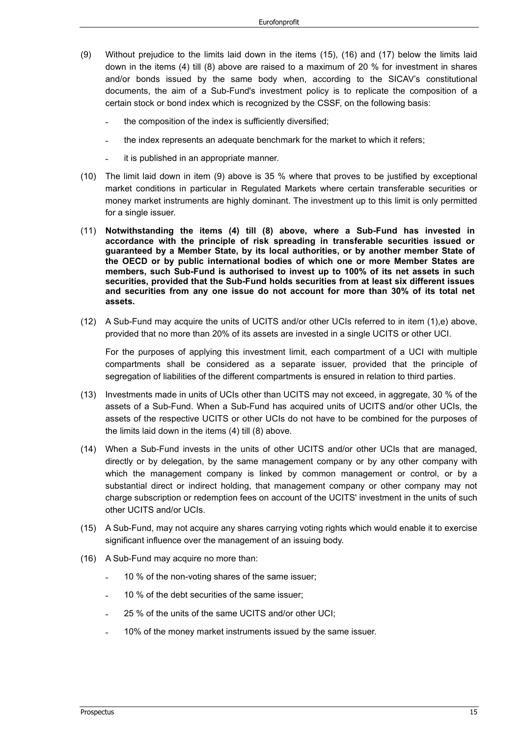(9) Without prejudice to the limits laid down in the items (15), (16) and (17) below the limits laid down in the items (4) till (8) above are raised to a maximum of 20 % for investment in shares and/or bonds issued by the same body when, according to the SICAV's constitutional documents, the aim of a Sub-Fund's investment policy is to replicate the composition of a certain stock or bond index which is recognized by the CSSF, on the following basis:

- the composition of the index is sufficiently diversified;
- the index represents an adequate benchmark for the market to which it refers;
- it is published in an appropriate manner.

(10) The limit laid down in item (9) above is 35 % where that proves to be justified by exceptional market conditions in particular in Regulated Markets where certain transferable securities or money market instruments are highly dominant. The investment up to this limit is only permitted for a single issuer.

(11) **Notwithstanding the items (4) till (8) above, where a Sub-Fund has invested in accordance with the principle of risk spreading in transferable securities issued or guaranteed by a Member State, by its local authorities, or by another member State of the OECD or by public international bodies of which one or more Member States are members, such Sub-Fund is authorised to invest up to 100% of its net assets in such securities, provided that the Sub-Fund holds securities from at least six different issues and securities from any one issue do not account for more than 30% of its total net assets.**

(12) A Sub-Fund may acquire the units of UCITS and/or other UCIs referred to in item (1),e) above, provided that no more than 20% of its assets are invested in a single UCITS or other UCI.

For the purposes of applying this investment limit, each compartment of a UCI with multiple compartments shall be considered as a separate issuer, provided that the principle of segregation of liabilities of the different compartments is ensured in relation to third parties.

(13) Investments made in units of UCIs other than UCITS may not exceed, in aggregate, 30 % of the assets of a Sub-Fund. When a Sub-Fund has acquired units of UCITS and/or other UCIs, the assets of the respective UCITS or other UCIs do not have to be combined for the purposes of the limits laid down in the items (4) till (8) above.

(14) When a Sub-Fund invests in the units of other UCITS and/or other UCIs that are managed, directly or by delegation, by the same management company or by any other company with which the management company is linked by common management or control, or by a substantial direct or indirect holding, that management company or other company may not charge subscription or redemption fees on account of the UCITS' investment in the units of such other UCITS and/or UCIs.

(15) A Sub-Fund, may not acquire any shares carrying voting rights which would enable it to exercise significant influence over the management of an issuing body.

(16) A Sub-Fund may acquire no more than:

- 10 % of the non-voting shares of the same issuer;
- 10 % of the debt securities of the same issuer;
- 25 % of the units of the same UCITS and/or other UCI;
- 10% of the money market instruments issued by the same issuer.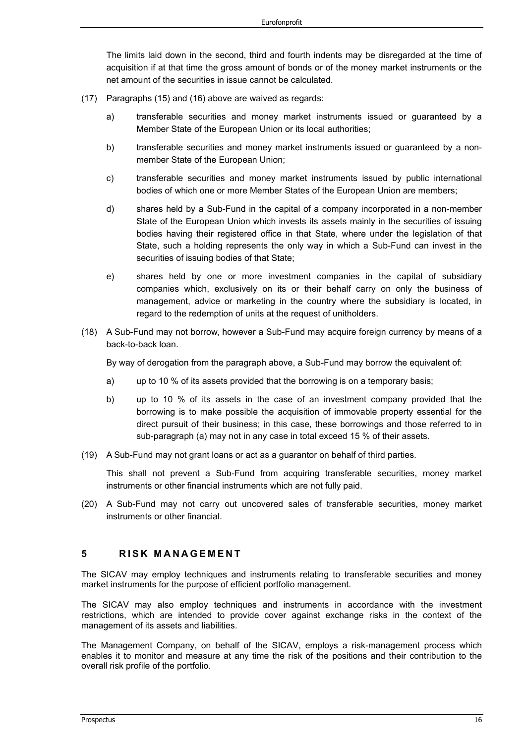The limits laid down in the second, third and fourth indents may be disregarded at the time of acquisition if at that time the gross amount of bonds or of the money market instruments or the net amount of the securities in issue cannot be calculated.

(17) Paragraphs (15) and (16) above are waived as regards:

  a) transferable securities and money market instruments issued or guaranteed by a Member State of the European Union or its local authorities;

  b) transferable securities and money market instruments issued or guaranteed by a non-member State of the European Union;

  c) transferable securities and money market instruments issued by public international bodies of which one or more Member States of the European Union are members;

  d) shares held by a Sub-Fund in the capital of a company incorporated in a non-member State of the European Union which invests its assets mainly in the securities of issuing bodies having their registered office in that State, where under the legislation of that State, such a holding represents the only way in which a Sub-Fund can invest in the securities of issuing bodies of that State;

  e) shares held by one or more investment companies in the capital of subsidiary companies which, exclusively on its or their behalf carry on only the business of management, advice or marketing in the country where the subsidiary is located, in regard to the redemption of units at the request of unitholders.

(18) A Sub-Fund may not borrow, however a Sub-Fund may acquire foreign currency by means of a back-to-back loan.

  By way of derogation from the paragraph above, a Sub-Fund may borrow the equivalent of:

  a) up to 10 % of its assets provided that the borrowing is on a temporary basis;

  b) up to 10 % of its assets in the case of an investment company provided that the borrowing is to make possible the acquisition of immovable property essential for the direct pursuit of their business; in this case, these borrowings and those referred to in sub-paragraph (a) may not in any case in total exceed 15 % of their assets.

(19) A Sub-Fund may not grant loans or act as a guarantor on behalf of third parties.

  This shall not prevent a Sub-Fund from acquiring transferable securities, money market instruments or other financial instruments which are not fully paid.

(20) A Sub-Fund may not carry out uncovered sales of transferable securities, money market instruments or other financial.

## 5 RISK MANAGEMENT

The SICAV may employ techniques and instruments relating to transferable securities and money market instruments for the purpose of efficient portfolio management.

The SICAV may also employ techniques and instruments in accordance with the investment restrictions, which are intended to provide cover against exchange risks in the context of the management of its assets and liabilities.

The Management Company, on behalf of the SICAV, employs a risk-management process which enables it to monitor and measure at any time the risk of the positions and their contribution to the overall risk profile of the portfolio.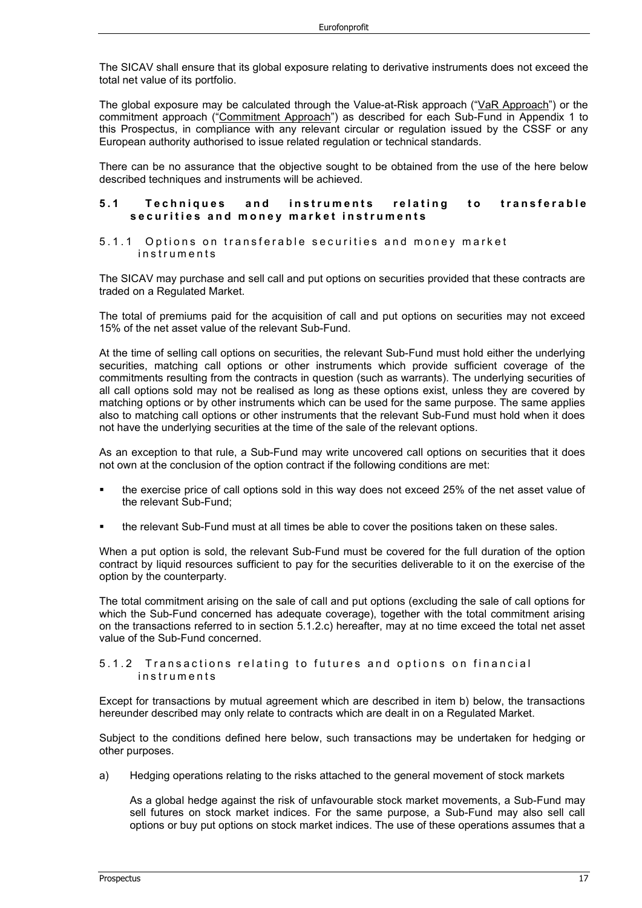The SICAV shall ensure that its global exposure relating to derivative instruments does not exceed the total net value of its portfolio.

The global exposure may be calculated through the Value-at-Risk approach ("VaR Approach") or the commitment approach ("Commitment Approach") as described for each Sub-Fund in Appendix 1 to this Prospectus, in compliance with any relevant circular or regulation issued by the CSSF or any European authority authorised to issue related regulation or technical standards.

There can be no assurance that the objective sought to be obtained from the use of the here below described techniques and instruments will be achieved.

## 5.1 Techniques and instruments relating to transferable securities and money market instruments

### 5.1.1 Options on transferable securities and money market instruments

The SICAV may purchase and sell call and put options on securities provided that these contracts are traded on a Regulated Market.

The total of premiums paid for the acquisition of call and put options on securities may not exceed 15% of the net asset value of the relevant Sub-Fund.

At the time of selling call options on securities, the relevant Sub-Fund must hold either the underlying securities, matching call options or other instruments which provide sufficient coverage of the commitments resulting from the contracts in question (such as warrants). The underlying securities of all call options sold may not be realised as long as these options exist, unless they are covered by matching options or by other instruments which can be used for the same purpose. The same applies also to matching call options or other instruments that the relevant Sub-Fund must hold when it does not have the underlying securities at the time of the sale of the relevant options.

As an exception to that rule, a Sub-Fund may write uncovered call options on securities that it does not own at the conclusion of the option contract if the following conditions are met:

- the exercise price of call options sold in this way does not exceed 25% of the net asset value of the relevant Sub-Fund;
- the relevant Sub-Fund must at all times be able to cover the positions taken on these sales.

When a put option is sold, the relevant Sub-Fund must be covered for the full duration of the option contract by liquid resources sufficient to pay for the securities deliverable to it on the exercise of the option by the counterparty.

The total commitment arising on the sale of call and put options (excluding the sale of call options for which the Sub-Fund concerned has adequate coverage), together with the total commitment arising on the transactions referred to in section 5.1.2.c) hereafter, may at no time exceed the total net asset value of the Sub-Fund concerned.

### 5.1.2 Transactions relating to futures and options on financial instruments

Except for transactions by mutual agreement which are described in item b) below, the transactions hereunder described may only relate to contracts which are dealt in on a Regulated Market.

Subject to the conditions defined here below, such transactions may be undertaken for hedging or other purposes.

a) Hedging operations relating to the risks attached to the general movement of stock markets

   As a global hedge against the risk of unfavourable stock market movements, a Sub-Fund may sell futures on stock market indices. For the same purpose, a Sub-Fund may also sell call options or buy put options on stock market indices. The use of these operations assumes that a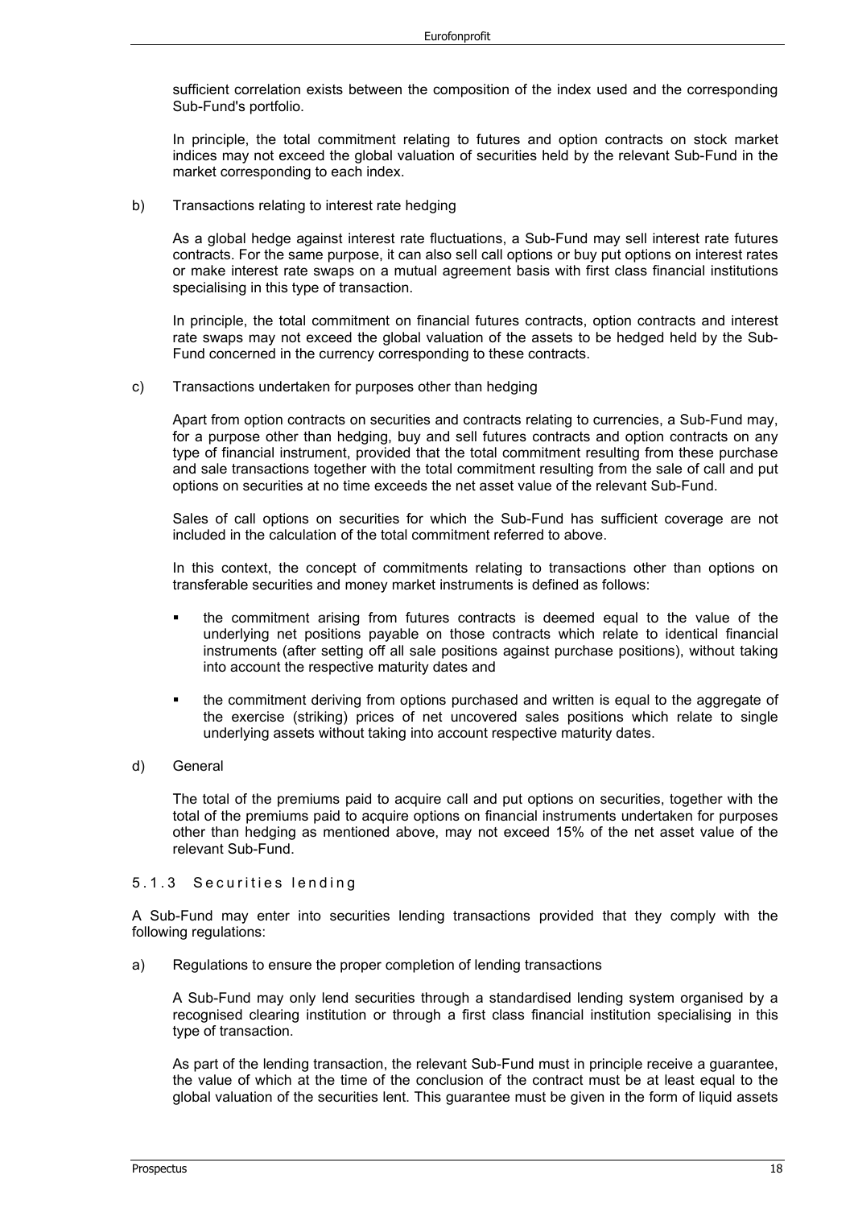sufficient correlation exists between the composition of the index used and the corresponding Sub-Fund's portfolio.

In principle, the total commitment relating to futures and option contracts on stock market indices may not exceed the global valuation of securities held by the relevant Sub-Fund in the market corresponding to each index.

b) Transactions relating to interest rate hedging

As a global hedge against interest rate fluctuations, a Sub-Fund may sell interest rate futures contracts. For the same purpose, it can also sell call options or buy put options on interest rates or make interest rate swaps on a mutual agreement basis with first class financial institutions specialising in this type of transaction.

In principle, the total commitment on financial futures contracts, option contracts and interest rate swaps may not exceed the global valuation of the assets to be hedged held by the Sub-Fund concerned in the currency corresponding to these contracts.

c) Transactions undertaken for purposes other than hedging

Apart from option contracts on securities and contracts relating to currencies, a Sub-Fund may, for a purpose other than hedging, buy and sell futures contracts and option contracts on any type of financial instrument, provided that the total commitment resulting from these purchase and sale transactions together with the total commitment resulting from the sale of call and put options on securities at no time exceeds the net asset value of the relevant Sub-Fund.

Sales of call options on securities for which the Sub-Fund has sufficient coverage are not included in the calculation of the total commitment referred to above.

In this context, the concept of commitments relating to transactions other than options on transferable securities and money market instruments is defined as follows:

- the commitment arising from futures contracts is deemed equal to the value of the underlying net positions payable on those contracts which relate to identical financial instruments (after setting off all sale positions against purchase positions), without taking into account the respective maturity dates and
- the commitment deriving from options purchased and written is equal to the aggregate of the exercise (striking) prices of net uncovered sales positions which relate to single underlying assets without taking into account respective maturity dates.

d) General

The total of the premiums paid to acquire call and put options on securities, together with the total of the premiums paid to acquire options on financial instruments undertaken for purposes other than hedging as mentioned above, may not exceed 15% of the net asset value of the relevant Sub-Fund.

### 5.1.3 Securities lending

A Sub-Fund may enter into securities lending transactions provided that they comply with the following regulations:

a) Regulations to ensure the proper completion of lending transactions

A Sub-Fund may only lend securities through a standardised lending system organised by a recognised clearing institution or through a first class financial institution specialising in this type of transaction.

As part of the lending transaction, the relevant Sub-Fund must in principle receive a guarantee, the value of which at the time of the conclusion of the contract must be at least equal to the global valuation of the securities lent. This guarantee must be given in the form of liquid assets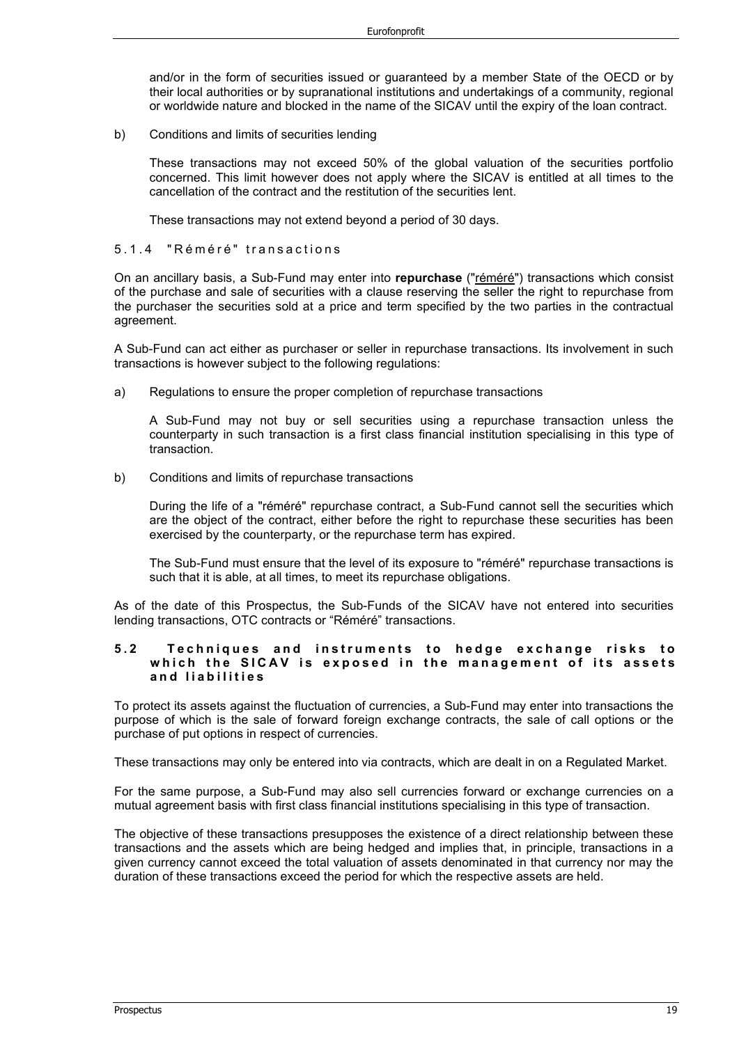and/or in the form of securities issued or guaranteed by a member State of the OECD or by their local authorities or by supranational institutions and undertakings of a community, regional or worldwide nature and blocked in the name of the SICAV until the expiry of the loan contract.

b) Conditions and limits of securities lending

These transactions may not exceed 50% of the global valuation of the securities portfolio concerned. This limit however does not apply where the SICAV is entitled at all times to the cancellation of the contract and the restitution of the securities lent.

These transactions may not extend beyond a period of 30 days.

#### 5.1.4 "Réméré" transactions

On an ancillary basis, a Sub-Fund may enter into **repurchase** ("réméré") transactions which consist of the purchase and sale of securities with a clause reserving the seller the right to repurchase from the purchaser the securities sold at a price and term specified by the two parties in the contractual agreement.

A Sub-Fund can act either as purchaser or seller in repurchase transactions. Its involvement in such transactions is however subject to the following regulations:

a) Regulations to ensure the proper completion of repurchase transactions

A Sub-Fund may not buy or sell securities using a repurchase transaction unless the counterparty in such transaction is a first class financial institution specialising in this type of transaction.

b) Conditions and limits of repurchase transactions

During the life of a "réméré" repurchase contract, a Sub-Fund cannot sell the securities which are the object of the contract, either before the right to repurchase these securities has been exercised by the counterparty, or the repurchase term has expired.

The Sub-Fund must ensure that the level of its exposure to "réméré" repurchase transactions is such that it is able, at all times, to meet its repurchase obligations.

As of the date of this Prospectus, the Sub-Funds of the SICAV have not entered into securities lending transactions, OTC contracts or "Réméré" transactions.

### 5.2 Techniques and instruments to hedge exchange risks to which the SICAV is exposed in the management of its assets and liabilities

To protect its assets against the fluctuation of currencies, a Sub-Fund may enter into transactions the purpose of which is the sale of forward foreign exchange contracts, the sale of call options or the purchase of put options in respect of currencies.

These transactions may only be entered into via contracts, which are dealt in on a Regulated Market.

For the same purpose, a Sub-Fund may also sell currencies forward or exchange currencies on a mutual agreement basis with first class financial institutions specialising in this type of transaction.

The objective of these transactions presupposes the existence of a direct relationship between these transactions and the assets which are being hedged and implies that, in principle, transactions in a given currency cannot exceed the total valuation of assets denominated in that currency nor may the duration of these transactions exceed the period for which the respective assets are held.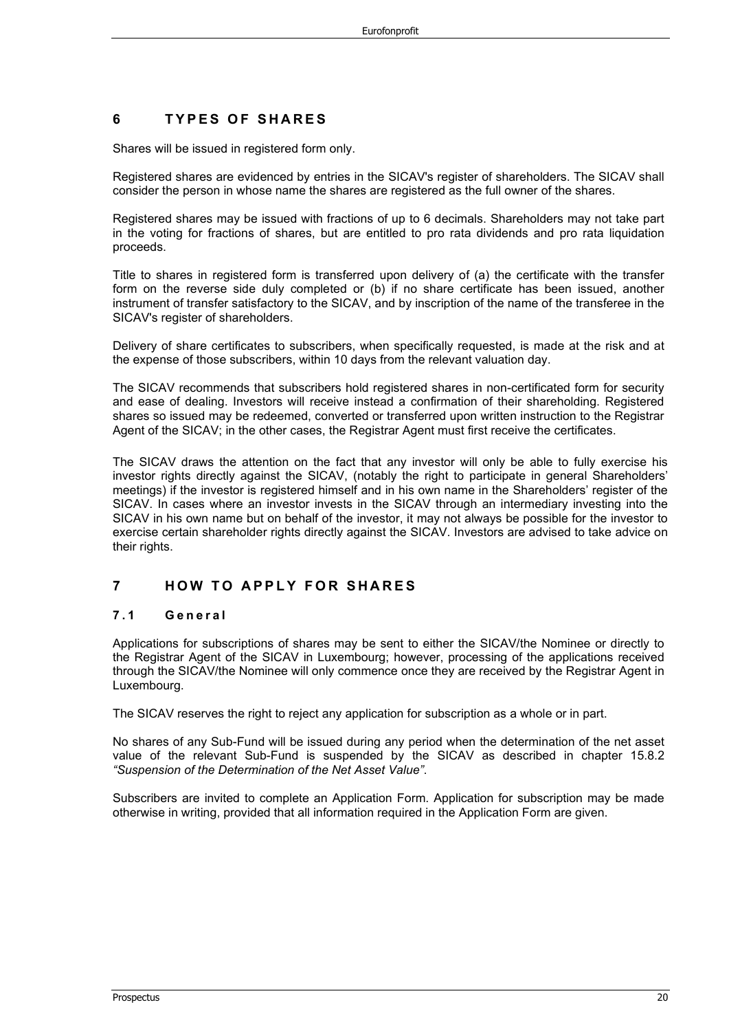## 6 TYPES OF SHARES

Shares will be issued in registered form only.

Registered shares are evidenced by entries in the SICAV's register of shareholders. The SICAV shall consider the person in whose name the shares are registered as the full owner of the shares.

Registered shares may be issued with fractions of up to 6 decimals. Shareholders may not take part in the voting for fractions of shares, but are entitled to pro rata dividends and pro rata liquidation proceeds.

Title to shares in registered form is transferred upon delivery of (a) the certificate with the transfer form on the reverse side duly completed or (b) if no share certificate has been issued, another instrument of transfer satisfactory to the SICAV, and by inscription of the name of the transferee in the SICAV's register of shareholders.

Delivery of share certificates to subscribers, when specifically requested, is made at the risk and at the expense of those subscribers, within 10 days from the relevant valuation day.

The SICAV recommends that subscribers hold registered shares in non-certificated form for security and ease of dealing. Investors will receive instead a confirmation of their shareholding. Registered shares so issued may be redeemed, converted or transferred upon written instruction to the Registrar Agent of the SICAV; in the other cases, the Registrar Agent must first receive the certificates.

The SICAV draws the attention on the fact that any investor will only be able to fully exercise his investor rights directly against the SICAV, (notably the right to participate in general Shareholders' meetings) if the investor is registered himself and in his own name in the Shareholders' register of the SICAV. In cases where an investor invests in the SICAV through an intermediary investing into the SICAV in his own name but on behalf of the investor, it may not always be possible for the investor to exercise certain shareholder rights directly against the SICAV. Investors are advised to take advice on their rights.

## 7 HOW TO APPLY FOR SHARES

### 7.1 General

Applications for subscriptions of shares may be sent to either the SICAV/the Nominee or directly to the Registrar Agent of the SICAV in Luxembourg; however, processing of the applications received through the SICAV/the Nominee will only commence once they are received by the Registrar Agent in Luxembourg.

The SICAV reserves the right to reject any application for subscription as a whole or in part.

No shares of any Sub-Fund will be issued during any period when the determination of the net asset value of the relevant Sub-Fund is suspended by the SICAV as described in chapter 15.8.2 *"Suspension of the Determination of the Net Asset Value"*.

Subscribers are invited to complete an Application Form. Application for subscription may be made otherwise in writing, provided that all information required in the Application Form are given.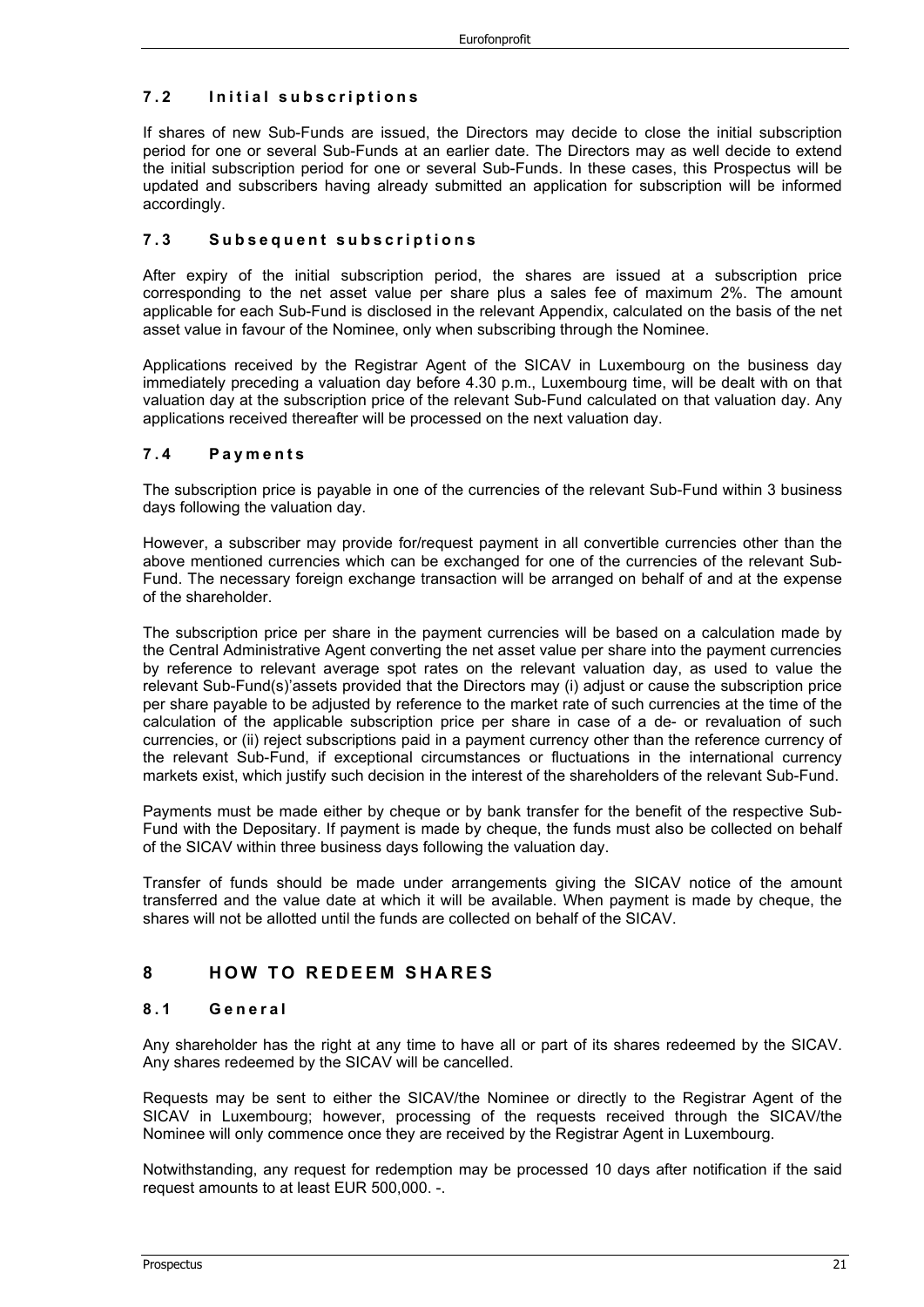### 7.2 Initial subscriptions

If shares of new Sub-Funds are issued, the Directors may decide to close the initial subscription period for one or several Sub-Funds at an earlier date. The Directors may as well decide to extend the initial subscription period for one or several Sub-Funds. In these cases, this Prospectus will be updated and subscribers having already submitted an application for subscription will be informed accordingly.

### 7.3 Subsequent subscriptions

After expiry of the initial subscription period, the shares are issued at a subscription price corresponding to the net asset value per share plus a sales fee of maximum 2%. The amount applicable for each Sub-Fund is disclosed in the relevant Appendix, calculated on the basis of the net asset value in favour of the Nominee, only when subscribing through the Nominee.

Applications received by the Registrar Agent of the SICAV in Luxembourg on the business day immediately preceding a valuation day before 4.30 p.m., Luxembourg time, will be dealt with on that valuation day at the subscription price of the relevant Sub-Fund calculated on that valuation day. Any applications received thereafter will be processed on the next valuation day.

### 7.4 Payments

The subscription price is payable in one of the currencies of the relevant Sub-Fund within 3 business days following the valuation day.

However, a subscriber may provide for/request payment in all convertible currencies other than the above mentioned currencies which can be exchanged for one of the currencies of the relevant Sub-Fund. The necessary foreign exchange transaction will be arranged on behalf of and at the expense of the shareholder.

The subscription price per share in the payment currencies will be based on a calculation made by the Central Administrative Agent converting the net asset value per share into the payment currencies by reference to relevant average spot rates on the relevant valuation day, as used to value the relevant Sub-Fund(s)'assets provided that the Directors may (i) adjust or cause the subscription price per share payable to be adjusted by reference to the market rate of such currencies at the time of the calculation of the applicable subscription price per share in case of a de- or revaluation of such currencies, or (ii) reject subscriptions paid in a payment currency other than the reference currency of the relevant Sub-Fund, if exceptional circumstances or fluctuations in the international currency markets exist, which justify such decision in the interest of the shareholders of the relevant Sub-Fund.

Payments must be made either by cheque or by bank transfer for the benefit of the respective Sub-Fund with the Depositary. If payment is made by cheque, the funds must also be collected on behalf of the SICAV within three business days following the valuation day.

Transfer of funds should be made under arrangements giving the SICAV notice of the amount transferred and the value date at which it will be available. When payment is made by cheque, the shares will not be allotted until the funds are collected on behalf of the SICAV.

## 8 HOW TO REDEEM SHARES

### 8.1 General

Any shareholder has the right at any time to have all or part of its shares redeemed by the SICAV. Any shares redeemed by the SICAV will be cancelled.

Requests may be sent to either the SICAV/the Nominee or directly to the Registrar Agent of the SICAV in Luxembourg; however, processing of the requests received through the SICAV/the Nominee will only commence once they are received by the Registrar Agent in Luxembourg.

Notwithstanding, any request for redemption may be processed 10 days after notification if the said request amounts to at least EUR 500,000. -.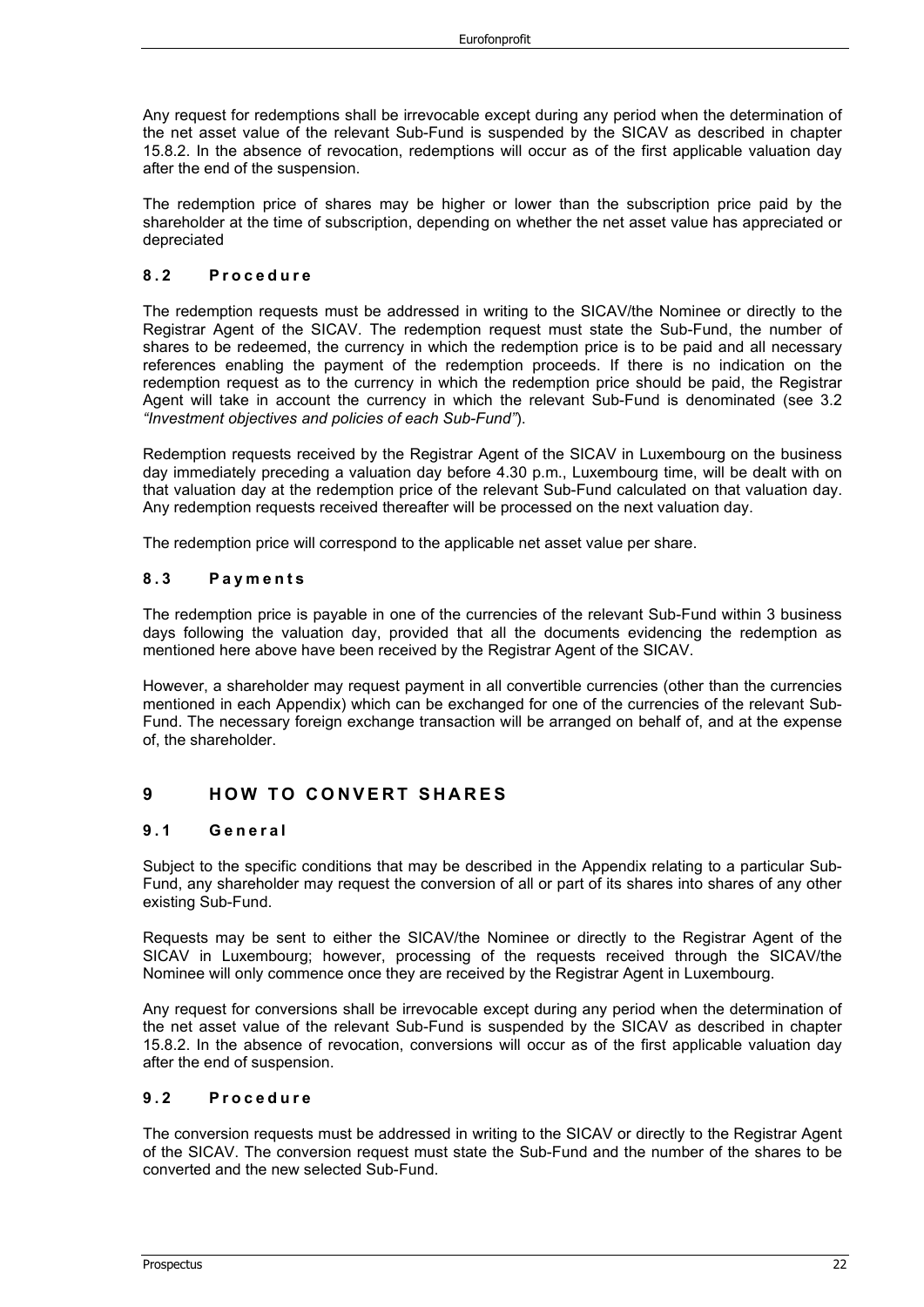Any request for redemptions shall be irrevocable except during any period when the determination of the net asset value of the relevant Sub-Fund is suspended by the SICAV as described in chapter 15.8.2. In the absence of revocation, redemptions will occur as of the first applicable valuation day after the end of the suspension.

The redemption price of shares may be higher or lower than the subscription price paid by the shareholder at the time of subscription, depending on whether the net asset value has appreciated or depreciated

### 8.2 Procedure

The redemption requests must be addressed in writing to the SICAV/the Nominee or directly to the Registrar Agent of the SICAV. The redemption request must state the Sub-Fund, the number of shares to be redeemed, the currency in which the redemption price is to be paid and all necessary references enabling the payment of the redemption proceeds. If there is no indication on the redemption request as to the currency in which the redemption price should be paid, the Registrar Agent will take in account the currency in which the relevant Sub-Fund is denominated (see 3.2 *"Investment objectives and policies of each Sub-Fund"*).

Redemption requests received by the Registrar Agent of the SICAV in Luxembourg on the business day immediately preceding a valuation day before 4.30 p.m., Luxembourg time, will be dealt with on that valuation day at the redemption price of the relevant Sub-Fund calculated on that valuation day. Any redemption requests received thereafter will be processed on the next valuation day.

The redemption price will correspond to the applicable net asset value per share.

### 8.3 Payments

The redemption price is payable in one of the currencies of the relevant Sub-Fund within 3 business days following the valuation day, provided that all the documents evidencing the redemption as mentioned here above have been received by the Registrar Agent of the SICAV.

However, a shareholder may request payment in all convertible currencies (other than the currencies mentioned in each Appendix) which can be exchanged for one of the currencies of the relevant Sub-Fund. The necessary foreign exchange transaction will be arranged on behalf of, and at the expense of, the shareholder.

## 9 HOW TO CONVERT SHARES

### 9.1 General

Subject to the specific conditions that may be described in the Appendix relating to a particular Sub-Fund, any shareholder may request the conversion of all or part of its shares into shares of any other existing Sub-Fund.

Requests may be sent to either the SICAV/the Nominee or directly to the Registrar Agent of the SICAV in Luxembourg; however, processing of the requests received through the SICAV/the Nominee will only commence once they are received by the Registrar Agent in Luxembourg.

Any request for conversions shall be irrevocable except during any period when the determination of the net asset value of the relevant Sub-Fund is suspended by the SICAV as described in chapter 15.8.2. In the absence of revocation, conversions will occur as of the first applicable valuation day after the end of suspension.

### 9.2 Procedure

The conversion requests must be addressed in writing to the SICAV or directly to the Registrar Agent of the SICAV. The conversion request must state the Sub-Fund and the number of the shares to be converted and the new selected Sub-Fund.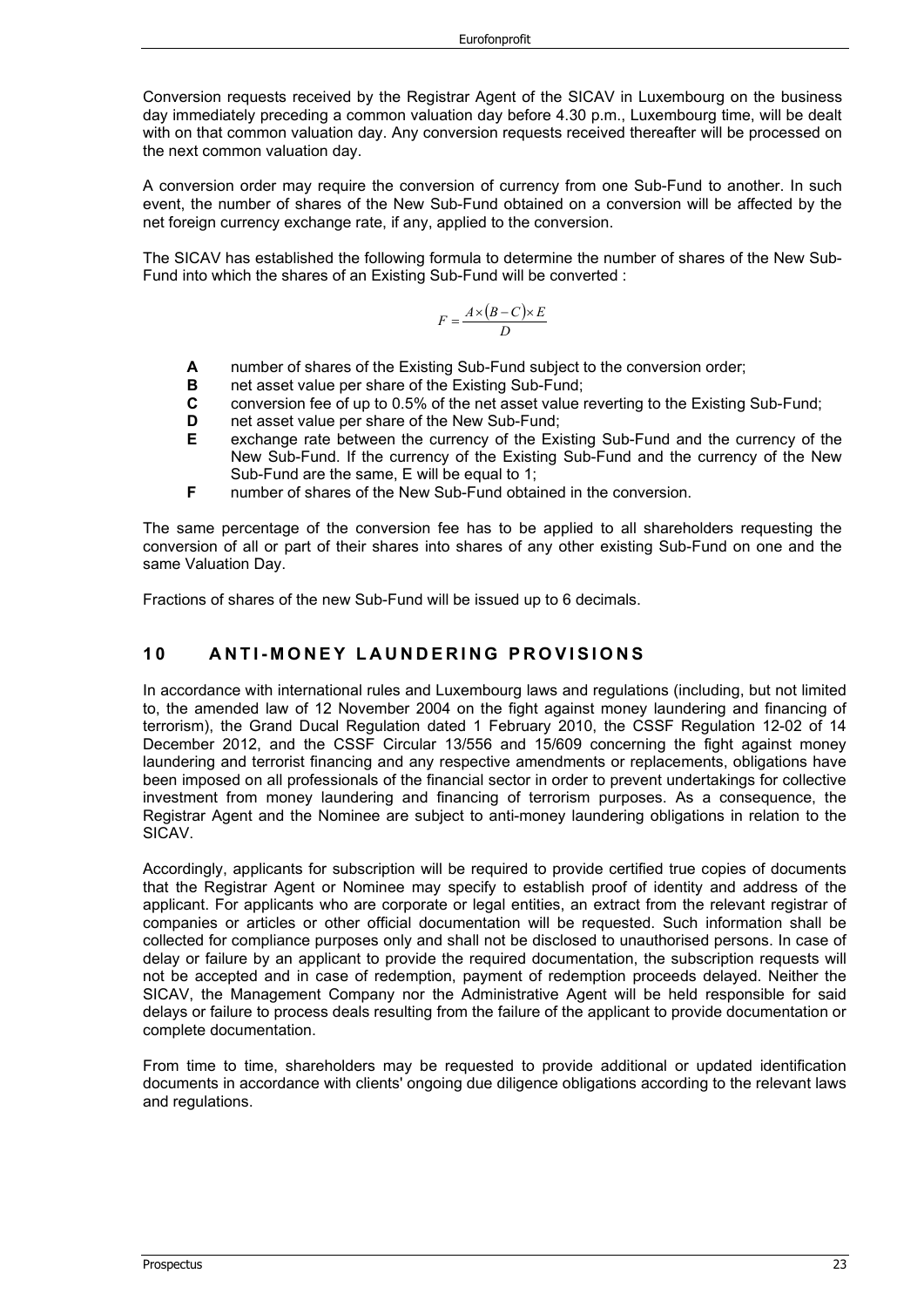Conversion requests received by the Registrar Agent of the SICAV in Luxembourg on the business day immediately preceding a common valuation day before 4.30 p.m., Luxembourg time, will be dealt with on that common valuation day. Any conversion requests received thereafter will be processed on the next common valuation day.

A conversion order may require the conversion of currency from one Sub-Fund to another. In such event, the number of shares of the New Sub-Fund obtained on a conversion will be affected by the net foreign currency exchange rate, if any, applied to the conversion.

The SICAV has established the following formula to determine the number of shares of the New Sub-Fund into which the shares of an Existing Sub-Fund will be converted :

$$F = \frac{A \times (B - C) \times E}{D}$$

- **A** number of shares of the Existing Sub-Fund subject to the conversion order;
- **B** net asset value per share of the Existing Sub-Fund;
- **C** conversion fee of up to 0.5% of the net asset value reverting to the Existing Sub-Fund;
- **D** net asset value per share of the New Sub-Fund;
- **E** exchange rate between the currency of the Existing Sub-Fund and the currency of the New Sub-Fund. If the currency of the Existing Sub-Fund and the currency of the New Sub-Fund are the same, E will be equal to 1;
- **F** number of shares of the New Sub-Fund obtained in the conversion.

The same percentage of the conversion fee has to be applied to all shareholders requesting the conversion of all or part of their shares into shares of any other existing Sub-Fund on one and the same Valuation Day.

Fractions of shares of the new Sub-Fund will be issued up to 6 decimals.

## 10 ANTI-MONEY LAUNDERING PROVISIONS

In accordance with international rules and Luxembourg laws and regulations (including, but not limited to, the amended law of 12 November 2004 on the fight against money laundering and financing of terrorism), the Grand Ducal Regulation dated 1 February 2010, the CSSF Regulation 12-02 of 14 December 2012, and the CSSF Circular 13/556 and 15/609 concerning the fight against money laundering and terrorist financing and any respective amendments or replacements, obligations have been imposed on all professionals of the financial sector in order to prevent undertakings for collective investment from money laundering and financing of terrorism purposes. As a consequence, the Registrar Agent and the Nominee are subject to anti-money laundering obligations in relation to the SICAV.

Accordingly, applicants for subscription will be required to provide certified true copies of documents that the Registrar Agent or Nominee may specify to establish proof of identity and address of the applicant. For applicants who are corporate or legal entities, an extract from the relevant registrar of companies or articles or other official documentation will be requested. Such information shall be collected for compliance purposes only and shall not be disclosed to unauthorised persons. In case of delay or failure by an applicant to provide the required documentation, the subscription requests will not be accepted and in case of redemption, payment of redemption proceeds delayed. Neither the SICAV, the Management Company nor the Administrative Agent will be held responsible for said delays or failure to process deals resulting from the failure of the applicant to provide documentation or complete documentation.

From time to time, shareholders may be requested to provide additional or updated identification documents in accordance with clients' ongoing due diligence obligations according to the relevant laws and regulations.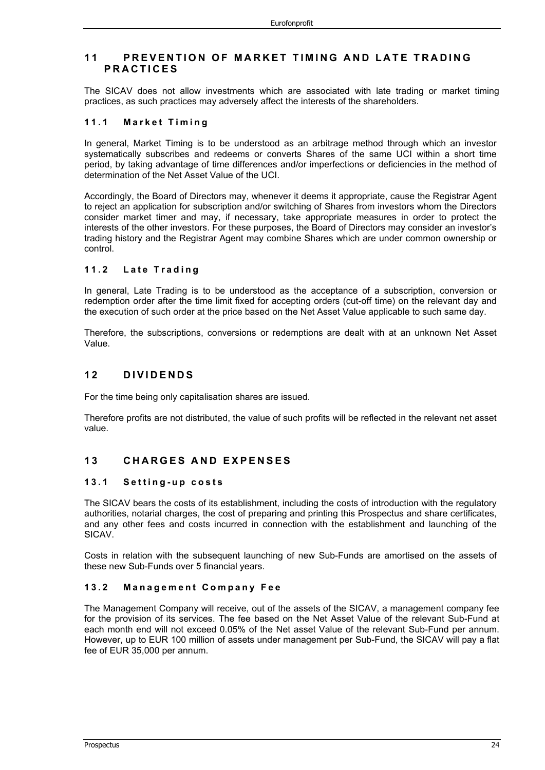# 11 PREVENTION OF MARKET TIMING AND LATE TRADING PRACTICES

The SICAV does not allow investments which are associated with late trading or market timing practices, as such practices may adversely affect the interests of the shareholders.

## 11.1 Market Timing

In general, Market Timing is to be understood as an arbitrage method through which an investor systematically subscribes and redeems or converts Shares of the same UCI within a short time period, by taking advantage of time differences and/or imperfections or deficiencies in the method of determination of the Net Asset Value of the UCI.

Accordingly, the Board of Directors may, whenever it deems it appropriate, cause the Registrar Agent to reject an application for subscription and/or switching of Shares from investors whom the Directors consider market timer and may, if necessary, take appropriate measures in order to protect the interests of the other investors. For these purposes, the Board of Directors may consider an investor's trading history and the Registrar Agent may combine Shares which are under common ownership or control.

## 11.2 Late Trading

In general, Late Trading is to be understood as the acceptance of a subscription, conversion or redemption order after the time limit fixed for accepting orders (cut-off time) on the relevant day and the execution of such order at the price based on the Net Asset Value applicable to such same day.

Therefore, the subscriptions, conversions or redemptions are dealt with at an unknown Net Asset Value.

# 12 DIVIDENDS

For the time being only capitalisation shares are issued.

Therefore profits are not distributed, the value of such profits will be reflected in the relevant net asset value.

# 13 CHARGES AND EXPENSES

## 13.1 Setting-up costs

The SICAV bears the costs of its establishment, including the costs of introduction with the regulatory authorities, notarial charges, the cost of preparing and printing this Prospectus and share certificates, and any other fees and costs incurred in connection with the establishment and launching of the SICAV.

Costs in relation with the subsequent launching of new Sub-Funds are amortised on the assets of these new Sub-Funds over 5 financial years.

## 13.2 Management Company Fee

The Management Company will receive, out of the assets of the SICAV, a management company fee for the provision of its services. The fee based on the Net Asset Value of the relevant Sub-Fund at each month end will not exceed 0.05% of the Net asset Value of the relevant Sub-Fund per annum. However, up to EUR 100 million of assets under management per Sub-Fund, the SICAV will pay a flat fee of EUR 35,000 per annum.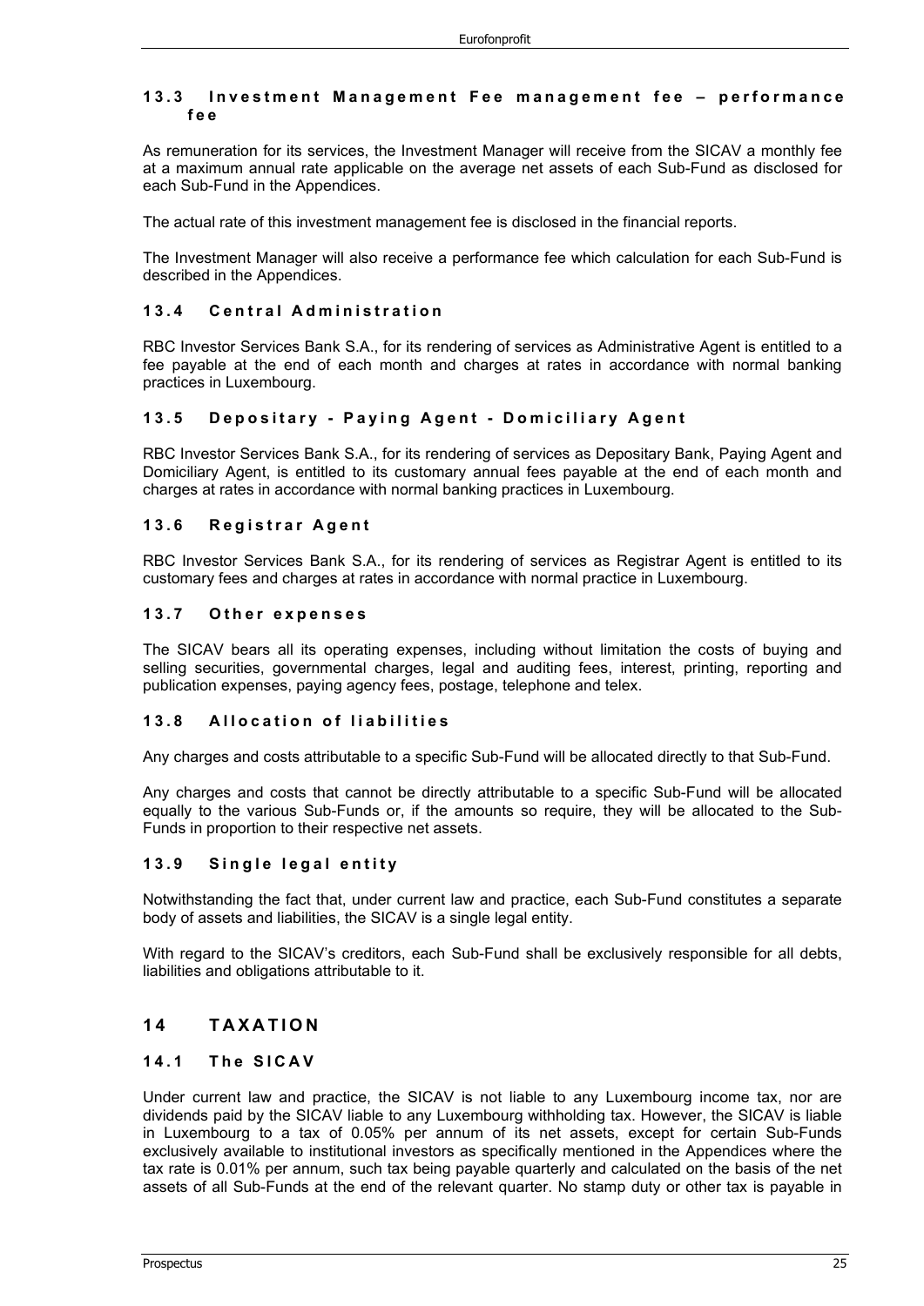### 13.3 Investment Management Fee management fee – performance fee

As remuneration for its services, the Investment Manager will receive from the SICAV a monthly fee at a maximum annual rate applicable on the average net assets of each Sub-Fund as disclosed for each Sub-Fund in the Appendices.

The actual rate of this investment management fee is disclosed in the financial reports.

The Investment Manager will also receive a performance fee which calculation for each Sub-Fund is described in the Appendices.

### 13.4 Central Administration

RBC Investor Services Bank S.A., for its rendering of services as Administrative Agent is entitled to a fee payable at the end of each month and charges at rates in accordance with normal banking practices in Luxembourg.

### 13.5 Depositary - Paying Agent - Domiciliary Agent

RBC Investor Services Bank S.A., for its rendering of services as Depositary Bank, Paying Agent and Domiciliary Agent, is entitled to its customary annual fees payable at the end of each month and charges at rates in accordance with normal banking practices in Luxembourg.

### 13.6 Registrar Agent

RBC Investor Services Bank S.A., for its rendering of services as Registrar Agent is entitled to its customary fees and charges at rates in accordance with normal practice in Luxembourg.

### 13.7 Other expenses

The SICAV bears all its operating expenses, including without limitation the costs of buying and selling securities, governmental charges, legal and auditing fees, interest, printing, reporting and publication expenses, paying agency fees, postage, telephone and telex.

### 13.8 Allocation of liabilities

Any charges and costs attributable to a specific Sub-Fund will be allocated directly to that Sub-Fund.

Any charges and costs that cannot be directly attributable to a specific Sub-Fund will be allocated equally to the various Sub-Funds or, if the amounts so require, they will be allocated to the Sub-Funds in proportion to their respective net assets.

### 13.9 Single legal entity

Notwithstanding the fact that, under current law and practice, each Sub-Fund constitutes a separate body of assets and liabilities, the SICAV is a single legal entity.

With regard to the SICAV's creditors, each Sub-Fund shall be exclusively responsible for all debts, liabilities and obligations attributable to it.

## 14 TAXATION

### 14.1 The SICAV

Under current law and practice, the SICAV is not liable to any Luxembourg income tax, nor are dividends paid by the SICAV liable to any Luxembourg withholding tax. However, the SICAV is liable in Luxembourg to a tax of 0.05% per annum of its net assets, except for certain Sub-Funds exclusively available to institutional investors as specifically mentioned in the Appendices where the tax rate is 0.01% per annum, such tax being payable quarterly and calculated on the basis of the net assets of all Sub-Funds at the end of the relevant quarter. No stamp duty or other tax is payable in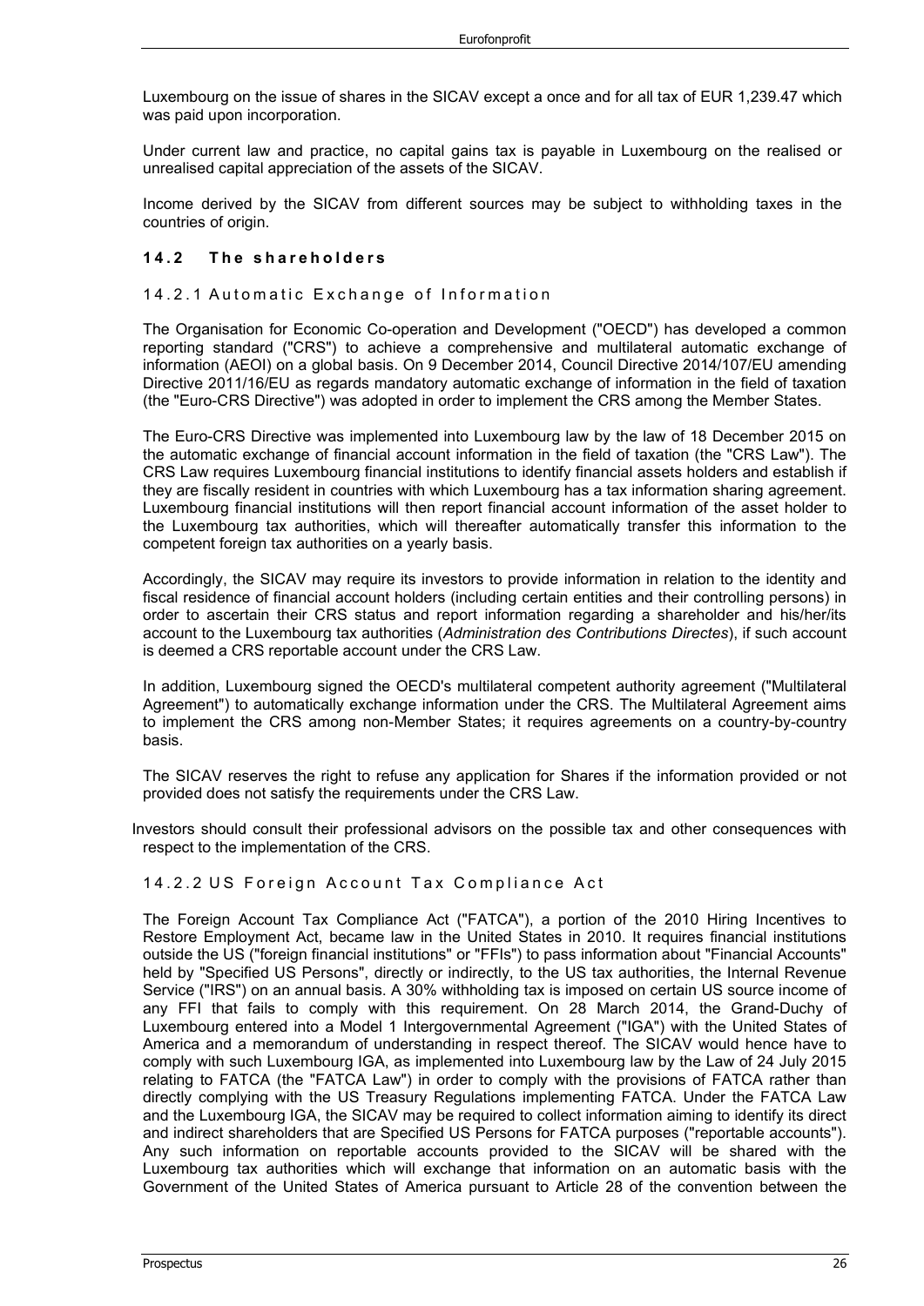Luxembourg on the issue of shares in the SICAV except a once and for all tax of EUR 1,239.47 which was paid upon incorporation.

Under current law and practice, no capital gains tax is payable in Luxembourg on the realised or unrealised capital appreciation of the assets of the SICAV.

Income derived by the SICAV from different sources may be subject to withholding taxes in the countries of origin.

### 14.2 The shareholders

#### 14.2.1 Automatic Exchange of Information

The Organisation for Economic Co-operation and Development ("OECD") has developed a common reporting standard ("CRS") to achieve a comprehensive and multilateral automatic exchange of information (AEOI) on a global basis. On 9 December 2014, Council Directive 2014/107/EU amending Directive 2011/16/EU as regards mandatory automatic exchange of information in the field of taxation (the "Euro-CRS Directive") was adopted in order to implement the CRS among the Member States.

The Euro-CRS Directive was implemented into Luxembourg law by the law of 18 December 2015 on the automatic exchange of financial account information in the field of taxation (the "CRS Law"). The CRS Law requires Luxembourg financial institutions to identify financial assets holders and establish if they are fiscally resident in countries with which Luxembourg has a tax information sharing agreement. Luxembourg financial institutions will then report financial account information of the asset holder to the Luxembourg tax authorities, which will thereafter automatically transfer this information to the competent foreign tax authorities on a yearly basis.

Accordingly, the SICAV may require its investors to provide information in relation to the identity and fiscal residence of financial account holders (including certain entities and their controlling persons) in order to ascertain their CRS status and report information regarding a shareholder and his/her/its account to the Luxembourg tax authorities (*Administration des Contributions Directes*), if such account is deemed a CRS reportable account under the CRS Law.

In addition, Luxembourg signed the OECD's multilateral competent authority agreement ("Multilateral Agreement") to automatically exchange information under the CRS. The Multilateral Agreement aims to implement the CRS among non-Member States; it requires agreements on a country-by-country basis.

The SICAV reserves the right to refuse any application for Shares if the information provided or not provided does not satisfy the requirements under the CRS Law.

Investors should consult their professional advisors on the possible tax and other consequences with respect to the implementation of the CRS.

#### 14.2.2 US Foreign Account Tax Compliance Act

The Foreign Account Tax Compliance Act ("FATCA"), a portion of the 2010 Hiring Incentives to Restore Employment Act, became law in the United States in 2010. It requires financial institutions outside the US ("foreign financial institutions" or "FFIs") to pass information about "Financial Accounts" held by "Specified US Persons", directly or indirectly, to the US tax authorities, the Internal Revenue Service ("IRS") on an annual basis. A 30% withholding tax is imposed on certain US source income of any FFI that fails to comply with this requirement. On 28 March 2014, the Grand-Duchy of Luxembourg entered into a Model 1 Intergovernmental Agreement ("IGA") with the United States of America and a memorandum of understanding in respect thereof. The SICAV would hence have to comply with such Luxembourg IGA, as implemented into Luxembourg law by the Law of 24 July 2015 relating to FATCA (the "FATCA Law") in order to comply with the provisions of FATCA rather than directly complying with the US Treasury Regulations implementing FATCA. Under the FATCA Law and the Luxembourg IGA, the SICAV may be required to collect information aiming to identify its direct and indirect shareholders that are Specified US Persons for FATCA purposes ("reportable accounts"). Any such information on reportable accounts provided to the SICAV will be shared with the Luxembourg tax authorities which will exchange that information on an automatic basis with the Government of the United States of America pursuant to Article 28 of the convention between the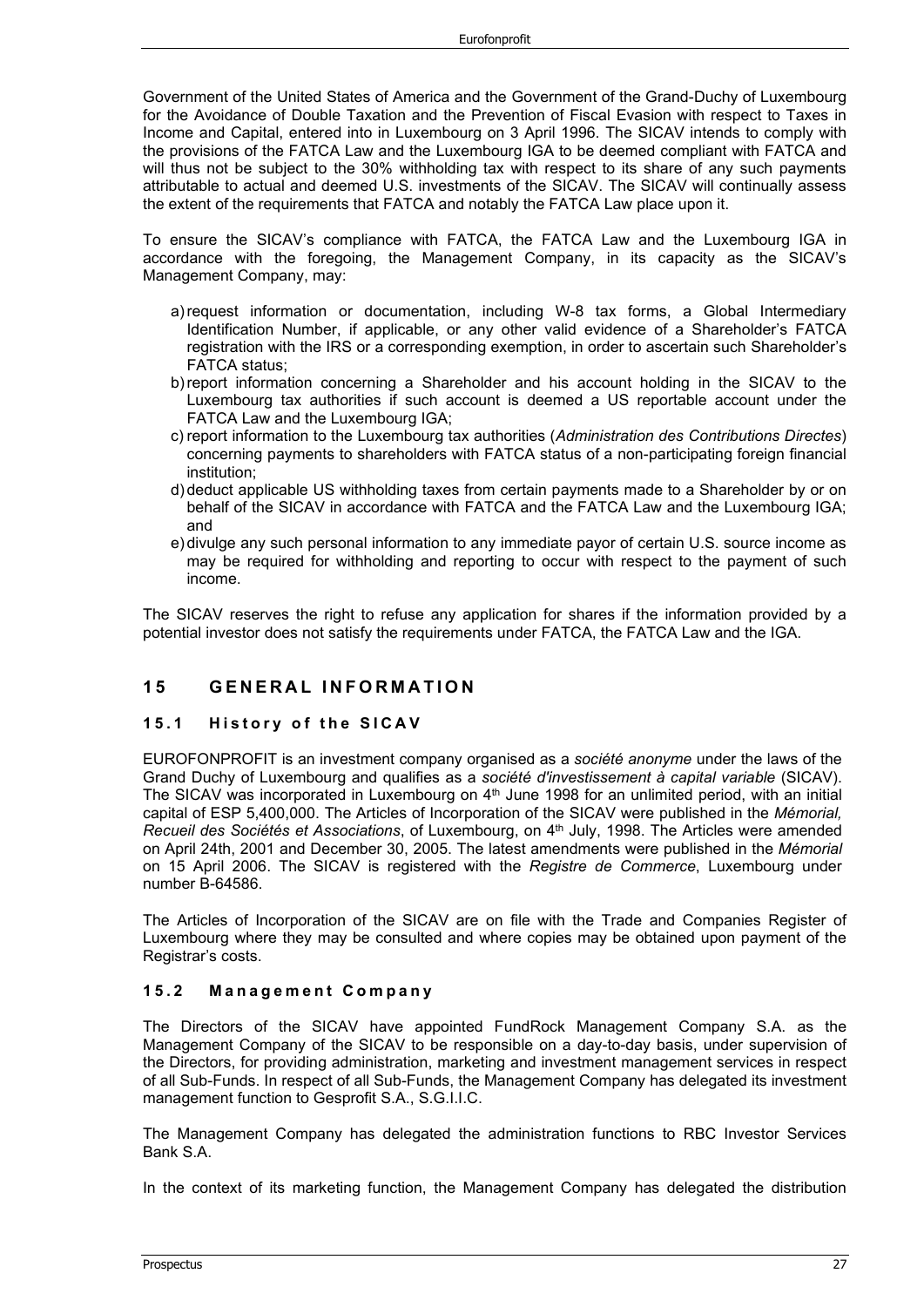Government of the United States of America and the Government of the Grand-Duchy of Luxembourg for the Avoidance of Double Taxation and the Prevention of Fiscal Evasion with respect to Taxes in Income and Capital, entered into in Luxembourg on 3 April 1996. The SICAV intends to comply with the provisions of the FATCA Law and the Luxembourg IGA to be deemed compliant with FATCA and will thus not be subject to the 30% withholding tax with respect to its share of any such payments attributable to actual and deemed U.S. investments of the SICAV. The SICAV will continually assess the extent of the requirements that FATCA and notably the FATCA Law place upon it.

To ensure the SICAV's compliance with FATCA, the FATCA Law and the Luxembourg IGA in accordance with the foregoing, the Management Company, in its capacity as the SICAV's Management Company, may:

a) request information or documentation, including W-8 tax forms, a Global Intermediary Identification Number, if applicable, or any other valid evidence of a Shareholder's FATCA registration with the IRS or a corresponding exemption, in order to ascertain such Shareholder's FATCA status;
b) report information concerning a Shareholder and his account holding in the SICAV to the Luxembourg tax authorities if such account is deemed a US reportable account under the FATCA Law and the Luxembourg IGA;
c) report information to the Luxembourg tax authorities (*Administration des Contributions Directes*) concerning payments to shareholders with FATCA status of a non-participating foreign financial institution;
d) deduct applicable US withholding taxes from certain payments made to a Shareholder by or on behalf of the SICAV in accordance with FATCA and the FATCA Law and the Luxembourg IGA; and
e) divulge any such personal information to any immediate payor of certain U.S. source income as may be required for withholding and reporting to occur with respect to the payment of such income.

The SICAV reserves the right to refuse any application for shares if the information provided by a potential investor does not satisfy the requirements under FATCA, the FATCA Law and the IGA.

# 15 GENERAL INFORMATION

## 15.1 History of the SICAV

EUROFONPROFIT is an investment company organised as a *société anonyme* under the laws of the Grand Duchy of Luxembourg and qualifies as a *société d'investissement à capital variable* (SICAV). The SICAV was incorporated in Luxembourg on 4th June 1998 for an unlimited period, with an initial capital of ESP 5,400,000. The Articles of Incorporation of the SICAV were published in the *Mémorial, Recueil des Sociétés et Associations*, of Luxembourg, on 4th July, 1998. The Articles were amended on April 24th, 2001 and December 30, 2005. The latest amendments were published in the *Mémorial* on 15 April 2006. The SICAV is registered with the *Registre de Commerce*, Luxembourg under number B-64586.

The Articles of Incorporation of the SICAV are on file with the Trade and Companies Register of Luxembourg where they may be consulted and where copies may be obtained upon payment of the Registrar's costs.

## 15.2 Management Company

The Directors of the SICAV have appointed FundRock Management Company S.A. as the Management Company of the SICAV to be responsible on a day-to-day basis, under supervision of the Directors, for providing administration, marketing and investment management services in respect of all Sub-Funds. In respect of all Sub-Funds, the Management Company has delegated its investment management function to Gesprofit S.A., S.G.I.I.C.

The Management Company has delegated the administration functions to RBC Investor Services Bank S.A.

In the context of its marketing function, the Management Company has delegated the distribution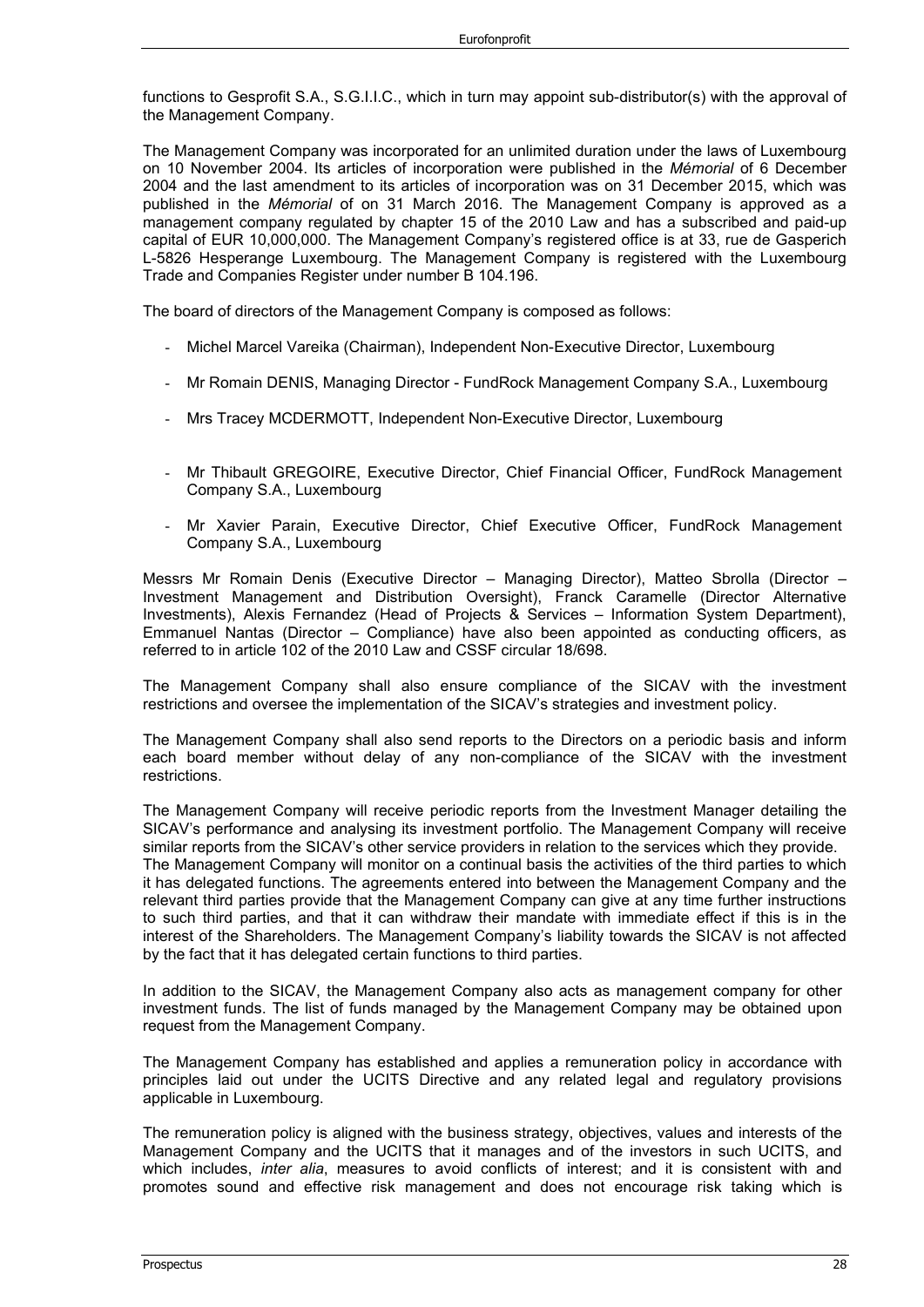functions to Gesprofit S.A., S.G.I.I.C., which in turn may appoint sub-distributor(s) with the approval of the Management Company.

The Management Company was incorporated for an unlimited duration under the laws of Luxembourg on 10 November 2004. Its articles of incorporation were published in the *Mémorial* of 6 December 2004 and the last amendment to its articles of incorporation was on 31 December 2015, which was published in the *Mémorial* of on 31 March 2016. The Management Company is approved as a management company regulated by chapter 15 of the 2010 Law and has a subscribed and paid-up capital of EUR 10,000,000. The Management Company's registered office is at 33, rue de Gasperich L-5826 Hesperange Luxembourg. The Management Company is registered with the Luxembourg Trade and Companies Register under number B 104.196.

The board of directors of the Management Company is composed as follows:

- Michel Marcel Vareika (Chairman), Independent Non-Executive Director, Luxembourg
- Mr Romain DENIS, Managing Director - FundRock Management Company S.A., Luxembourg
- Mrs Tracey MCDERMOTT, Independent Non-Executive Director, Luxembourg
- Mr Thibault GREGOIRE, Executive Director, Chief Financial Officer, FundRock Management Company S.A., Luxembourg
- Mr Xavier Parain, Executive Director, Chief Executive Officer, FundRock Management Company S.A., Luxembourg

Messrs Mr Romain Denis (Executive Director – Managing Director), Matteo Sbrolla (Director – Investment Management and Distribution Oversight), Franck Caramelle (Director Alternative Investments), Alexis Fernandez (Head of Projects & Services – Information System Department), Emmanuel Nantas (Director – Compliance) have also been appointed as conducting officers, as referred to in article 102 of the 2010 Law and CSSF circular 18/698.

The Management Company shall also ensure compliance of the SICAV with the investment restrictions and oversee the implementation of the SICAV's strategies and investment policy.

The Management Company shall also send reports to the Directors on a periodic basis and inform each board member without delay of any non-compliance of the SICAV with the investment restrictions.

The Management Company will receive periodic reports from the Investment Manager detailing the SICAV's performance and analysing its investment portfolio. The Management Company will receive similar reports from the SICAV's other service providers in relation to the services which they provide.
The Management Company will monitor on a continual basis the activities of the third parties to which it has delegated functions. The agreements entered into between the Management Company and the relevant third parties provide that the Management Company can give at any time further instructions to such third parties, and that it can withdraw their mandate with immediate effect if this is in the interest of the Shareholders. The Management Company's liability towards the SICAV is not affected by the fact that it has delegated certain functions to third parties.

In addition to the SICAV, the Management Company also acts as management company for other investment funds. The list of funds managed by the Management Company may be obtained upon request from the Management Company.

The Management Company has established and applies a remuneration policy in accordance with principles laid out under the UCITS Directive and any related legal and regulatory provisions applicable in Luxembourg.

The remuneration policy is aligned with the business strategy, objectives, values and interests of the Management Company and the UCITS that it manages and of the investors in such UCITS, and which includes, *inter alia*, measures to avoid conflicts of interest; and it is consistent with and promotes sound and effective risk management and does not encourage risk taking which is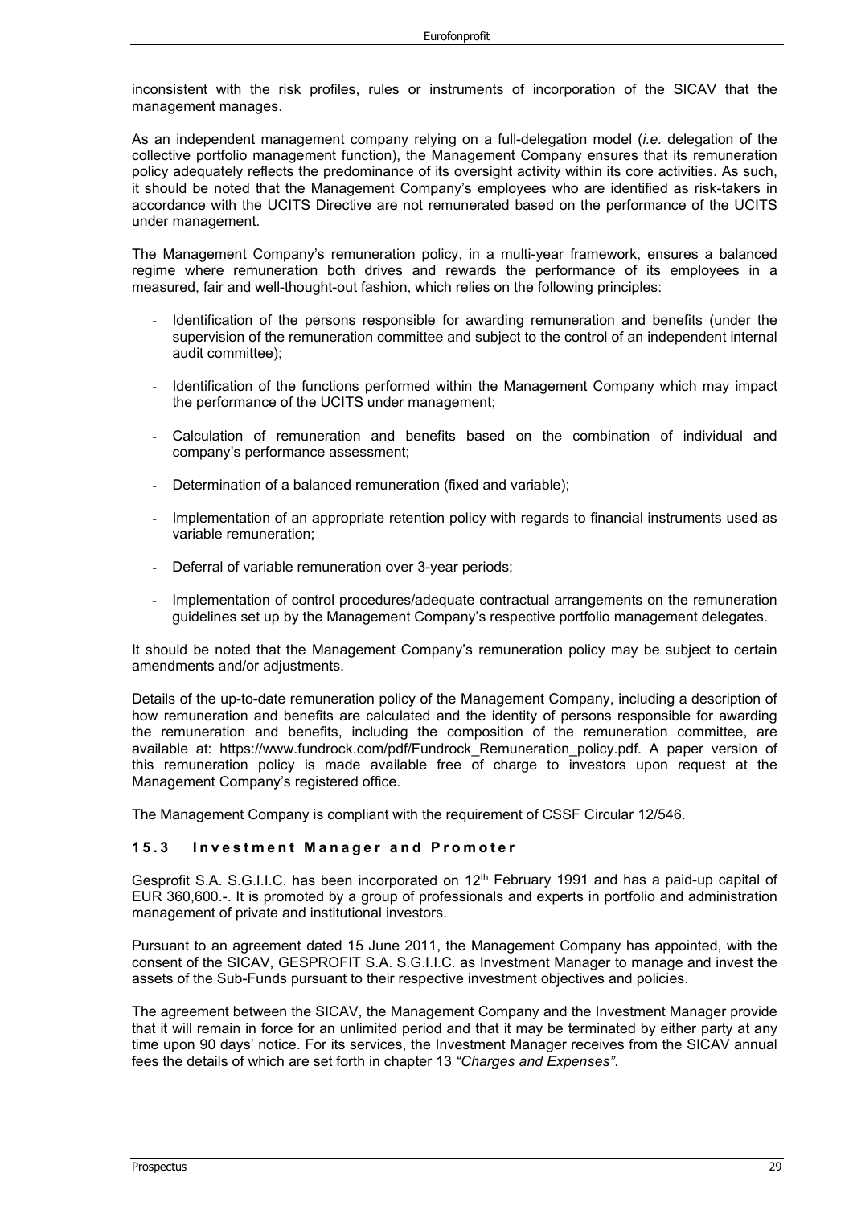inconsistent with the risk profiles, rules or instruments of incorporation of the SICAV that the management manages.

As an independent management company relying on a full-delegation model (*i.e.* delegation of the collective portfolio management function), the Management Company ensures that its remuneration policy adequately reflects the predominance of its oversight activity within its core activities. As such, it should be noted that the Management Company's employees who are identified as risk-takers in accordance with the UCITS Directive are not remunerated based on the performance of the UCITS under management.

The Management Company's remuneration policy, in a multi-year framework, ensures a balanced regime where remuneration both drives and rewards the performance of its employees in a measured, fair and well-thought-out fashion, which relies on the following principles:

- Identification of the persons responsible for awarding remuneration and benefits (under the supervision of the remuneration committee and subject to the control of an independent internal audit committee);
- Identification of the functions performed within the Management Company which may impact the performance of the UCITS under management;
- Calculation of remuneration and benefits based on the combination of individual and company's performance assessment;
- Determination of a balanced remuneration (fixed and variable);
- Implementation of an appropriate retention policy with regards to financial instruments used as variable remuneration;
- Deferral of variable remuneration over 3-year periods;
- Implementation of control procedures/adequate contractual arrangements on the remuneration guidelines set up by the Management Company's respective portfolio management delegates.

It should be noted that the Management Company's remuneration policy may be subject to certain amendments and/or adjustments.

Details of the up-to-date remuneration policy of the Management Company, including a description of how remuneration and benefits are calculated and the identity of persons responsible for awarding the remuneration and benefits, including the composition of the remuneration committee, are available at: https://www.fundrock.com/pdf/Fundrock_Remuneration_policy.pdf. A paper version of this remuneration policy is made available free of charge to investors upon request at the Management Company's registered office.

The Management Company is compliant with the requirement of CSSF Circular 12/546.

### 15.3 Investment Manager and Promoter

Gesprofit S.A. S.G.I.I.C. has been incorporated on 12th February 1991 and has a paid-up capital of EUR 360,600.-. It is promoted by a group of professionals and experts in portfolio and administration management of private and institutional investors.

Pursuant to an agreement dated 15 June 2011, the Management Company has appointed, with the consent of the SICAV, GESPROFIT S.A. S.G.I.I.C. as Investment Manager to manage and invest the assets of the Sub-Funds pursuant to their respective investment objectives and policies.

The agreement between the SICAV, the Management Company and the Investment Manager provide that it will remain in force for an unlimited period and that it may be terminated by either party at any time upon 90 days' notice. For its services, the Investment Manager receives from the SICAV annual fees the details of which are set forth in chapter 13 *"Charges and Expenses"*.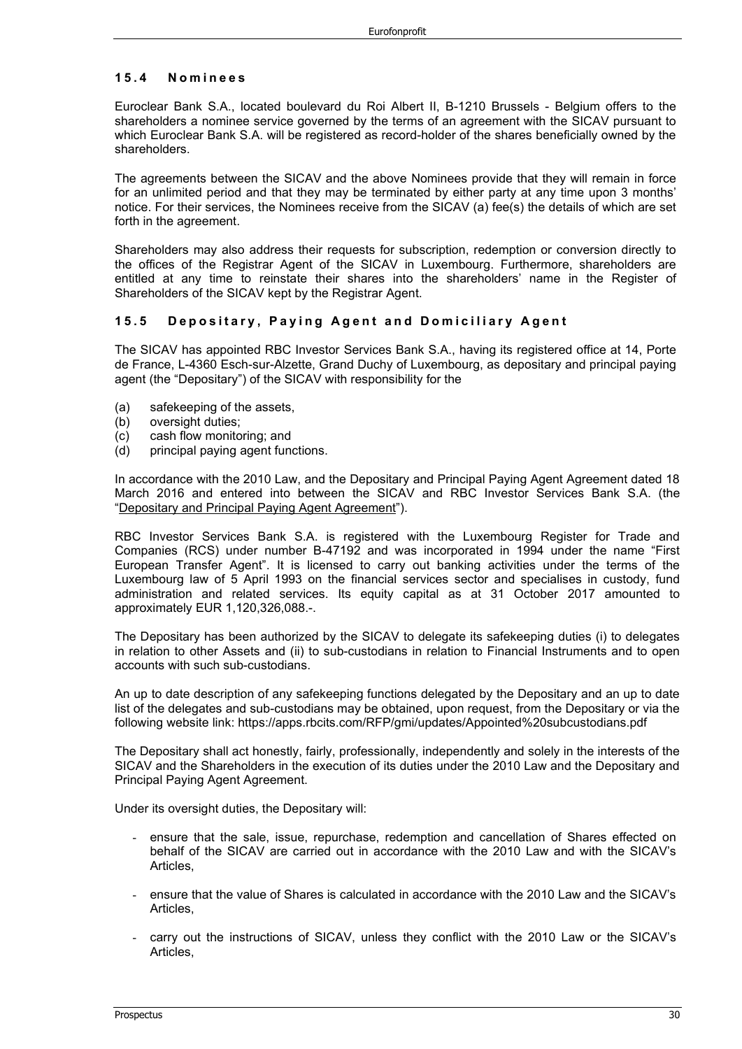### 15.4 Nominees

Euroclear Bank S.A., located boulevard du Roi Albert II, B-1210 Brussels - Belgium offers to the shareholders a nominee service governed by the terms of an agreement with the SICAV pursuant to which Euroclear Bank S.A. will be registered as record-holder of the shares beneficially owned by the shareholders.

The agreements between the SICAV and the above Nominees provide that they will remain in force for an unlimited period and that they may be terminated by either party at any time upon 3 months' notice. For their services, the Nominees receive from the SICAV (a) fee(s) the details of which are set forth in the agreement.

Shareholders may also address their requests for subscription, redemption or conversion directly to the offices of the Registrar Agent of the SICAV in Luxembourg. Furthermore, shareholders are entitled at any time to reinstate their shares into the shareholders' name in the Register of Shareholders of the SICAV kept by the Registrar Agent.

### 15.5 Depositary, Paying Agent and Domiciliary Agent

The SICAV has appointed RBC Investor Services Bank S.A., having its registered office at 14, Porte de France, L-4360 Esch-sur-Alzette, Grand Duchy of Luxembourg, as depositary and principal paying agent (the "Depositary") of the SICAV with responsibility for the

(a) safekeeping of the assets,
(b) oversight duties;
(c) cash flow monitoring; and
(d) principal paying agent functions.

In accordance with the 2010 Law, and the Depositary and Principal Paying Agent Agreement dated 18 March 2016 and entered into between the SICAV and RBC Investor Services Bank S.A. (the "Depositary and Principal Paying Agent Agreement").

RBC Investor Services Bank S.A. is registered with the Luxembourg Register for Trade and Companies (RCS) under number B-47192 and was incorporated in 1994 under the name "First European Transfer Agent". It is licensed to carry out banking activities under the terms of the Luxembourg law of 5 April 1993 on the financial services sector and specialises in custody, fund administration and related services. Its equity capital as at 31 October 2017 amounted to approximately EUR 1,120,326,088.-.

The Depositary has been authorized by the SICAV to delegate its safekeeping duties (i) to delegates in relation to other Assets and (ii) to sub-custodians in relation to Financial Instruments and to open accounts with such sub-custodians.

An up to date description of any safekeeping functions delegated by the Depositary and an up to date list of the delegates and sub-custodians may be obtained, upon request, from the Depositary or via the following website link: https://apps.rbcits.com/RFP/gmi/updates/Appointed%20subcustodians.pdf

The Depositary shall act honestly, fairly, professionally, independently and solely in the interests of the SICAV and the Shareholders in the execution of its duties under the 2010 Law and the Depositary and Principal Paying Agent Agreement.

Under its oversight duties, the Depositary will:

- ensure that the sale, issue, repurchase, redemption and cancellation of Shares effected on behalf of the SICAV are carried out in accordance with the 2010 Law and with the SICAV's Articles,
- ensure that the value of Shares is calculated in accordance with the 2010 Law and the SICAV's Articles,
- carry out the instructions of SICAV, unless they conflict with the 2010 Law or the SICAV's Articles,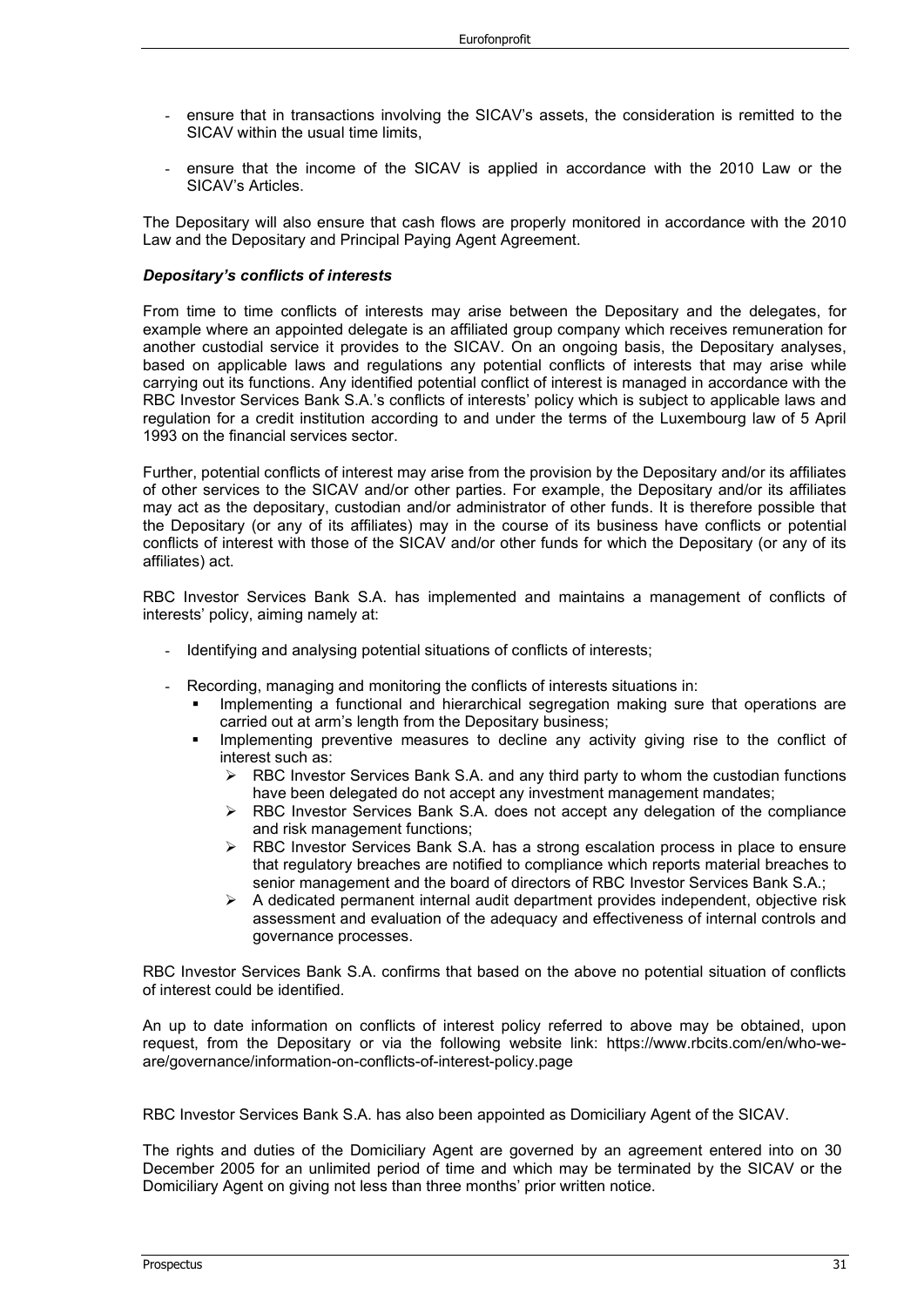- ensure that in transactions involving the SICAV's assets, the consideration is remitted to the SICAV within the usual time limits,

- ensure that the income of the SICAV is applied in accordance with the 2010 Law or the SICAV's Articles.

The Depositary will also ensure that cash flows are properly monitored in accordance with the 2010 Law and the Depositary and Principal Paying Agent Agreement.

***Depositary's conflicts of interests***

From time to time conflicts of interests may arise between the Depositary and the delegates, for example where an appointed delegate is an affiliated group company which receives remuneration for another custodial service it provides to the SICAV. On an ongoing basis, the Depositary analyses, based on applicable laws and regulations any potential conflicts of interests that may arise while carrying out its functions. Any identified potential conflict of interest is managed in accordance with the RBC Investor Services Bank S.A.'s conflicts of interests' policy which is subject to applicable laws and regulation for a credit institution according to and under the terms of the Luxembourg law of 5 April 1993 on the financial services sector.

Further, potential conflicts of interest may arise from the provision by the Depositary and/or its affiliates of other services to the SICAV and/or other parties. For example, the Depositary and/or its affiliates may act as the depositary, custodian and/or administrator of other funds. It is therefore possible that the Depositary (or any of its affiliates) may in the course of its business have conflicts or potential conflicts of interest with those of the SICAV and/or other funds for which the Depositary (or any of its affiliates) act.

RBC Investor Services Bank S.A. has implemented and maintains a management of conflicts of interests' policy, aiming namely at:

- Identifying and analysing potential situations of conflicts of interests;

- Recording, managing and monitoring the conflicts of interests situations in:
  - Implementing a functional and hierarchical segregation making sure that operations are carried out at arm's length from the Depositary business;
  - Implementing preventive measures to decline any activity giving rise to the conflict of interest such as:
    - RBC Investor Services Bank S.A. and any third party to whom the custodian functions have been delegated do not accept any investment management mandates;
    - RBC Investor Services Bank S.A. does not accept any delegation of the compliance and risk management functions;
    - RBC Investor Services Bank S.A. has a strong escalation process in place to ensure that regulatory breaches are notified to compliance which reports material breaches to senior management and the board of directors of RBC Investor Services Bank S.A.;
    - A dedicated permanent internal audit department provides independent, objective risk assessment and evaluation of the adequacy and effectiveness of internal controls and governance processes.

RBC Investor Services Bank S.A. confirms that based on the above no potential situation of conflicts of interest could be identified.

An up to date information on conflicts of interest policy referred to above may be obtained, upon request, from the Depositary or via the following website link: https://www.rbcits.com/en/who-we-are/governance/information-on-conflicts-of-interest-policy.page

RBC Investor Services Bank S.A. has also been appointed as Domiciliary Agent of the SICAV.

The rights and duties of the Domiciliary Agent are governed by an agreement entered into on 30 December 2005 for an unlimited period of time and which may be terminated by the SICAV or the Domiciliary Agent on giving not less than three months' prior written notice.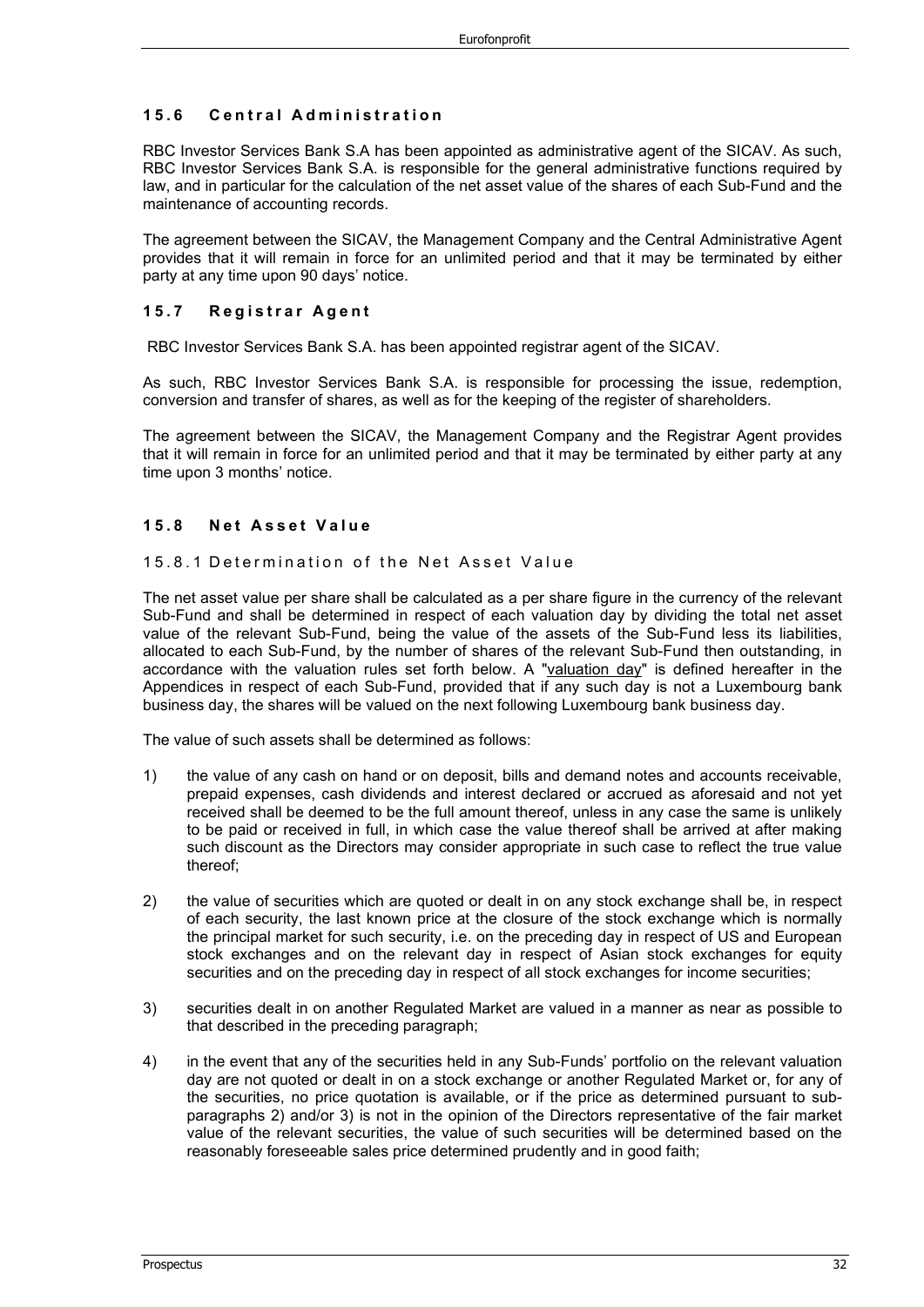### 15.6 Central Administration

RBC Investor Services Bank S.A has been appointed as administrative agent of the SICAV. As such, RBC Investor Services Bank S.A. is responsible for the general administrative functions required by law, and in particular for the calculation of the net asset value of the shares of each Sub-Fund and the maintenance of accounting records.

The agreement between the SICAV, the Management Company and the Central Administrative Agent provides that it will remain in force for an unlimited period and that it may be terminated by either party at any time upon 90 days' notice.

### 15.7 Registrar Agent

RBC Investor Services Bank S.A. has been appointed registrar agent of the SICAV.

As such, RBC Investor Services Bank S.A. is responsible for processing the issue, redemption, conversion and transfer of shares, as well as for the keeping of the register of shareholders.

The agreement between the SICAV, the Management Company and the Registrar Agent provides that it will remain in force for an unlimited period and that it may be terminated by either party at any time upon 3 months' notice.

### 15.8 Net Asset Value

#### 15.8.1 Determination of the Net Asset Value

The net asset value per share shall be calculated as a per share figure in the currency of the relevant Sub-Fund and shall be determined in respect of each valuation day by dividing the total net asset value of the relevant Sub-Fund, being the value of the assets of the Sub-Fund less its liabilities, allocated to each Sub-Fund, by the number of shares of the relevant Sub-Fund then outstanding, in accordance with the valuation rules set forth below. A "valuation day" is defined hereafter in the Appendices in respect of each Sub-Fund, provided that if any such day is not a Luxembourg bank business day, the shares will be valued on the next following Luxembourg bank business day.

The value of such assets shall be determined as follows:

1) the value of any cash on hand or on deposit, bills and demand notes and accounts receivable, prepaid expenses, cash dividends and interest declared or accrued as aforesaid and not yet received shall be deemed to be the full amount thereof, unless in any case the same is unlikely to be paid or received in full, in which case the value thereof shall be arrived at after making such discount as the Directors may consider appropriate in such case to reflect the true value thereof;

2) the value of securities which are quoted or dealt in on any stock exchange shall be, in respect of each security, the last known price at the closure of the stock exchange which is normally the principal market for such security, i.e. on the preceding day in respect of US and European stock exchanges and on the relevant day in respect of Asian stock exchanges for equity securities and on the preceding day in respect of all stock exchanges for income securities;

3) securities dealt in on another Regulated Market are valued in a manner as near as possible to that described in the preceding paragraph;

4) in the event that any of the securities held in any Sub-Funds' portfolio on the relevant valuation day are not quoted or dealt in on a stock exchange or another Regulated Market or, for any of the securities, no price quotation is available, or if the price as determined pursuant to sub-paragraphs 2) and/or 3) is not in the opinion of the Directors representative of the fair market value of the relevant securities, the value of such securities will be determined based on the reasonably foreseeable sales price determined prudently and in good faith;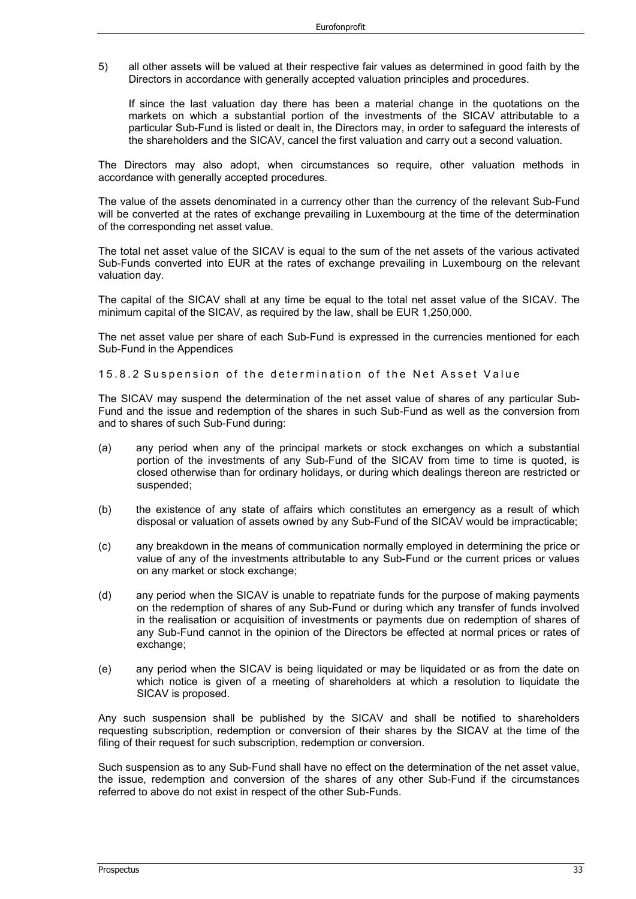5) all other assets will be valued at their respective fair values as determined in good faith by the Directors in accordance with generally accepted valuation principles and procedures.

   If since the last valuation day there has been a material change in the quotations on the markets on which a substantial portion of the investments of the SICAV attributable to a particular Sub-Fund is listed or dealt in, the Directors may, in order to safeguard the interests of the shareholders and the SICAV, cancel the first valuation and carry out a second valuation.

The Directors may also adopt, when circumstances so require, other valuation methods in accordance with generally accepted procedures.

The value of the assets denominated in a currency other than the currency of the relevant Sub-Fund will be converted at the rates of exchange prevailing in Luxembourg at the time of the determination of the corresponding net asset value.

The total net asset value of the SICAV is equal to the sum of the net assets of the various activated Sub-Funds converted into EUR at the rates of exchange prevailing in Luxembourg on the relevant valuation day.

The capital of the SICAV shall at any time be equal to the total net asset value of the SICAV. The minimum capital of the SICAV, as required by the law, shall be EUR 1,250,000.

The net asset value per share of each Sub-Fund is expressed in the currencies mentioned for each Sub-Fund in the Appendices

#### 15.8.2 Suspension of the determination of the Net Asset Value

The SICAV may suspend the determination of the net asset value of shares of any particular Sub-Fund and the issue and redemption of the shares in such Sub-Fund as well as the conversion from and to shares of such Sub-Fund during:

(a) any period when any of the principal markets or stock exchanges on which a substantial portion of the investments of any Sub-Fund of the SICAV from time to time is quoted, is closed otherwise than for ordinary holidays, or during which dealings thereon are restricted or suspended;

(b) the existence of any state of affairs which constitutes an emergency as a result of which disposal or valuation of assets owned by any Sub-Fund of the SICAV would be impracticable;

(c) any breakdown in the means of communication normally employed in determining the price or value of any of the investments attributable to any Sub-Fund or the current prices or values on any market or stock exchange;

(d) any period when the SICAV is unable to repatriate funds for the purpose of making payments on the redemption of shares of any Sub-Fund or during which any transfer of funds involved in the realisation or acquisition of investments or payments due on redemption of shares of any Sub-Fund cannot in the opinion of the Directors be effected at normal prices or rates of exchange;

(e) any period when the SICAV is being liquidated or may be liquidated or as from the date on which notice is given of a meeting of shareholders at which a resolution to liquidate the SICAV is proposed.

Any such suspension shall be published by the SICAV and shall be notified to shareholders requesting subscription, redemption or conversion of their shares by the SICAV at the time of the filing of their request for such subscription, redemption or conversion.

Such suspension as to any Sub-Fund shall have no effect on the determination of the net asset value, the issue, redemption and conversion of the shares of any other Sub-Fund if the circumstances referred to above do not exist in respect of the other Sub-Funds.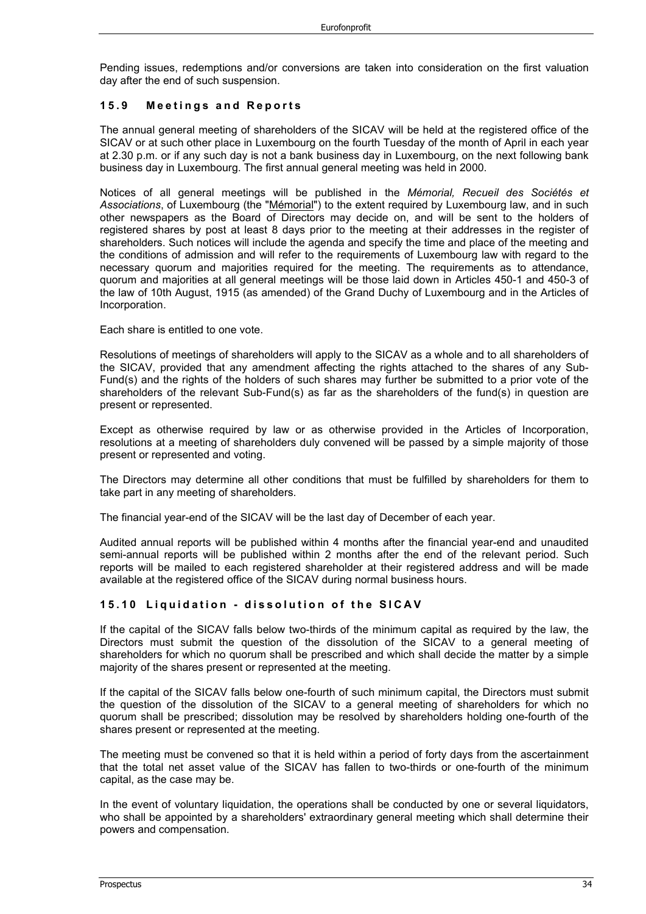Pending issues, redemptions and/or conversions are taken into consideration on the first valuation day after the end of such suspension.

### 15.9 Meetings and Reports

The annual general meeting of shareholders of the SICAV will be held at the registered office of the SICAV or at such other place in Luxembourg on the fourth Tuesday of the month of April in each year at 2.30 p.m. or if any such day is not a bank business day in Luxembourg, on the next following bank business day in Luxembourg. The first annual general meeting was held in 2000.

Notices of all general meetings will be published in the *Mémorial, Recueil des Sociétés et Associations*, of Luxembourg (the "Mémorial") to the extent required by Luxembourg law, and in such other newspapers as the Board of Directors may decide on, and will be sent to the holders of registered shares by post at least 8 days prior to the meeting at their addresses in the register of shareholders. Such notices will include the agenda and specify the time and place of the meeting and the conditions of admission and will refer to the requirements of Luxembourg law with regard to the necessary quorum and majorities required for the meeting. The requirements as to attendance, quorum and majorities at all general meetings will be those laid down in Articles 450-1 and 450-3 of the law of 10th August, 1915 (as amended) of the Grand Duchy of Luxembourg and in the Articles of Incorporation.

Each share is entitled to one vote.

Resolutions of meetings of shareholders will apply to the SICAV as a whole and to all shareholders of the SICAV, provided that any amendment affecting the rights attached to the shares of any Sub-Fund(s) and the rights of the holders of such shares may further be submitted to a prior vote of the shareholders of the relevant Sub-Fund(s) as far as the shareholders of the fund(s) in question are present or represented.

Except as otherwise required by law or as otherwise provided in the Articles of Incorporation, resolutions at a meeting of shareholders duly convened will be passed by a simple majority of those present or represented and voting.

The Directors may determine all other conditions that must be fulfilled by shareholders for them to take part in any meeting of shareholders.

The financial year-end of the SICAV will be the last day of December of each year.

Audited annual reports will be published within 4 months after the financial year-end and unaudited semi-annual reports will be published within 2 months after the end of the relevant period. Such reports will be mailed to each registered shareholder at their registered address and will be made available at the registered office of the SICAV during normal business hours.

### 15.10 Liquidation - dissolution of the SICAV

If the capital of the SICAV falls below two-thirds of the minimum capital as required by the law, the Directors must submit the question of the dissolution of the SICAV to a general meeting of shareholders for which no quorum shall be prescribed and which shall decide the matter by a simple majority of the shares present or represented at the meeting.

If the capital of the SICAV falls below one-fourth of such minimum capital, the Directors must submit the question of the dissolution of the SICAV to a general meeting of shareholders for which no quorum shall be prescribed; dissolution may be resolved by shareholders holding one-fourth of the shares present or represented at the meeting.

The meeting must be convened so that it is held within a period of forty days from the ascertainment that the total net asset value of the SICAV has fallen to two-thirds or one-fourth of the minimum capital, as the case may be.

In the event of voluntary liquidation, the operations shall be conducted by one or several liquidators, who shall be appointed by a shareholders' extraordinary general meeting which shall determine their powers and compensation.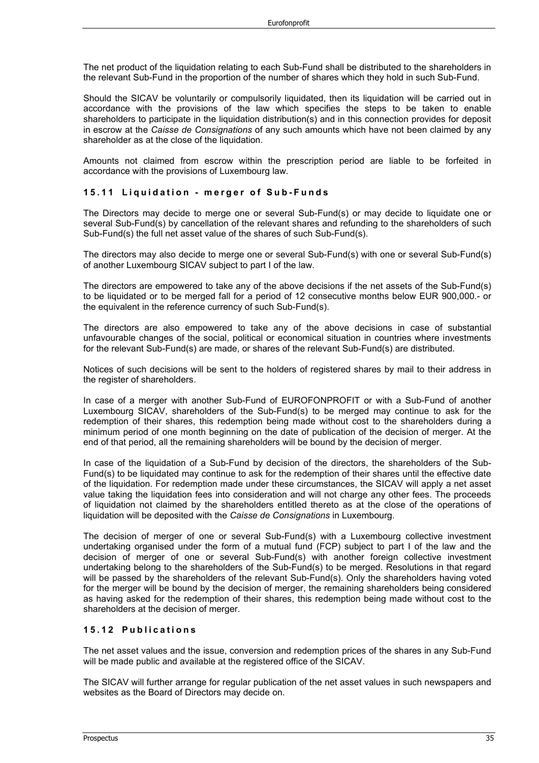The net product of the liquidation relating to each Sub-Fund shall be distributed to the shareholders in the relevant Sub-Fund in the proportion of the number of shares which they hold in such Sub-Fund.

Should the SICAV be voluntarily or compulsorily liquidated, then its liquidation will be carried out in accordance with the provisions of the law which specifies the steps to be taken to enable shareholders to participate in the liquidation distribution(s) and in this connection provides for deposit in escrow at the *Caisse de Consignations* of any such amounts which have not been claimed by any shareholder as at the close of the liquidation.

Amounts not claimed from escrow within the prescription period are liable to be forfeited in accordance with the provisions of Luxembourg law.

### 15.11 Liquidation - merger of Sub-Funds

The Directors may decide to merge one or several Sub-Fund(s) or may decide to liquidate one or several Sub-Fund(s) by cancellation of the relevant shares and refunding to the shareholders of such Sub-Fund(s) the full net asset value of the shares of such Sub-Fund(s).

The directors may also decide to merge one or several Sub-Fund(s) with one or several Sub-Fund(s) of another Luxembourg SICAV subject to part I of the law.

The directors are empowered to take any of the above decisions if the net assets of the Sub-Fund(s) to be liquidated or to be merged fall for a period of 12 consecutive months below EUR 900,000.- or the equivalent in the reference currency of such Sub-Fund(s).

The directors are also empowered to take any of the above decisions in case of substantial unfavourable changes of the social, political or economical situation in countries where investments for the relevant Sub-Fund(s) are made, or shares of the relevant Sub-Fund(s) are distributed.

Notices of such decisions will be sent to the holders of registered shares by mail to their address in the register of shareholders.

In case of a merger with another Sub-Fund of EUROFONPROFIT or with a Sub-Fund of another Luxembourg SICAV, shareholders of the Sub-Fund(s) to be merged may continue to ask for the redemption of their shares, this redemption being made without cost to the shareholders during a minimum period of one month beginning on the date of publication of the decision of merger. At the end of that period, all the remaining shareholders will be bound by the decision of merger.

In case of the liquidation of a Sub-Fund by decision of the directors, the shareholders of the Sub-Fund(s) to be liquidated may continue to ask for the redemption of their shares until the effective date of the liquidation. For redemption made under these circumstances, the SICAV will apply a net asset value taking the liquidation fees into consideration and will not charge any other fees. The proceeds of liquidation not claimed by the shareholders entitled thereto as at the close of the operations of liquidation will be deposited with the *Caisse de Consignations* in Luxembourg.

The decision of merger of one or several Sub-Fund(s) with a Luxembourg collective investment undertaking organised under the form of a mutual fund (FCP) subject to part I of the law and the decision of merger of one or several Sub-Fund(s) with another foreign collective investment undertaking belong to the shareholders of the Sub-Fund(s) to be merged. Resolutions in that regard will be passed by the shareholders of the relevant Sub-Fund(s). Only the shareholders having voted for the merger will be bound by the decision of merger, the remaining shareholders being considered as having asked for the redemption of their shares, this redemption being made without cost to the shareholders at the decision of merger.

### 15.12 Publications

The net asset values and the issue, conversion and redemption prices of the shares in any Sub-Fund will be made public and available at the registered office of the SICAV.

The SICAV will further arrange for regular publication of the net asset values in such newspapers and websites as the Board of Directors may decide on.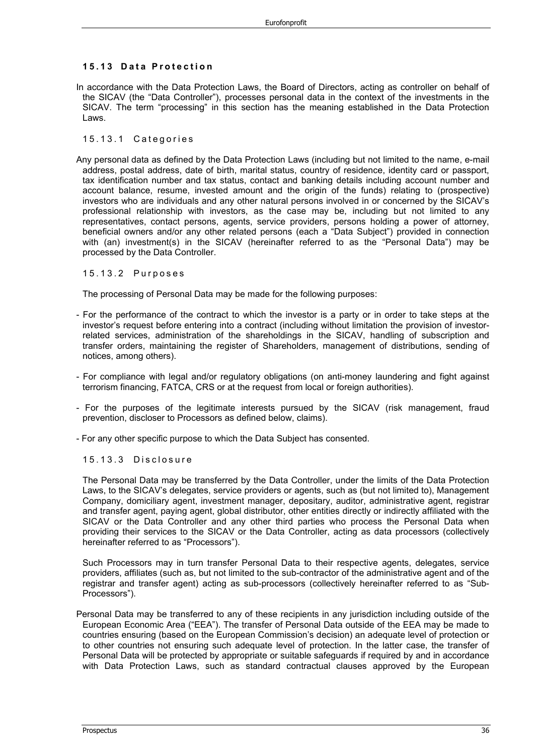### 15.13 Data Protection

In accordance with the Data Protection Laws, the Board of Directors, acting as controller on behalf of the SICAV (the "Data Controller"), processes personal data in the context of the investments in the SICAV. The term "processing" in this section has the meaning established in the Data Protection Laws.

#### 15.13.1 Categories

Any personal data as defined by the Data Protection Laws (including but not limited to the name, e-mail address, postal address, date of birth, marital status, country of residence, identity card or passport, tax identification number and tax status, contact and banking details including account number and account balance, resume, invested amount and the origin of the funds) relating to (prospective) investors who are individuals and any other natural persons involved in or concerned by the SICAV's professional relationship with investors, as the case may be, including but not limited to any representatives, contact persons, agents, service providers, persons holding a power of attorney, beneficial owners and/or any other related persons (each a "Data Subject") provided in connection with (an) investment(s) in the SICAV (hereinafter referred to as the "Personal Data") may be processed by the Data Controller.

#### 15.13.2 Purposes

The processing of Personal Data may be made for the following purposes:

- For the performance of the contract to which the investor is a party or in order to take steps at the investor's request before entering into a contract (including without limitation the provision of investor-related services, administration of the shareholdings in the SICAV, handling of subscription and transfer orders, maintaining the register of Shareholders, management of distributions, sending of notices, among others).
- For compliance with legal and/or regulatory obligations (on anti-money laundering and fight against terrorism financing, FATCA, CRS or at the request from local or foreign authorities).
- For the purposes of the legitimate interests pursued by the SICAV (risk management, fraud prevention, discloser to Processors as defined below, claims).
- For any other specific purpose to which the Data Subject has consented.

#### 15.13.3 Disclosure

The Personal Data may be transferred by the Data Controller, under the limits of the Data Protection Laws, to the SICAV's delegates, service providers or agents, such as (but not limited to), Management Company, domiciliary agent, investment manager, depositary, auditor, administrative agent, registrar and transfer agent, paying agent, global distributor, other entities directly or indirectly affiliated with the SICAV or the Data Controller and any other third parties who process the Personal Data when providing their services to the SICAV or the Data Controller, acting as data processors (collectively hereinafter referred to as "Processors").

Such Processors may in turn transfer Personal Data to their respective agents, delegates, service providers, affiliates (such as, but not limited to the sub-contractor of the administrative agent and of the registrar and transfer agent) acting as sub-processors (collectively hereinafter referred to as "Sub-Processors").

Personal Data may be transferred to any of these recipients in any jurisdiction including outside of the European Economic Area ("EEA"). The transfer of Personal Data outside of the EEA may be made to countries ensuring (based on the European Commission's decision) an adequate level of protection or to other countries not ensuring such adequate level of protection. In the latter case, the transfer of Personal Data will be protected by appropriate or suitable safeguards if required by and in accordance with Data Protection Laws, such as standard contractual clauses approved by the European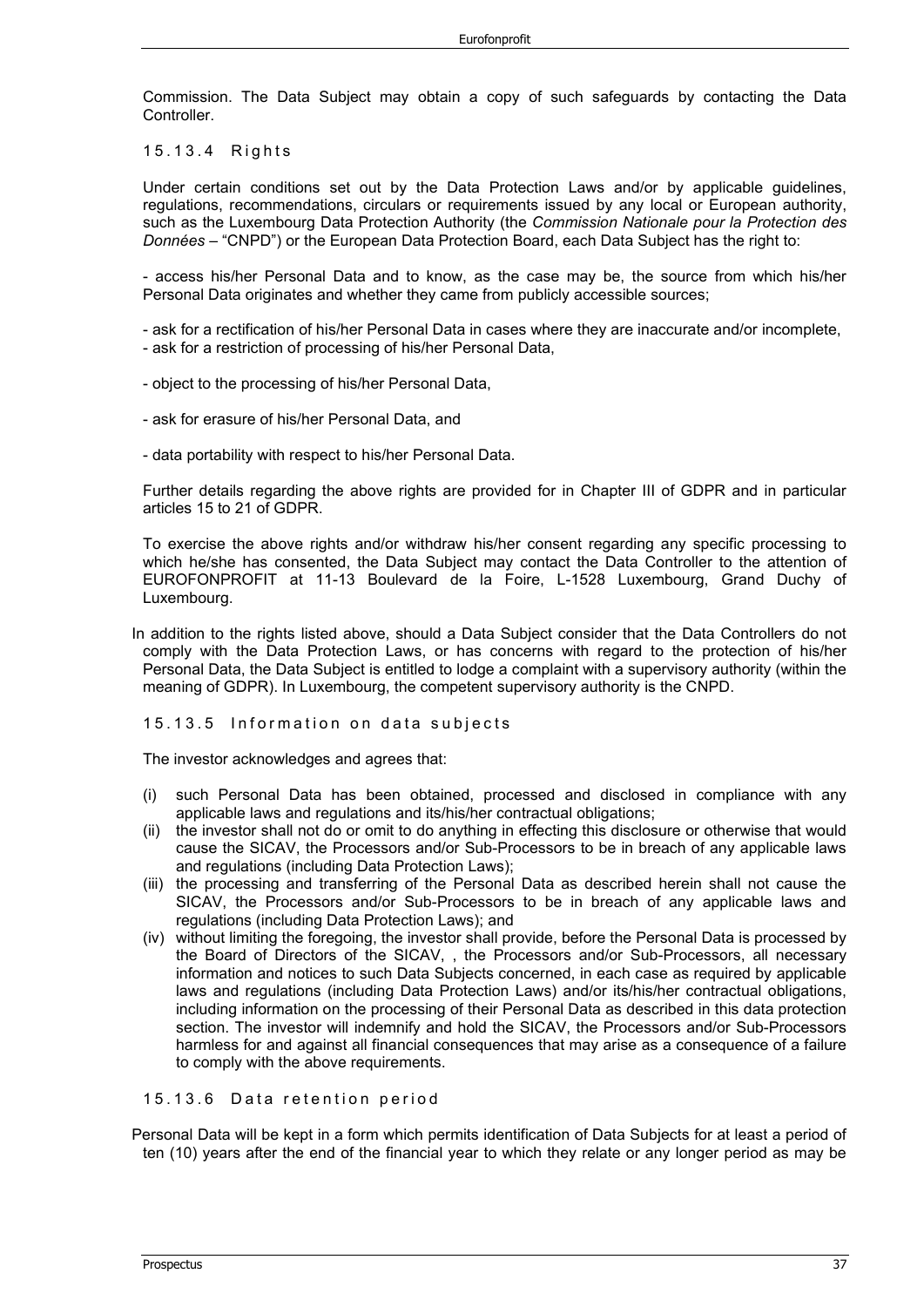Commission. The Data Subject may obtain a copy of such safeguards by contacting the Data Controller.

#### 15.13.4 Rights

Under certain conditions set out by the Data Protection Laws and/or by applicable guidelines, regulations, recommendations, circulars or requirements issued by any local or European authority, such as the Luxembourg Data Protection Authority (the *Commission Nationale pour la Protection des Données* – "CNPD") or the European Data Protection Board, each Data Subject has the right to:

- access his/her Personal Data and to know, as the case may be, the source from which his/her Personal Data originates and whether they came from publicly accessible sources;
- ask for a rectification of his/her Personal Data in cases where they are inaccurate and/or incomplete,
- ask for a restriction of processing of his/her Personal Data,
- object to the processing of his/her Personal Data,
- ask for erasure of his/her Personal Data, and
- data portability with respect to his/her Personal Data.

Further details regarding the above rights are provided for in Chapter III of GDPR and in particular articles 15 to 21 of GDPR.

To exercise the above rights and/or withdraw his/her consent regarding any specific processing to which he/she has consented, the Data Subject may contact the Data Controller to the attention of EUROFONPROFIT at 11-13 Boulevard de la Foire, L-1528 Luxembourg, Grand Duchy of Luxembourg.

In addition to the rights listed above, should a Data Subject consider that the Data Controllers do not comply with the Data Protection Laws, or has concerns with regard to the protection of his/her Personal Data, the Data Subject is entitled to lodge a complaint with a supervisory authority (within the meaning of GDPR). In Luxembourg, the competent supervisory authority is the CNPD.

#### 15.13.5 Information on data subjects

The investor acknowledges and agrees that:

(i) such Personal Data has been obtained, processed and disclosed in compliance with any applicable laws and regulations and its/his/her contractual obligations;

(ii) the investor shall not do or omit to do anything in effecting this disclosure or otherwise that would cause the SICAV, the Processors and/or Sub-Processors to be in breach of any applicable laws and regulations (including Data Protection Laws);

(iii) the processing and transferring of the Personal Data as described herein shall not cause the SICAV, the Processors and/or Sub-Processors to be in breach of any applicable laws and regulations (including Data Protection Laws); and

(iv) without limiting the foregoing, the investor shall provide, before the Personal Data is processed by the Board of Directors of the SICAV, , the Processors and/or Sub-Processors, all necessary information and notices to such Data Subjects concerned, in each case as required by applicable laws and regulations (including Data Protection Laws) and/or its/his/her contractual obligations, including information on the processing of their Personal Data as described in this data protection section. The investor will indemnify and hold the SICAV, the Processors and/or Sub-Processors harmless for and against all financial consequences that may arise as a consequence of a failure to comply with the above requirements.

#### 15.13.6 Data retention period

Personal Data will be kept in a form which permits identification of Data Subjects for at least a period of ten (10) years after the end of the financial year to which they relate or any longer period as may be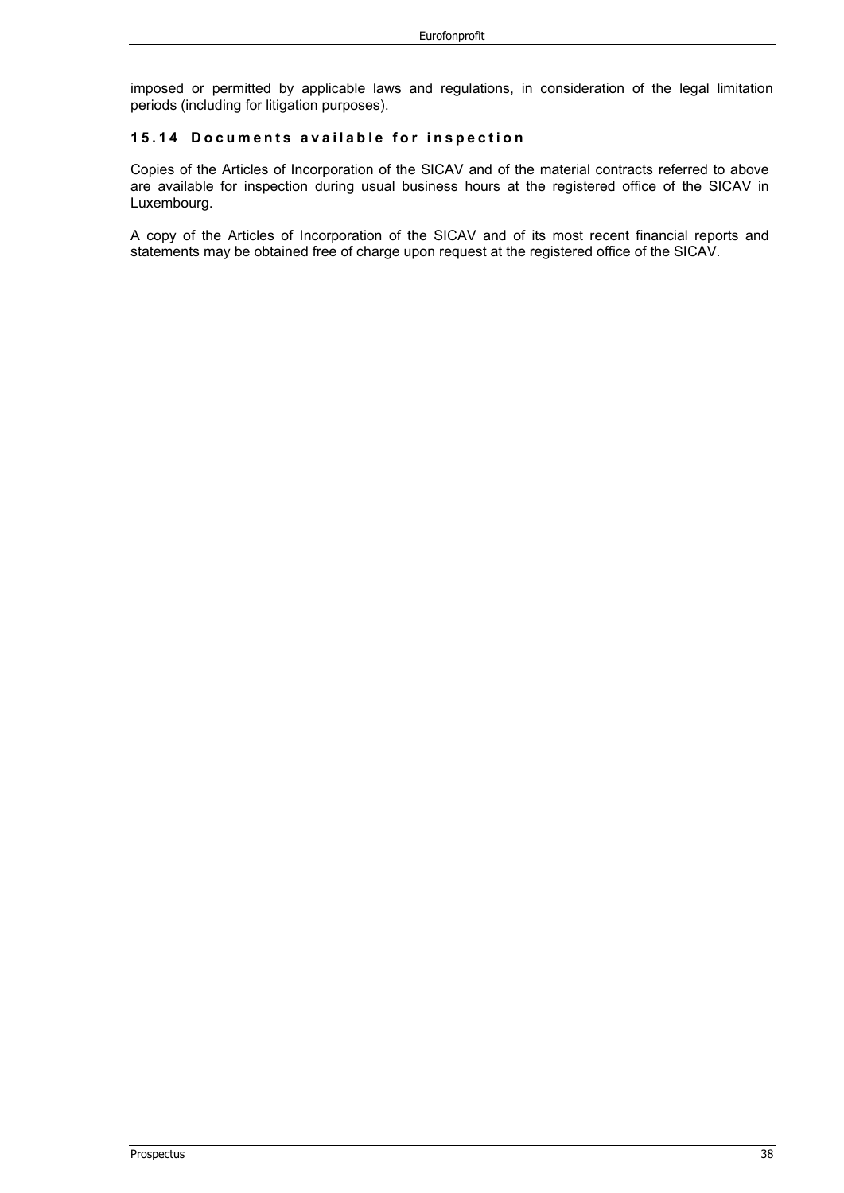imposed or permitted by applicable laws and regulations, in consideration of the legal limitation periods (including for litigation purposes).

### 15.14 Documents available for inspection

Copies of the Articles of Incorporation of the SICAV and of the material contracts referred to above are available for inspection during usual business hours at the registered office of the SICAV in Luxembourg.

A copy of the Articles of Incorporation of the SICAV and of its most recent financial reports and statements may be obtained free of charge upon request at the registered office of the SICAV.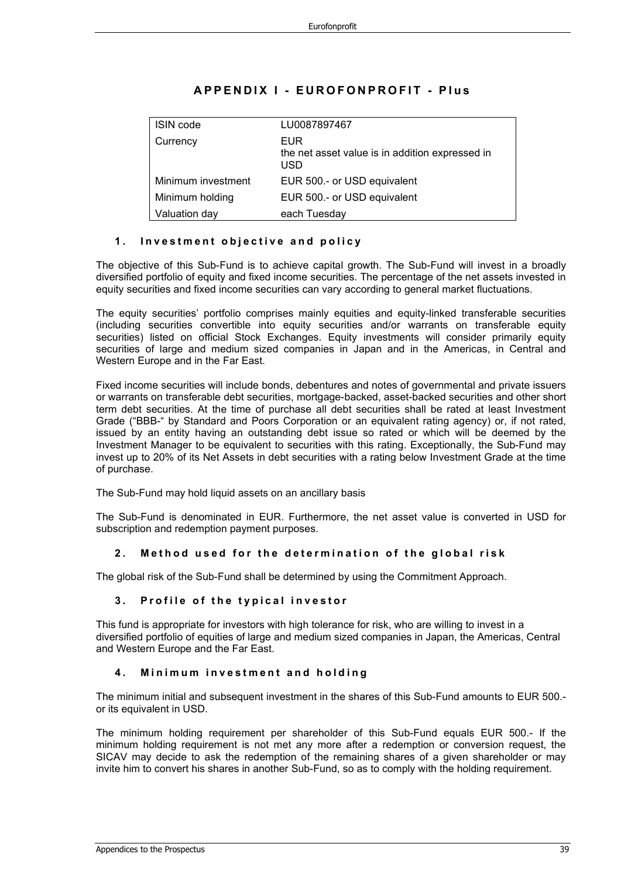# APPENDIX I - EUROFONPROFIT - Plus

| ISIN code | LU0087897467 |
|---|---|
| Currency | EUR<br>the net asset value is in addition expressed in USD |
| Minimum investment | EUR 500.- or USD equivalent |
| Minimum holding | EUR 500.- or USD equivalent |
| Valuation day | each Tuesday |

## 1. Investment objective and policy

The objective of this Sub-Fund is to achieve capital growth. The Sub-Fund will invest in a broadly diversified portfolio of equity and fixed income securities. The percentage of the net assets invested in equity securities and fixed income securities can vary according to general market fluctuations.

The equity securities' portfolio comprises mainly equities and equity-linked transferable securities (including securities convertible into equity securities and/or warrants on transferable equity securities) listed on official Stock Exchanges. Equity investments will consider primarily equity securities of large and medium sized companies in Japan and in the Americas, in Central and Western Europe and in the Far East.

Fixed income securities will include bonds, debentures and notes of governmental and private issuers or warrants on transferable debt securities, mortgage-backed, asset-backed securities and other short term debt securities. At the time of purchase all debt securities shall be rated at least Investment Grade ("BBB-" by Standard and Poors Corporation or an equivalent rating agency) or, if not rated, issued by an entity having an outstanding debt issue so rated or which will be deemed by the Investment Manager to be equivalent to securities with this rating. Exceptionally, the Sub-Fund may invest up to 20% of its Net Assets in debt securities with a rating below Investment Grade at the time of purchase.

The Sub-Fund may hold liquid assets on an ancillary basis

The Sub-Fund is denominated in EUR. Furthermore, the net asset value is converted in USD for subscription and redemption payment purposes.

## 2. Method used for the determination of the global risk

The global risk of the Sub-Fund shall be determined by using the Commitment Approach.

## 3. Profile of the typical investor

This fund is appropriate for investors with high tolerance for risk, who are willing to invest in a diversified portfolio of equities of large and medium sized companies in Japan, the Americas, Central and Western Europe and the Far East.

## 4. Minimum investment and holding

The minimum initial and subsequent investment in the shares of this Sub-Fund amounts to EUR 500.- or its equivalent in USD.

The minimum holding requirement per shareholder of this Sub-Fund equals EUR 500.- If the minimum holding requirement is not met any more after a redemption or conversion request, the SICAV may decide to ask the redemption of the remaining shares of a given shareholder or may invite him to convert his shares in another Sub-Fund, so as to comply with the holding requirement.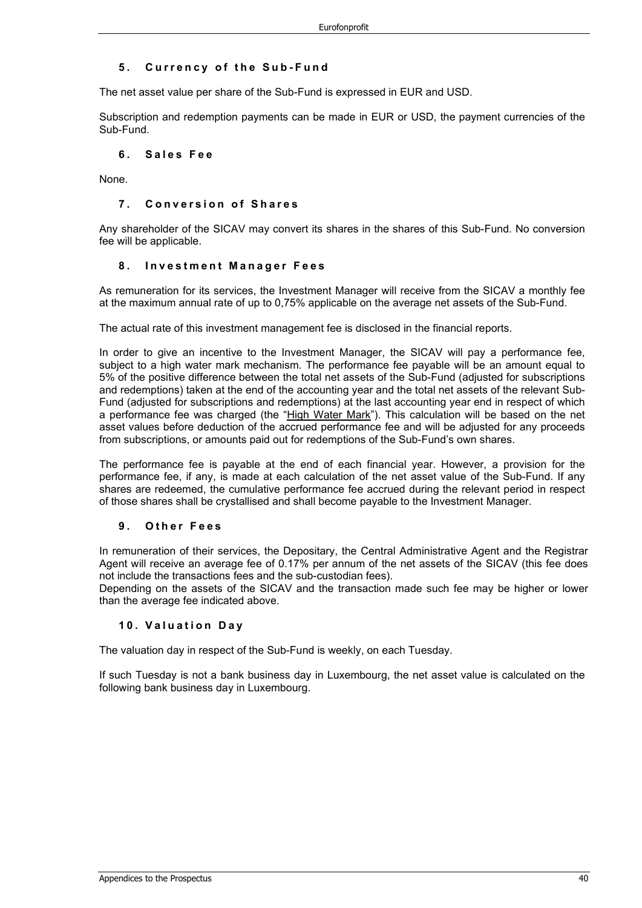### 5. Currency of the Sub-Fund

The net asset value per share of the Sub-Fund is expressed in EUR and USD.

Subscription and redemption payments can be made in EUR or USD, the payment currencies of the Sub-Fund.

### 6. Sales Fee

None.

### 7. Conversion of Shares

Any shareholder of the SICAV may convert its shares in the shares of this Sub-Fund. No conversion fee will be applicable.

### 8. Investment Manager Fees

As remuneration for its services, the Investment Manager will receive from the SICAV a monthly fee at the maximum annual rate of up to 0,75% applicable on the average net assets of the Sub-Fund.

The actual rate of this investment management fee is disclosed in the financial reports.

In order to give an incentive to the Investment Manager, the SICAV will pay a performance fee, subject to a high water mark mechanism. The performance fee payable will be an amount equal to 5% of the positive difference between the total net assets of the Sub-Fund (adjusted for subscriptions and redemptions) taken at the end of the accounting year and the total net assets of the relevant Sub-Fund (adjusted for subscriptions and redemptions) at the last accounting year end in respect of which a performance fee was charged (the "High Water Mark"). This calculation will be based on the net asset values before deduction of the accrued performance fee and will be adjusted for any proceeds from subscriptions, or amounts paid out for redemptions of the Sub-Fund's own shares.

The performance fee is payable at the end of each financial year. However, a provision for the performance fee, if any, is made at each calculation of the net asset value of the Sub-Fund. If any shares are redeemed, the cumulative performance fee accrued during the relevant period in respect of those shares shall be crystallised and shall become payable to the Investment Manager.

### 9. Other Fees

In remuneration of their services, the Depositary, the Central Administrative Agent and the Registrar Agent will receive an average fee of 0.17% per annum of the net assets of the SICAV (this fee does not include the transactions fees and the sub-custodian fees).
Depending on the assets of the SICAV and the transaction made such fee may be higher or lower than the average fee indicated above.

### 10. Valuation Day

The valuation day in respect of the Sub-Fund is weekly, on each Tuesday.

If such Tuesday is not a bank business day in Luxembourg, the net asset value is calculated on the following bank business day in Luxembourg.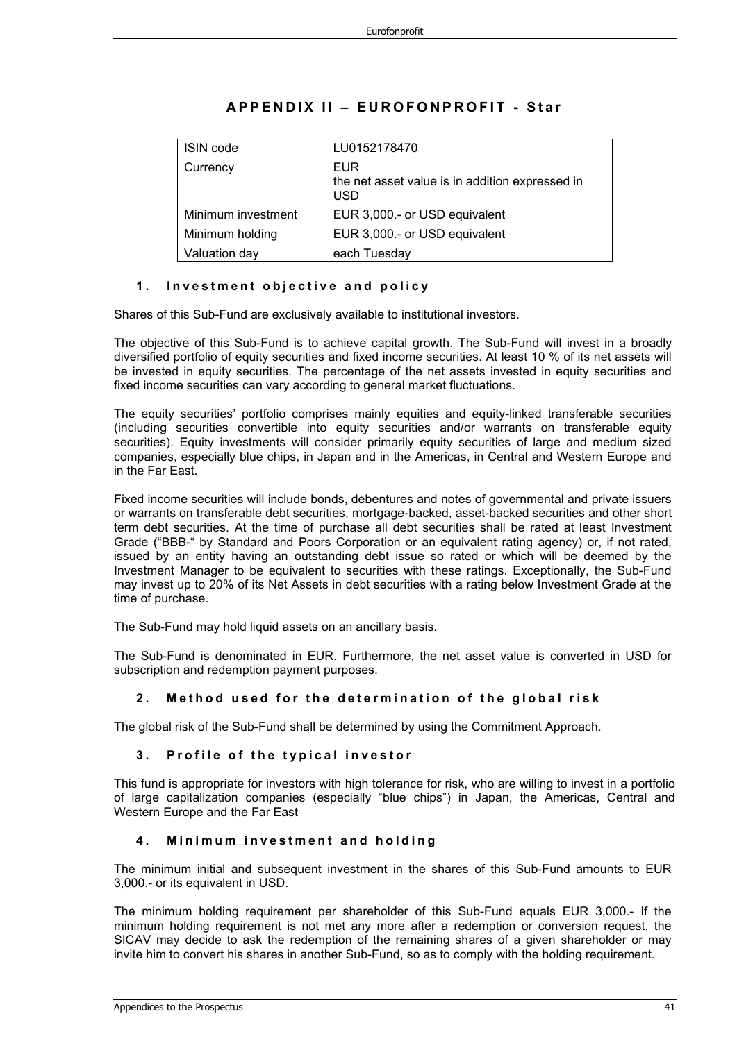# APPENDIX II – EUROFONPROFIT - Star

| ISIN code | LU0152178470 |
|---|---|
| Currency | EUR<br>the net asset value is in addition expressed in USD |
| Minimum investment | EUR 3,000.- or USD equivalent |
| Minimum holding | EUR 3,000.- or USD equivalent |
| Valuation day | each Tuesday |

## 1. Investment objective and policy

Shares of this Sub-Fund are exclusively available to institutional investors.

The objective of this Sub-Fund is to achieve capital growth. The Sub-Fund will invest in a broadly diversified portfolio of equity securities and fixed income securities. At least 10 % of its net assets will be invested in equity securities. The percentage of the net assets invested in equity securities and fixed income securities can vary according to general market fluctuations.

The equity securities' portfolio comprises mainly equities and equity-linked transferable securities (including securities convertible into equity securities and/or warrants on transferable equity securities). Equity investments will consider primarily equity securities of large and medium sized companies, especially blue chips, in Japan and in the Americas, in Central and Western Europe and in the Far East.

Fixed income securities will include bonds, debentures and notes of governmental and private issuers or warrants on transferable debt securities, mortgage-backed, asset-backed securities and other short term debt securities. At the time of purchase all debt securities shall be rated at least Investment Grade ("BBB-" by Standard and Poors Corporation or an equivalent rating agency) or, if not rated, issued by an entity having an outstanding debt issue so rated or which will be deemed by the Investment Manager to be equivalent to securities with these ratings. Exceptionally, the Sub-Fund may invest up to 20% of its Net Assets in debt securities with a rating below Investment Grade at the time of purchase.

The Sub-Fund may hold liquid assets on an ancillary basis.

The Sub-Fund is denominated in EUR. Furthermore, the net asset value is converted in USD for subscription and redemption payment purposes.

## 2. Method used for the determination of the global risk

The global risk of the Sub-Fund shall be determined by using the Commitment Approach.

## 3. Profile of the typical investor

This fund is appropriate for investors with high tolerance for risk, who are willing to invest in a portfolio of large capitalization companies (especially "blue chips") in Japan, the Americas, Central and Western Europe and the Far East

## 4. Minimum investment and holding

The minimum initial and subsequent investment in the shares of this Sub-Fund amounts to EUR 3,000.- or its equivalent in USD.

The minimum holding requirement per shareholder of this Sub-Fund equals EUR 3,000.- If the minimum holding requirement is not met any more after a redemption or conversion request, the SICAV may decide to ask the redemption of the remaining shares of a given shareholder or may invite him to convert his shares in another Sub-Fund, so as to comply with the holding requirement.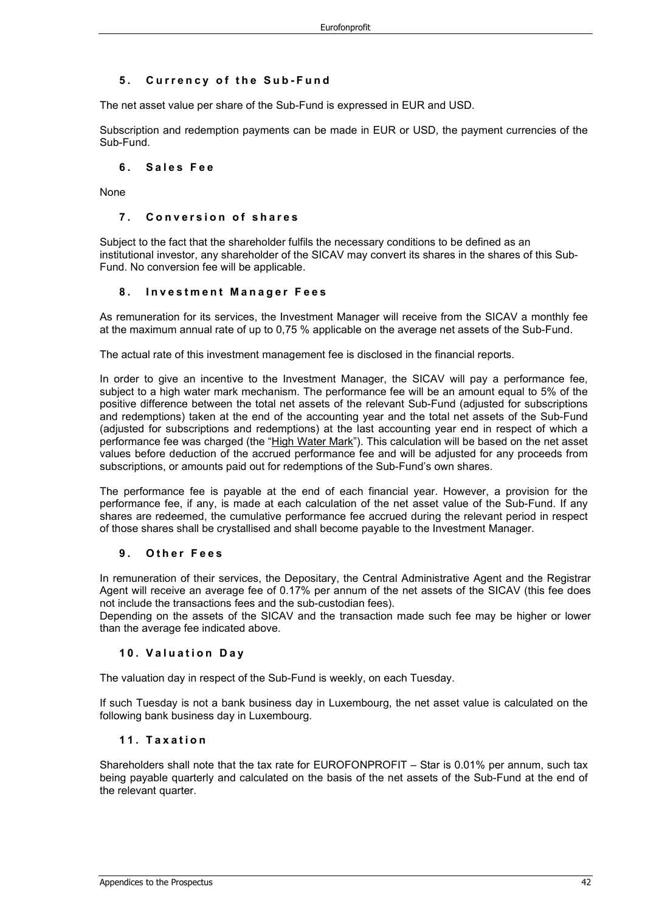### 5. Currency of the Sub-Fund

The net asset value per share of the Sub-Fund is expressed in EUR and USD.

Subscription and redemption payments can be made in EUR or USD, the payment currencies of the Sub-Fund.

### 6. Sales Fee

None

### 7. Conversion of shares

Subject to the fact that the shareholder fulfils the necessary conditions to be defined as an institutional investor, any shareholder of the SICAV may convert its shares in the shares of this Sub-Fund. No conversion fee will be applicable.

### 8. Investment Manager Fees

As remuneration for its services, the Investment Manager will receive from the SICAV a monthly fee at the maximum annual rate of up to 0,75 % applicable on the average net assets of the Sub-Fund.

The actual rate of this investment management fee is disclosed in the financial reports.

In order to give an incentive to the Investment Manager, the SICAV will pay a performance fee, subject to a high water mark mechanism. The performance fee will be an amount equal to 5% of the positive difference between the total net assets of the relevant Sub-Fund (adjusted for subscriptions and redemptions) taken at the end of the accounting year and the total net assets of the Sub-Fund (adjusted for subscriptions and redemptions) at the last accounting year end in respect of which a performance fee was charged (the "High Water Mark"). This calculation will be based on the net asset values before deduction of the accrued performance fee and will be adjusted for any proceeds from subscriptions, or amounts paid out for redemptions of the Sub-Fund's own shares.

The performance fee is payable at the end of each financial year. However, a provision for the performance fee, if any, is made at each calculation of the net asset value of the Sub-Fund. If any shares are redeemed, the cumulative performance fee accrued during the relevant period in respect of those shares shall be crystallised and shall become payable to the Investment Manager.

### 9. Other Fees

In remuneration of their services, the Depositary, the Central Administrative Agent and the Registrar Agent will receive an average fee of 0.17% per annum of the net assets of the SICAV (this fee does not include the transactions fees and the sub-custodian fees).
Depending on the assets of the SICAV and the transaction made such fee may be higher or lower than the average fee indicated above.

### 10. Valuation Day

The valuation day in respect of the Sub-Fund is weekly, on each Tuesday.

If such Tuesday is not a bank business day in Luxembourg, the net asset value is calculated on the following bank business day in Luxembourg.

### 11. Taxation

Shareholders shall note that the tax rate for EUROFONPROFIT – Star is 0.01% per annum, such tax being payable quarterly and calculated on the basis of the net assets of the Sub-Fund at the end of the relevant quarter.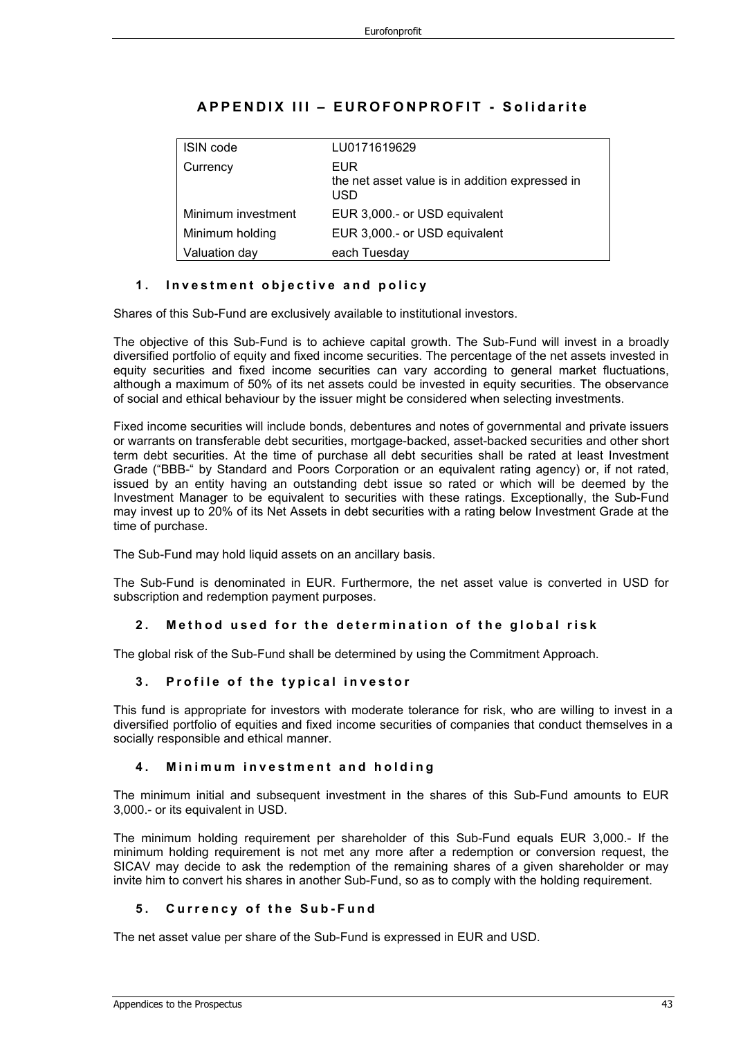# APPENDIX III – EUROFONPROFIT - Solidarite

| ISIN code | LU0171619629 |
|---|---|
| Currency | EUR<br>the net asset value is in addition expressed in USD |
| Minimum investment | EUR 3,000.- or USD equivalent |
| Minimum holding | EUR 3,000.- or USD equivalent |
| Valuation day | each Tuesday |

## 1. Investment objective and policy

Shares of this Sub-Fund are exclusively available to institutional investors.

The objective of this Sub-Fund is to achieve capital growth. The Sub-Fund will invest in a broadly diversified portfolio of equity and fixed income securities. The percentage of the net assets invested in equity securities and fixed income securities can vary according to general market fluctuations, although a maximum of 50% of its net assets could be invested in equity securities. The observance of social and ethical behaviour by the issuer might be considered when selecting investments.

Fixed income securities will include bonds, debentures and notes of governmental and private issuers or warrants on transferable debt securities, mortgage-backed, asset-backed securities and other short term debt securities. At the time of purchase all debt securities shall be rated at least Investment Grade ("BBB-" by Standard and Poors Corporation or an equivalent rating agency) or, if not rated, issued by an entity having an outstanding debt issue so rated or which will be deemed by the Investment Manager to be equivalent to securities with these ratings. Exceptionally, the Sub-Fund may invest up to 20% of its Net Assets in debt securities with a rating below Investment Grade at the time of purchase.

The Sub-Fund may hold liquid assets on an ancillary basis.

The Sub-Fund is denominated in EUR. Furthermore, the net asset value is converted in USD for subscription and redemption payment purposes.

## 2. Method used for the determination of the global risk

The global risk of the Sub-Fund shall be determined by using the Commitment Approach.

## 3. Profile of the typical investor

This fund is appropriate for investors with moderate tolerance for risk, who are willing to invest in a diversified portfolio of equities and fixed income securities of companies that conduct themselves in a socially responsible and ethical manner.

## 4. Minimum investment and holding

The minimum initial and subsequent investment in the shares of this Sub-Fund amounts to EUR 3,000.- or its equivalent in USD.

The minimum holding requirement per shareholder of this Sub-Fund equals EUR 3,000.- If the minimum holding requirement is not met any more after a redemption or conversion request, the SICAV may decide to ask the redemption of the remaining shares of a given shareholder or may invite him to convert his shares in another Sub-Fund, so as to comply with the holding requirement.

## 5. Currency of the Sub-Fund

The net asset value per share of the Sub-Fund is expressed in EUR and USD.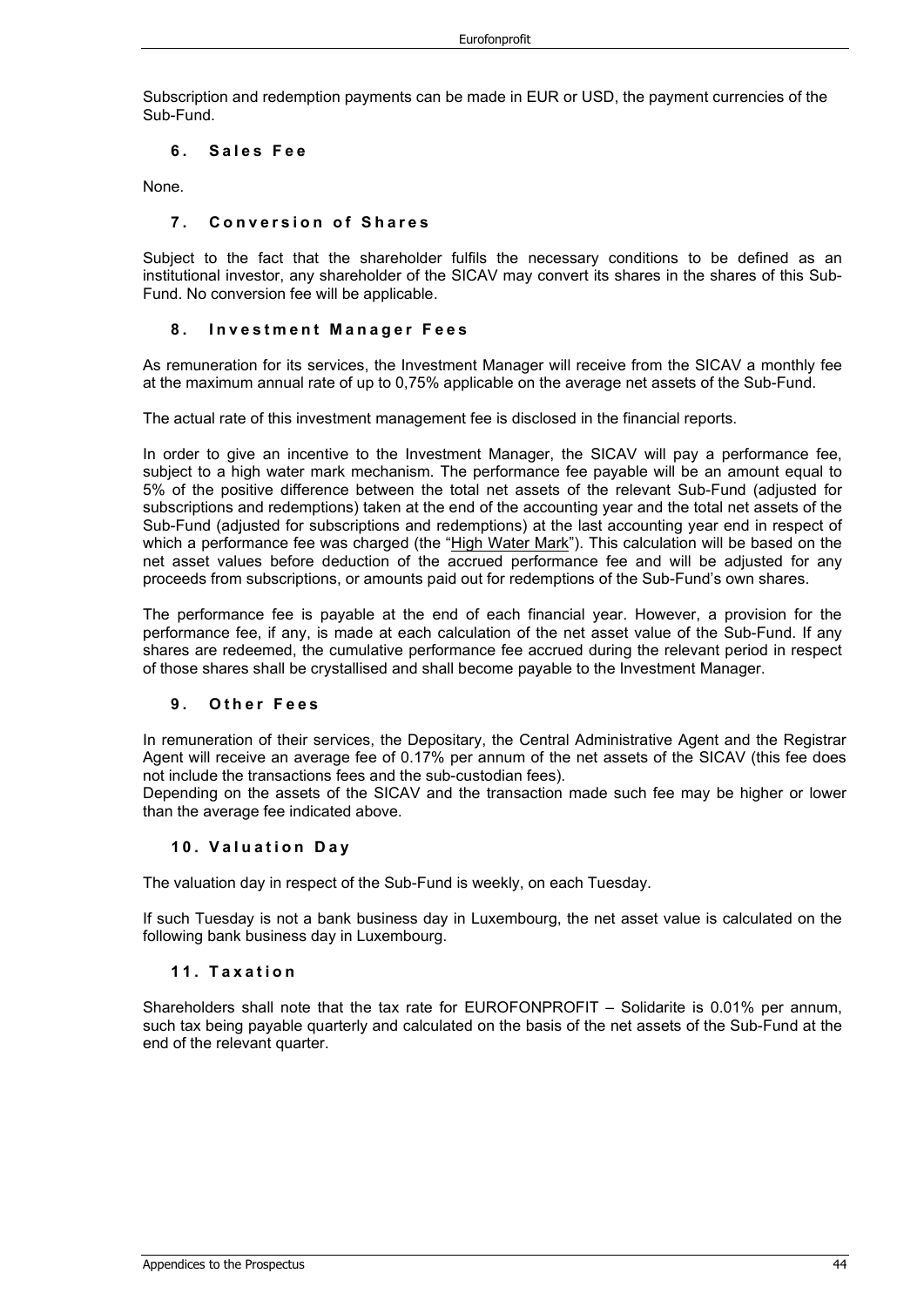Subscription and redemption payments can be made in EUR or USD, the payment currencies of the Sub-Fund.

### 6. Sales Fee

None.

### 7. Conversion of Shares

Subject to the fact that the shareholder fulfils the necessary conditions to be defined as an institutional investor, any shareholder of the SICAV may convert its shares in the shares of this Sub-Fund. No conversion fee will be applicable.

### 8. Investment Manager Fees

As remuneration for its services, the Investment Manager will receive from the SICAV a monthly fee at the maximum annual rate of up to 0,75% applicable on the average net assets of the Sub-Fund.

The actual rate of this investment management fee is disclosed in the financial reports.

In order to give an incentive to the Investment Manager, the SICAV will pay a performance fee, subject to a high water mark mechanism. The performance fee payable will be an amount equal to 5% of the positive difference between the total net assets of the relevant Sub-Fund (adjusted for subscriptions and redemptions) taken at the end of the accounting year and the total net assets of the Sub-Fund (adjusted for subscriptions and redemptions) at the last accounting year end in respect of which a performance fee was charged (the "High Water Mark"). This calculation will be based on the net asset values before deduction of the accrued performance fee and will be adjusted for any proceeds from subscriptions, or amounts paid out for redemptions of the Sub-Fund's own shares.

The performance fee is payable at the end of each financial year. However, a provision for the performance fee, if any, is made at each calculation of the net asset value of the Sub-Fund. If any shares are redeemed, the cumulative performance fee accrued during the relevant period in respect of those shares shall be crystallised and shall become payable to the Investment Manager.

### 9. Other Fees

In remuneration of their services, the Depositary, the Central Administrative Agent and the Registrar Agent will receive an average fee of 0.17% per annum of the net assets of the SICAV (this fee does not include the transactions fees and the sub-custodian fees).
Depending on the assets of the SICAV and the transaction made such fee may be higher or lower than the average fee indicated above.

### 10. Valuation Day

The valuation day in respect of the Sub-Fund is weekly, on each Tuesday.

If such Tuesday is not a bank business day in Luxembourg, the net asset value is calculated on the following bank business day in Luxembourg.

### 11. Taxation

Shareholders shall note that the tax rate for EUROFONPROFIT – Solidarite is 0.01% per annum, such tax being payable quarterly and calculated on the basis of the net assets of the Sub-Fund at the end of the relevant quarter.